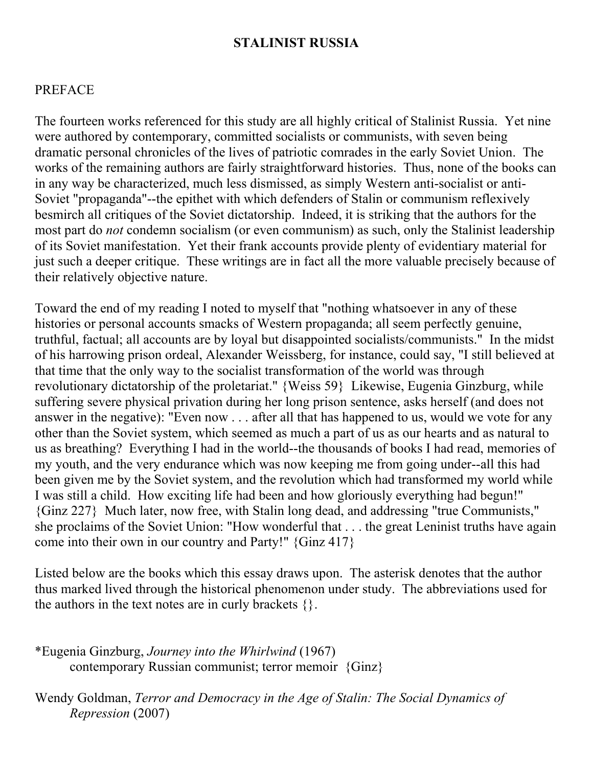# STALINIST RUSSIA

## PREFACE

The fourteen works referenced for this study are all highly critical of Stalinist Russia. Yet nine were authored by contemporary, committed socialists or communists, with seven being dramatic personal chronicles of the lives of patriotic comrades in the early Soviet Union. The works of the remaining authors are fairly straightforward histories. Thus, none of the books can in any way be characterized, much less dismissed, as simply Western anti-socialist or anti-Soviet "propaganda"--the epithet with which defenders of Stalin or communism reflexively besmirch all critiques of the Soviet dictatorship. Indeed, it is striking that the authors for the most part do *not* condemn socialism (or even communism) as such, only the Stalinist leadership of its Soviet manifestation. Yet their frank accounts provide plenty of evidentiary material for just such a deeper critique. These writings are in fact all the more valuable precisely because of their relatively objective nature.

Toward the end of my reading I noted to myself that "nothing whatsoever in any of these histories or personal accounts smacks of Western propaganda; all seem perfectly genuine, truthful, factual; all accounts are by loyal but disappointed socialists/communists." In the midst of his harrowing prison ordeal, Alexander Weissberg, for instance, could say, "I still believed at that time that the only way to the socialist transformation of the world was through revolutionary dictatorship of the proletariat." {Weiss 59} Likewise, Eugenia Ginzburg, while suffering severe physical privation during her long prison sentence, asks herself (and does not answer in the negative): "Even now . . . after all that has happened to us, would we vote for any other than the Soviet system, which seemed as much a part of us as our hearts and as natural to us as breathing? Everything I had in the world--the thousands of books I had read, memories of my youth, and the very endurance which was now keeping me from going under--all this had been given me by the Soviet system, and the revolution which had transformed my world while I was still a child. How exciting life had been and how gloriously everything had begun!" {Ginz 227} Much later, now free, with Stalin long dead, and addressing "true Communists," she proclaims of the Soviet Union: "How wonderful that . . . the great Leninist truths have again come into their own in our country and Party!" {Ginz 417}

Listed below are the books which this essay draws upon. The asterisk denotes that the author thus marked lived through the historical phenomenon under study. The abbreviations used for the authors in the text notes are in curly brackets {}.

*Eugenia Ginzburg, *Journey into the Whirlwind* (1967)
    contemporary Russian communist; terror memoir {Ginz}

Wendy Goldman, *Terror and Democracy in the Age of Stalin: The Social Dynamics of Repression* (2007)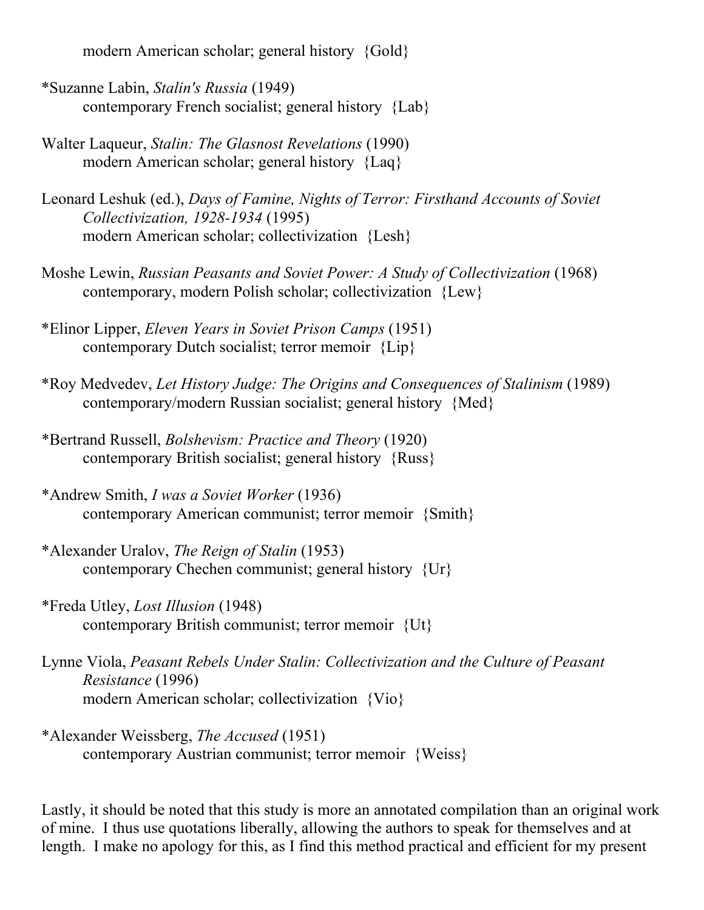modern American scholar; general history {Gold}

*Suzanne Labin, *Stalin's Russia* (1949)
contemporary French socialist; general history {Lab}

Walter Laqueur, *Stalin: The Glasnost Revelations* (1990)
modern American scholar; general history {Laq}

Leonard Leshuk (ed.), *Days of Famine, Nights of Terror: Firsthand Accounts of Soviet Collectivization, 1928-1934* (1995)
modern American scholar; collectivization {Lesh}

Moshe Lewin, *Russian Peasants and Soviet Power: A Study of Collectivization* (1968)
contemporary, modern Polish scholar; collectivization {Lew}

*Elinor Lipper, *Eleven Years in Soviet Prison Camps* (1951)
contemporary Dutch socialist; terror memoir {Lip}

*Roy Medvedev, *Let History Judge: The Origins and Consequences of Stalinism* (1989)
contemporary/modern Russian socialist; general history {Med}

*Bertrand Russell, *Bolshevism: Practice and Theory* (1920)
contemporary British socialist; general history {Russ}

*Andrew Smith, *I was a Soviet Worker* (1936)
contemporary American communist; terror memoir {Smith}

*Alexander Uralov, *The Reign of Stalin* (1953)
contemporary Chechen communist; general history {Ur}

*Freda Utley, *Lost Illusion* (1948)
contemporary British communist; terror memoir {Ut}

Lynne Viola, *Peasant Rebels Under Stalin: Collectivization and the Culture of Peasant Resistance* (1996)
modern American scholar; collectivization {Vio}

*Alexander Weissberg, *The Accused* (1951)
contemporary Austrian communist; terror memoir {Weiss}

Lastly, it should be noted that this study is more an annotated compilation than an original work of mine. I thus use quotations liberally, allowing the authors to speak for themselves and at length. I make no apology for this, as I find this method practical and efficient for my present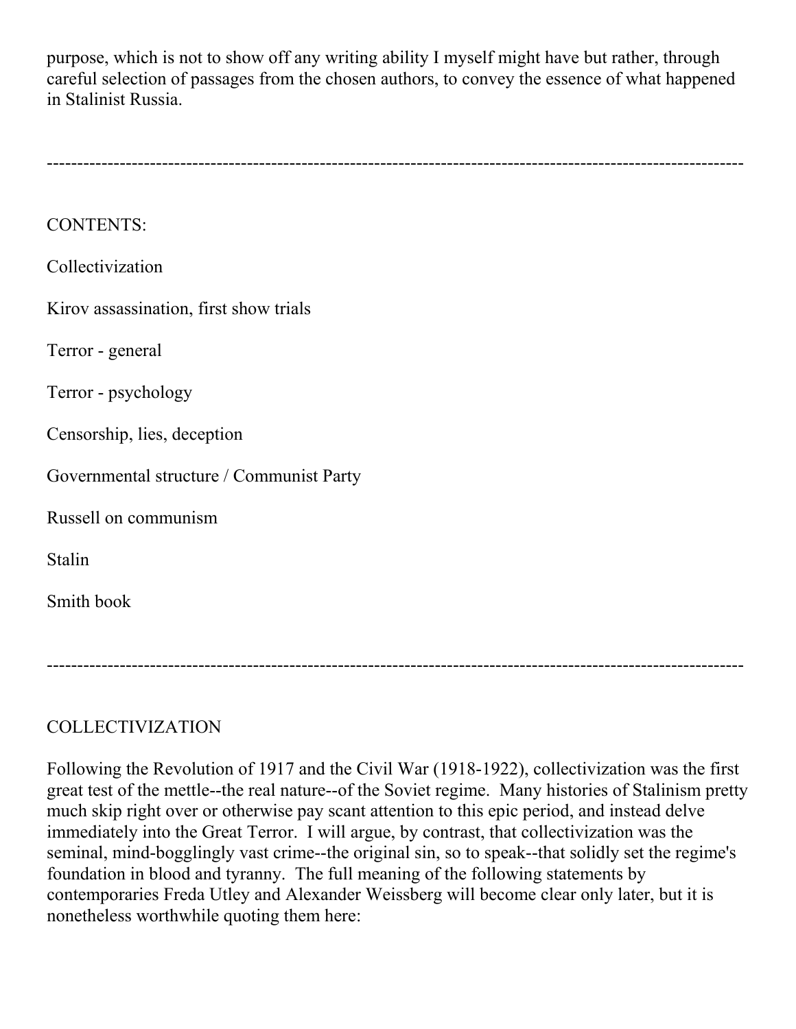purpose, which is not to show off any writing ability I myself might have but rather, through careful selection of passages from the chosen authors, to convey the essence of what happened in Stalinist Russia.

---

CONTENTS:

Collectivization

Kirov assassination, first show trials

Terror - general

Terror - psychology

Censorship, lies, deception

Governmental structure / Communist Party

Russell on communism

Stalin

Smith book

---

## COLLECTIVIZATION

Following the Revolution of 1917 and the Civil War (1918-1922), collectivization was the first great test of the mettle--the real nature--of the Soviet regime. Many histories of Stalinism pretty much skip right over or otherwise pay scant attention to this epic period, and instead delve immediately into the Great Terror. I will argue, by contrast, that collectivization was the seminal, mind-bogglingly vast crime--the original sin, so to speak--that solidly set the regime's foundation in blood and tyranny. The full meaning of the following statements by contemporaries Freda Utley and Alexander Weissberg will become clear only later, but it is nonetheless worthwhile quoting them here: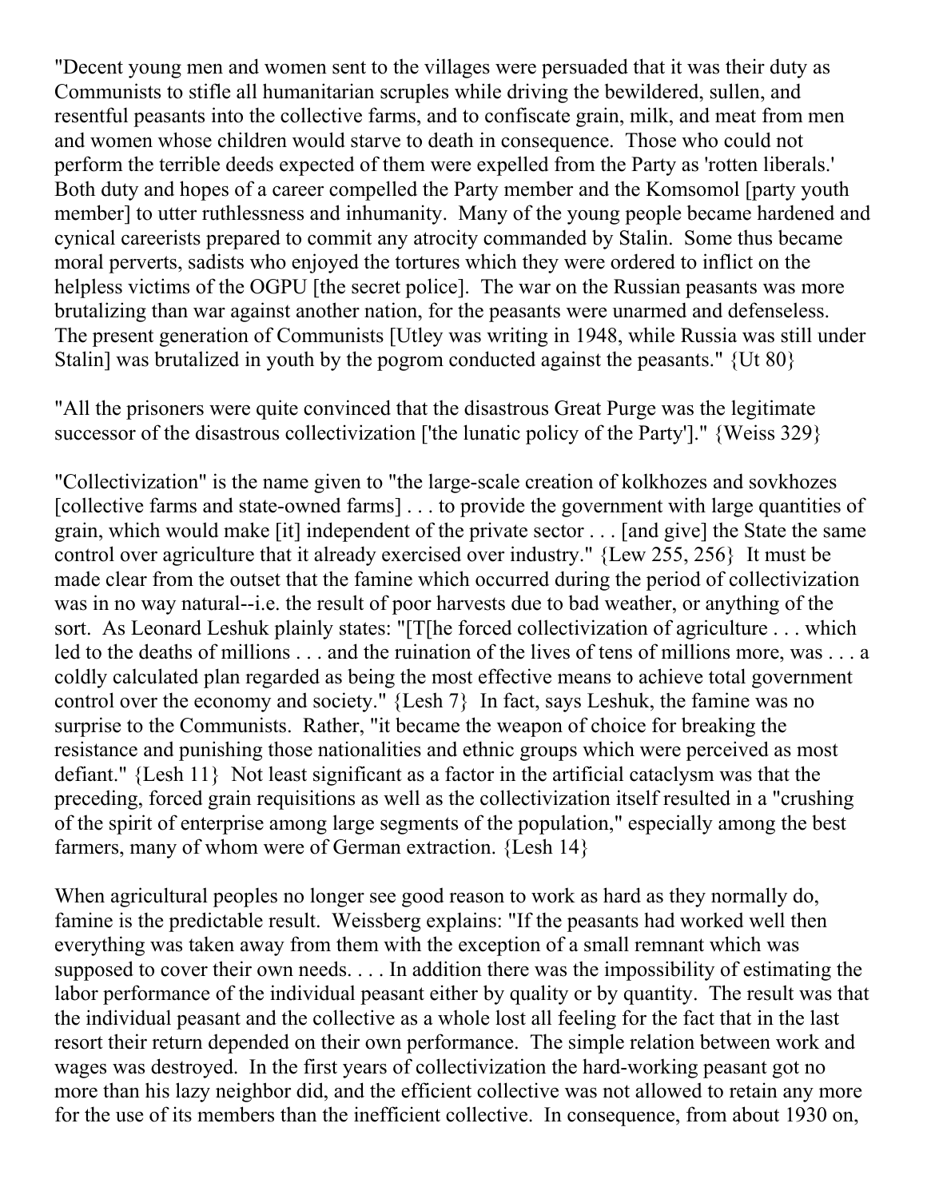"Decent young men and women sent to the villages were persuaded that it was their duty as Communists to stifle all humanitarian scruples while driving the bewildered, sullen, and resentful peasants into the collective farms, and to confiscate grain, milk, and meat from men and women whose children would starve to death in consequence. Those who could not perform the terrible deeds expected of them were expelled from the Party as 'rotten liberals.' Both duty and hopes of a career compelled the Party member and the Komsomol [party youth member] to utter ruthlessness and inhumanity. Many of the young people became hardened and cynical careerists prepared to commit any atrocity commanded by Stalin. Some thus became moral perverts, sadists who enjoyed the tortures which they were ordered to inflict on the helpless victims of the OGPU [the secret police]. The war on the Russian peasants was more brutalizing than war against another nation, for the peasants were unarmed and defenseless. The present generation of Communists [Utley was writing in 1948, while Russia was still under Stalin] was brutalized in youth by the pogrom conducted against the peasants." {Ut 80}

"All the prisoners were quite convinced that the disastrous Great Purge was the legitimate successor of the disastrous collectivization ['the lunatic policy of the Party']." {Weiss 329}

"Collectivization" is the name given to "the large-scale creation of kolkhozes and sovkhozes [collective farms and state-owned farms] . . . to provide the government with large quantities of grain, which would make [it] independent of the private sector . . . [and give] the State the same control over agriculture that it already exercised over industry." {Lew 255, 256} It must be made clear from the outset that the famine which occurred during the period of collectivization was in no way natural--i.e. the result of poor harvests due to bad weather, or anything of the sort. As Leonard Leshuk plainly states: "[T[he forced collectivization of agriculture . . . which led to the deaths of millions . . . and the ruination of the lives of tens of millions more, was . . . a coldly calculated plan regarded as being the most effective means to achieve total government control over the economy and society." {Lesh 7} In fact, says Leshuk, the famine was no surprise to the Communists. Rather, "it became the weapon of choice for breaking the resistance and punishing those nationalities and ethnic groups which were perceived as most defiant." {Lesh 11} Not least significant as a factor in the artificial cataclysm was that the preceding, forced grain requisitions as well as the collectivization itself resulted in a "crushing of the spirit of enterprise among large segments of the population," especially among the best farmers, many of whom were of German extraction. {Lesh 14}

When agricultural peoples no longer see good reason to work as hard as they normally do, famine is the predictable result. Weissberg explains: "If the peasants had worked well then everything was taken away from them with the exception of a small remnant which was supposed to cover their own needs. . . . In addition there was the impossibility of estimating the labor performance of the individual peasant either by quality or by quantity. The result was that the individual peasant and the collective as a whole lost all feeling for the fact that in the last resort their return depended on their own performance. The simple relation between work and wages was destroyed. In the first years of collectivization the hard-working peasant got no more than his lazy neighbor did, and the efficient collective was not allowed to retain any more for the use of its members than the inefficient collective. In consequence, from about 1930 on,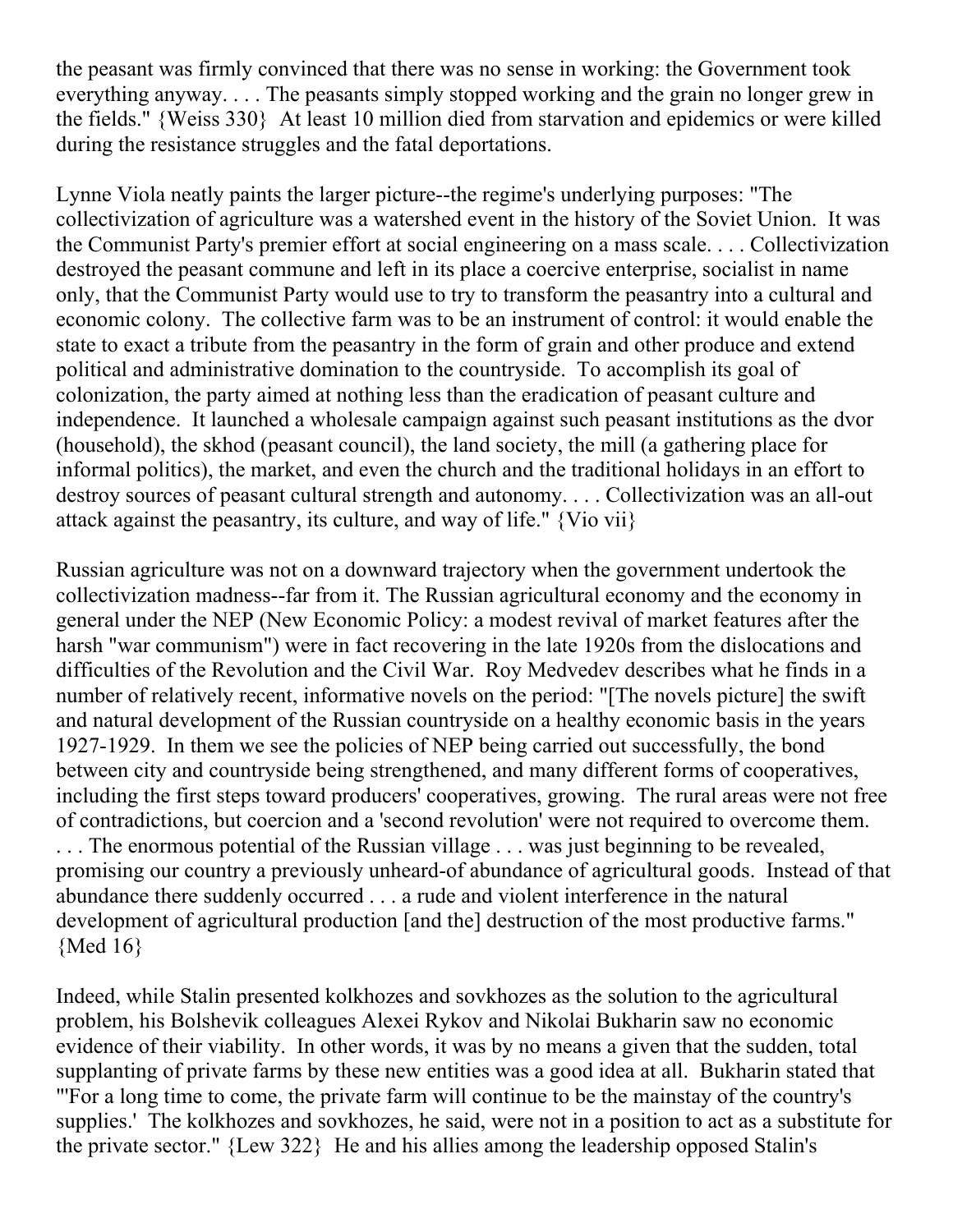the peasant was firmly convinced that there was no sense in working: the Government took everything anyway. . . . The peasants simply stopped working and the grain no longer grew in the fields." {Weiss 330} At least 10 million died from starvation and epidemics or were killed during the resistance struggles and the fatal deportations.

Lynne Viola neatly paints the larger picture--the regime's underlying purposes: "The collectivization of agriculture was a watershed event in the history of the Soviet Union. It was the Communist Party's premier effort at social engineering on a mass scale. . . . Collectivization destroyed the peasant commune and left in its place a coercive enterprise, socialist in name only, that the Communist Party would use to try to transform the peasantry into a cultural and economic colony. The collective farm was to be an instrument of control: it would enable the state to exact a tribute from the peasantry in the form of grain and other produce and extend political and administrative domination to the countryside. To accomplish its goal of colonization, the party aimed at nothing less than the eradication of peasant culture and independence. It launched a wholesale campaign against such peasant institutions as the dvor (household), the skhod (peasant council), the land society, the mill (a gathering place for informal politics), the market, and even the church and the traditional holidays in an effort to destroy sources of peasant cultural strength and autonomy. . . . Collectivization was an all-out attack against the peasantry, its culture, and way of life." {Vio vii}

Russian agriculture was not on a downward trajectory when the government undertook the collectivization madness--far from it. The Russian agricultural economy and the economy in general under the NEP (New Economic Policy: a modest revival of market features after the harsh "war communism") were in fact recovering in the late 1920s from the dislocations and difficulties of the Revolution and the Civil War. Roy Medvedev describes what he finds in a number of relatively recent, informative novels on the period: "[The novels picture] the swift and natural development of the Russian countryside on a healthy economic basis in the years 1927-1929. In them we see the policies of NEP being carried out successfully, the bond between city and countryside being strengthened, and many different forms of cooperatives, including the first steps toward producers' cooperatives, growing. The rural areas were not free of contradictions, but coercion and a 'second revolution' were not required to overcome them. . . . The enormous potential of the Russian village . . . was just beginning to be revealed, promising our country a previously unheard-of abundance of agricultural goods. Instead of that abundance there suddenly occurred . . . a rude and violent interference in the natural development of agricultural production [and the] destruction of the most productive farms." {Med 16}

Indeed, while Stalin presented kolkhozes and sovkhozes as the solution to the agricultural problem, his Bolshevik colleagues Alexei Rykov and Nikolai Bukharin saw no economic evidence of their viability. In other words, it was by no means a given that the sudden, total supplanting of private farms by these new entities was a good idea at all. Bukharin stated that "'For a long time to come, the private farm will continue to be the mainstay of the country's supplies.' The kolkhozes and sovkhozes, he said, were not in a position to act as a substitute for the private sector." {Lew 322} He and his allies among the leadership opposed Stalin's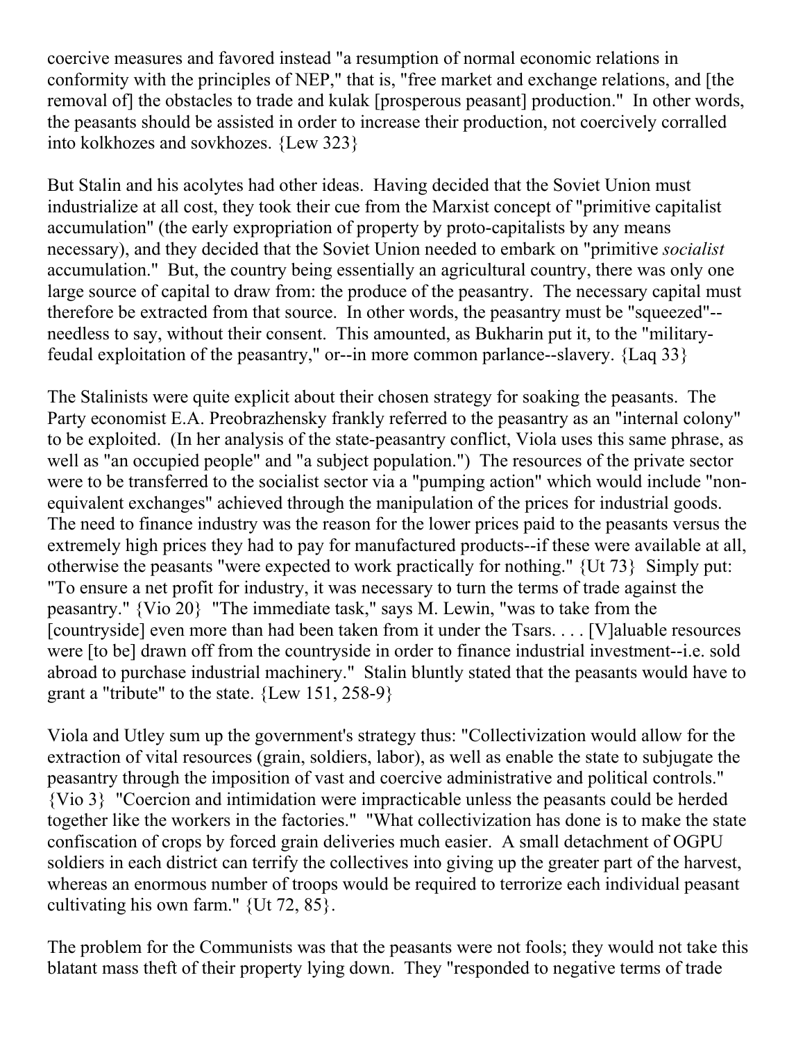coercive measures and favored instead "a resumption of normal economic relations in conformity with the principles of NEP," that is, "free market and exchange relations, and [the removal of] the obstacles to trade and kulak [prosperous peasant] production." In other words, the peasants should be assisted in order to increase their production, not coercively corralled into kolkhozes and sovkhozes. {Lew 323}

But Stalin and his acolytes had other ideas. Having decided that the Soviet Union must industrialize at all cost, they took their cue from the Marxist concept of "primitive capitalist accumulation" (the early expropriation of property by proto-capitalists by any means necessary), and they decided that the Soviet Union needed to embark on "primitive *socialist* accumulation." But, the country being essentially an agricultural country, there was only one large source of capital to draw from: the produce of the peasantry. The necessary capital must therefore be extracted from that source. In other words, the peasantry must be "squeezed"--needless to say, without their consent. This amounted, as Bukharin put it, to the "military-feudal exploitation of the peasantry," or--in more common parlance--slavery. {Laq 33}

The Stalinists were quite explicit about their chosen strategy for soaking the peasants. The Party economist E.A. Preobrazhensky frankly referred to the peasantry as an "internal colony" to be exploited. (In her analysis of the state-peasantry conflict, Viola uses this same phrase, as well as "an occupied people" and "a subject population.") The resources of the private sector were to be transferred to the socialist sector via a "pumping action" which would include "non-equivalent exchanges" achieved through the manipulation of the prices for industrial goods. The need to finance industry was the reason for the lower prices paid to the peasants versus the extremely high prices they had to pay for manufactured products--if these were available at all, otherwise the peasants "were expected to work practically for nothing." {Ut 73} Simply put: "To ensure a net profit for industry, it was necessary to turn the terms of trade against the peasantry." {Vio 20} "The immediate task," says M. Lewin, "was to take from the [countryside] even more than had been taken from it under the Tsars. . . . [V]aluable resources were [to be] drawn off from the countryside in order to finance industrial investment--i.e. sold abroad to purchase industrial machinery." Stalin bluntly stated that the peasants would have to grant a "tribute" to the state. {Lew 151, 258-9}

Viola and Utley sum up the government's strategy thus: "Collectivization would allow for the extraction of vital resources (grain, soldiers, labor), as well as enable the state to subjugate the peasantry through the imposition of vast and coercive administrative and political controls." {Vio 3} "Coercion and intimidation were impracticable unless the peasants could be herded together like the workers in the factories." "What collectivization has done is to make the state confiscation of crops by forced grain deliveries much easier. A small detachment of OGPU soldiers in each district can terrify the collectives into giving up the greater part of the harvest, whereas an enormous number of troops would be required to terrorize each individual peasant cultivating his own farm." {Ut 72, 85}.

The problem for the Communists was that the peasants were not fools; they would not take this blatant mass theft of their property lying down. They "responded to negative terms of trade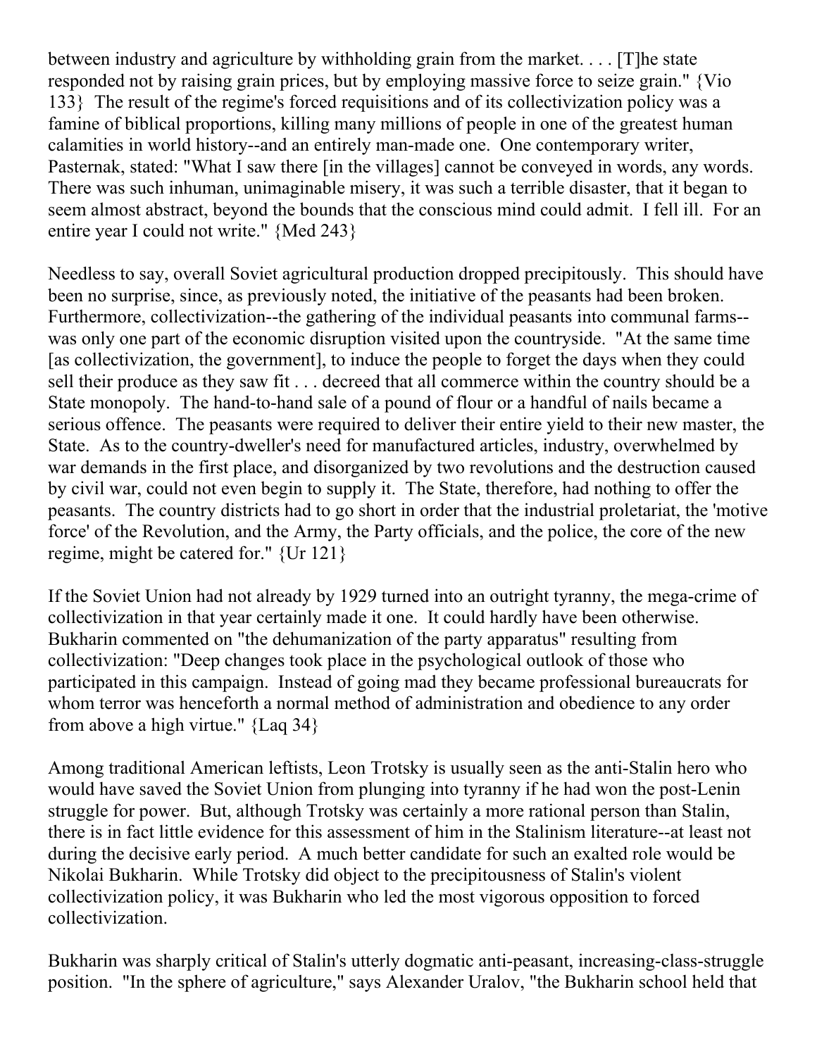between industry and agriculture by withholding grain from the market. . . . [T]he state responded not by raising grain prices, but by employing massive force to seize grain." {Vio 133} The result of the regime's forced requisitions and of its collectivization policy was a famine of biblical proportions, killing many millions of people in one of the greatest human calamities in world history--and an entirely man-made one. One contemporary writer, Pasternak, stated: "What I saw there [in the villages] cannot be conveyed in words, any words. There was such inhuman, unimaginable misery, it was such a terrible disaster, that it began to seem almost abstract, beyond the bounds that the conscious mind could admit. I fell ill. For an entire year I could not write." {Med 243}

Needless to say, overall Soviet agricultural production dropped precipitously. This should have been no surprise, since, as previously noted, the initiative of the peasants had been broken. Furthermore, collectivization--the gathering of the individual peasants into communal farms--was only one part of the economic disruption visited upon the countryside. "At the same time [as collectivization, the government], to induce the people to forget the days when they could sell their produce as they saw fit . . . decreed that all commerce within the country should be a State monopoly. The hand-to-hand sale of a pound of flour or a handful of nails became a serious offence. The peasants were required to deliver their entire yield to their new master, the State. As to the country-dweller's need for manufactured articles, industry, overwhelmed by war demands in the first place, and disorganized by two revolutions and the destruction caused by civil war, could not even begin to supply it. The State, therefore, had nothing to offer the peasants. The country districts had to go short in order that the industrial proletariat, the 'motive force' of the Revolution, and the Army, the Party officials, and the police, the core of the new regime, might be catered for." {Ur 121}

If the Soviet Union had not already by 1929 turned into an outright tyranny, the mega-crime of collectivization in that year certainly made it one. It could hardly have been otherwise. Bukharin commented on "the dehumanization of the party apparatus" resulting from collectivization: "Deep changes took place in the psychological outlook of those who participated in this campaign. Instead of going mad they became professional bureaucrats for whom terror was henceforth a normal method of administration and obedience to any order from above a high virtue." {Laq 34}

Among traditional American leftists, Leon Trotsky is usually seen as the anti-Stalin hero who would have saved the Soviet Union from plunging into tyranny if he had won the post-Lenin struggle for power. But, although Trotsky was certainly a more rational person than Stalin, there is in fact little evidence for this assessment of him in the Stalinism literature--at least not during the decisive early period. A much better candidate for such an exalted role would be Nikolai Bukharin. While Trotsky did object to the precipitousness of Stalin's violent collectivization policy, it was Bukharin who led the most vigorous opposition to forced collectivization.

Bukharin was sharply critical of Stalin's utterly dogmatic anti-peasant, increasing-class-struggle position. "In the sphere of agriculture," says Alexander Uralov, "the Bukharin school held that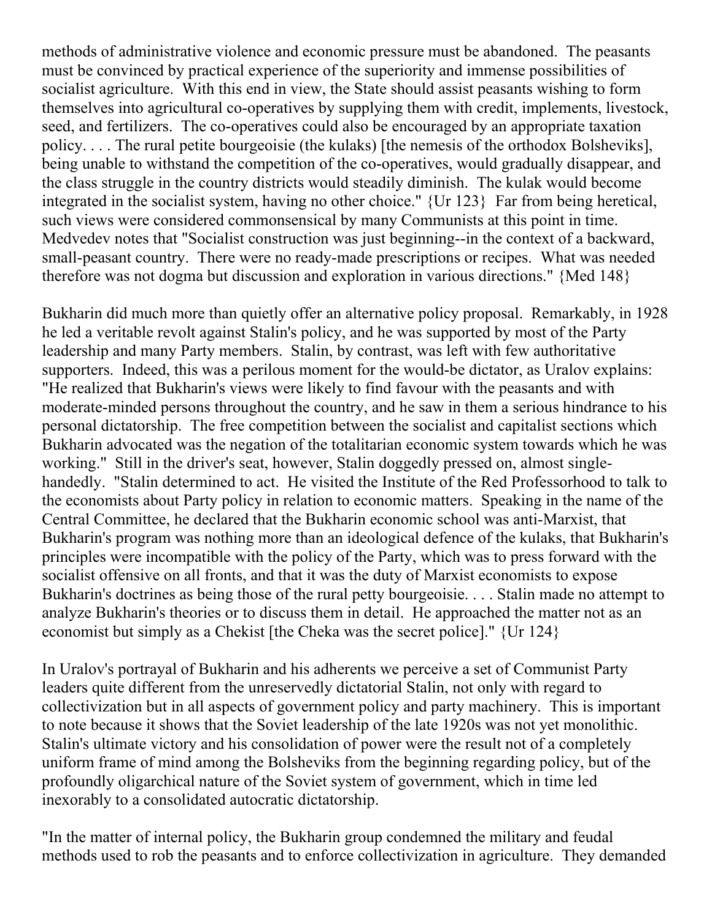methods of administrative violence and economic pressure must be abandoned. The peasants must be convinced by practical experience of the superiority and immense possibilities of socialist agriculture. With this end in view, the State should assist peasants wishing to form themselves into agricultural co-operatives by supplying them with credit, implements, livestock, seed, and fertilizers. The co-operatives could also be encouraged by an appropriate taxation policy. . . . The rural petite bourgeoisie (the kulaks) [the nemesis of the orthodox Bolsheviks], being unable to withstand the competition of the co-operatives, would gradually disappear, and the class struggle in the country districts would steadily diminish. The kulak would become integrated in the socialist system, having no other choice." {Ur 123} Far from being heretical, such views were considered commonsensical by many Communists at this point in time. Medvedev notes that "Socialist construction was just beginning--in the context of a backward, small-peasant country. There were no ready-made prescriptions or recipes. What was needed therefore was not dogma but discussion and exploration in various directions." {Med 148}

Bukharin did much more than quietly offer an alternative policy proposal. Remarkably, in 1928 he led a veritable revolt against Stalin's policy, and he was supported by most of the Party leadership and many Party members. Stalin, by contrast, was left with few authoritative supporters. Indeed, this was a perilous moment for the would-be dictator, as Uralov explains: "He realized that Bukharin's views were likely to find favour with the peasants and with moderate-minded persons throughout the country, and he saw in them a serious hindrance to his personal dictatorship. The free competition between the socialist and capitalist sections which Bukharin advocated was the negation of the totalitarian economic system towards which he was working." Still in the driver's seat, however, Stalin doggedly pressed on, almost single-handedly. "Stalin determined to act. He visited the Institute of the Red Professorhood to talk to the economists about Party policy in relation to economic matters. Speaking in the name of the Central Committee, he declared that the Bukharin economic school was anti-Marxist, that Bukharin's program was nothing more than an ideological defence of the kulaks, that Bukharin's principles were incompatible with the policy of the Party, which was to press forward with the socialist offensive on all fronts, and that it was the duty of Marxist economists to expose Bukharin's doctrines as being those of the rural petty bourgeoisie. . . . Stalin made no attempt to analyze Bukharin's theories or to discuss them in detail. He approached the matter not as an economist but simply as a Chekist [the Cheka was the secret police]." {Ur 124}

In Uralov's portrayal of Bukharin and his adherents we perceive a set of Communist Party leaders quite different from the unreservedly dictatorial Stalin, not only with regard to collectivization but in all aspects of government policy and party machinery. This is important to note because it shows that the Soviet leadership of the late 1920s was not yet monolithic. Stalin's ultimate victory and his consolidation of power were the result not of a completely uniform frame of mind among the Bolsheviks from the beginning regarding policy, but of the profoundly oligarchical nature of the Soviet system of government, which in time led inexorably to a consolidated autocratic dictatorship.

"In the matter of internal policy, the Bukharin group condemned the military and feudal methods used to rob the peasants and to enforce collectivization in agriculture. They demanded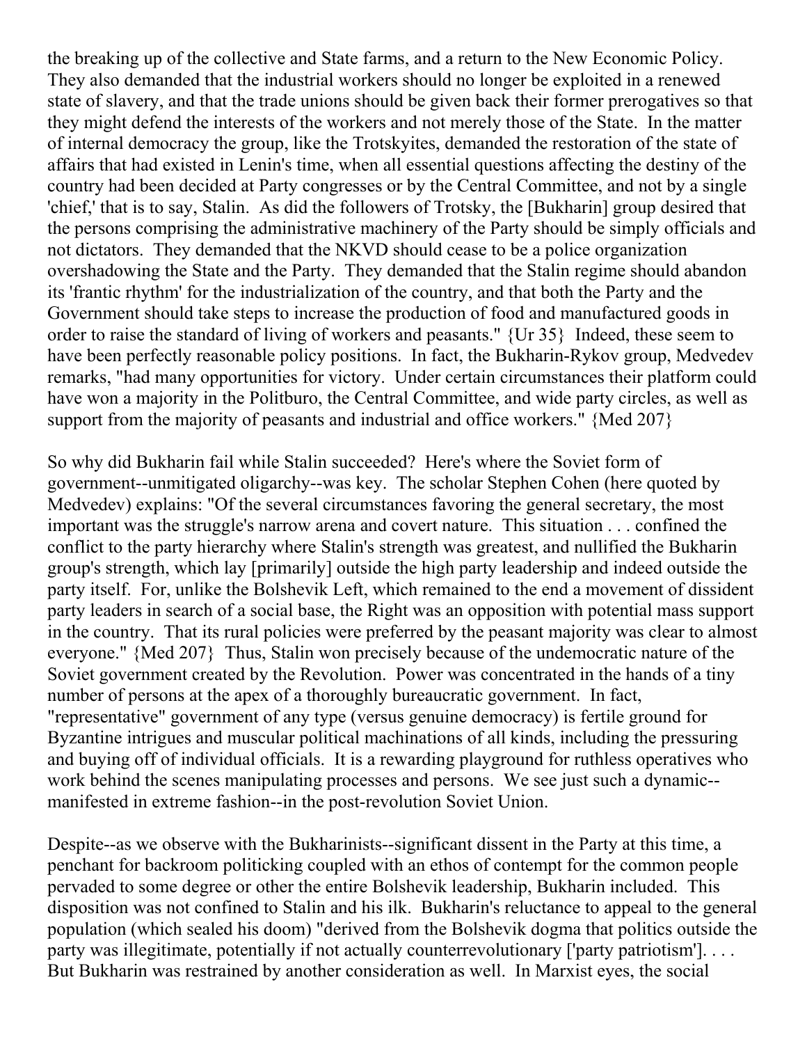the breaking up of the collective and State farms, and a return to the New Economic Policy. They also demanded that the industrial workers should no longer be exploited in a renewed state of slavery, and that the trade unions should be given back their former prerogatives so that they might defend the interests of the workers and not merely those of the State. In the matter of internal democracy the group, like the Trotskyites, demanded the restoration of the state of affairs that had existed in Lenin's time, when all essential questions affecting the destiny of the country had been decided at Party congresses or by the Central Committee, and not by a single 'chief,' that is to say, Stalin. As did the followers of Trotsky, the [Bukharin] group desired that the persons comprising the administrative machinery of the Party should be simply officials and not dictators. They demanded that the NKVD should cease to be a police organization overshadowing the State and the Party. They demanded that the Stalin regime should abandon its 'frantic rhythm' for the industrialization of the country, and that both the Party and the Government should take steps to increase the production of food and manufactured goods in order to raise the standard of living of workers and peasants." {Ur 35} Indeed, these seem to have been perfectly reasonable policy positions. In fact, the Bukharin-Rykov group, Medvedev remarks, "had many opportunities for victory. Under certain circumstances their platform could have won a majority in the Politburo, the Central Committee, and wide party circles, as well as support from the majority of peasants and industrial and office workers." {Med 207}

So why did Bukharin fail while Stalin succeeded? Here's where the Soviet form of government--unmitigated oligarchy--was key. The scholar Stephen Cohen (here quoted by Medvedev) explains: "Of the several circumstances favoring the general secretary, the most important was the struggle's narrow arena and covert nature. This situation . . . confined the conflict to the party hierarchy where Stalin's strength was greatest, and nullified the Bukharin group's strength, which lay [primarily] outside the high party leadership and indeed outside the party itself. For, unlike the Bolshevik Left, which remained to the end a movement of dissident party leaders in search of a social base, the Right was an opposition with potential mass support in the country. That its rural policies were preferred by the peasant majority was clear to almost everyone." {Med 207} Thus, Stalin won precisely because of the undemocratic nature of the Soviet government created by the Revolution. Power was concentrated in the hands of a tiny number of persons at the apex of a thoroughly bureaucratic government. In fact, "representative" government of any type (versus genuine democracy) is fertile ground for Byzantine intrigues and muscular political machinations of all kinds, including the pressuring and buying off of individual officials. It is a rewarding playground for ruthless operatives who work behind the scenes manipulating processes and persons. We see just such a dynamic--manifested in extreme fashion--in the post-revolution Soviet Union.

Despite--as we observe with the Bukharinists--significant dissent in the Party at this time, a penchant for backroom politicking coupled with an ethos of contempt for the common people pervaded to some degree or other the entire Bolshevik leadership, Bukharin included. This disposition was not confined to Stalin and his ilk. Bukharin's reluctance to appeal to the general population (which sealed his doom) "derived from the Bolshevik dogma that politics outside the party was illegitimate, potentially if not actually counterrevolutionary ['party patriotism']. . . . But Bukharin was restrained by another consideration as well. In Marxist eyes, the social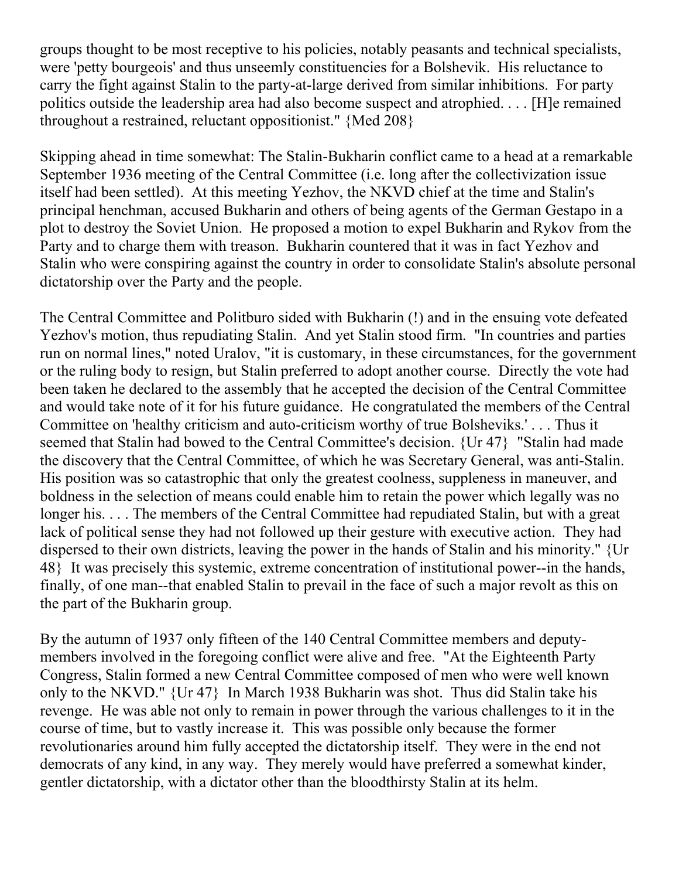groups thought to be most receptive to his policies, notably peasants and technical specialists, were 'petty bourgeois' and thus unseemly constituencies for a Bolshevik. His reluctance to carry the fight against Stalin to the party-at-large derived from similar inhibitions. For party politics outside the leadership area had also become suspect and atrophied. . . . [H]e remained throughout a restrained, reluctant oppositionist." {Med 208}

Skipping ahead in time somewhat: The Stalin-Bukharin conflict came to a head at a remarkable September 1936 meeting of the Central Committee (i.e. long after the collectivization issue itself had been settled). At this meeting Yezhov, the NKVD chief at the time and Stalin's principal henchman, accused Bukharin and others of being agents of the German Gestapo in a plot to destroy the Soviet Union. He proposed a motion to expel Bukharin and Rykov from the Party and to charge them with treason. Bukharin countered that it was in fact Yezhov and Stalin who were conspiring against the country in order to consolidate Stalin's absolute personal dictatorship over the Party and the people.

The Central Committee and Politburo sided with Bukharin (!) and in the ensuing vote defeated Yezhov's motion, thus repudiating Stalin. And yet Stalin stood firm. "In countries and parties run on normal lines," noted Uralov, "it is customary, in these circumstances, for the government or the ruling body to resign, but Stalin preferred to adopt another course. Directly the vote had been taken he declared to the assembly that he accepted the decision of the Central Committee and would take note of it for his future guidance. He congratulated the members of the Central Committee on 'healthy criticism and auto-criticism worthy of true Bolsheviks.' . . . Thus it seemed that Stalin had bowed to the Central Committee's decision. {Ur 47} "Stalin had made the discovery that the Central Committee, of which he was Secretary General, was anti-Stalin. His position was so catastrophic that only the greatest coolness, suppleness in maneuver, and boldness in the selection of means could enable him to retain the power which legally was no longer his. . . . The members of the Central Committee had repudiated Stalin, but with a great lack of political sense they had not followed up their gesture with executive action. They had dispersed to their own districts, leaving the power in the hands of Stalin and his minority." {Ur 48} It was precisely this systemic, extreme concentration of institutional power--in the hands, finally, of one man--that enabled Stalin to prevail in the face of such a major revolt as this on the part of the Bukharin group.

By the autumn of 1937 only fifteen of the 140 Central Committee members and deputy-members involved in the foregoing conflict were alive and free. "At the Eighteenth Party Congress, Stalin formed a new Central Committee composed of men who were well known only to the NKVD." {Ur 47} In March 1938 Bukharin was shot. Thus did Stalin take his revenge. He was able not only to remain in power through the various challenges to it in the course of time, but to vastly increase it. This was possible only because the former revolutionaries around him fully accepted the dictatorship itself. They were in the end not democrats of any kind, in any way. They merely would have preferred a somewhat kinder, gentler dictatorship, with a dictator other than the bloodthirsty Stalin at its helm.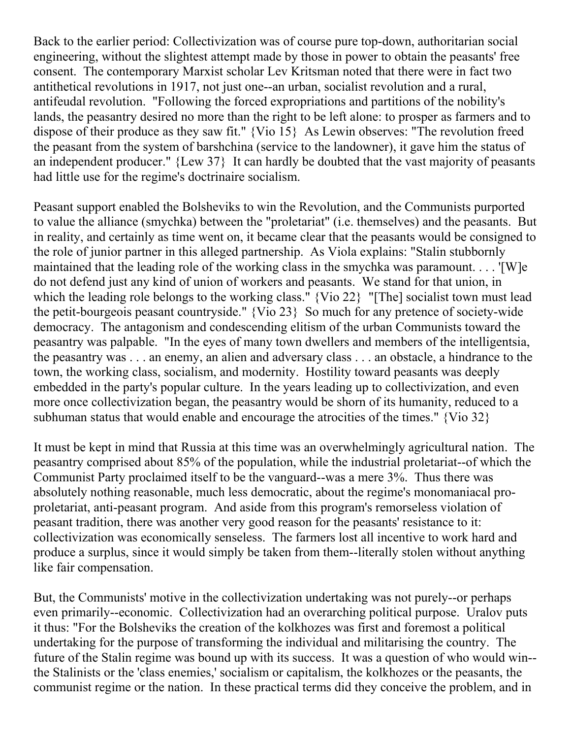Back to the earlier period: Collectivization was of course pure top-down, authoritarian social engineering, without the slightest attempt made by those in power to obtain the peasants' free consent. The contemporary Marxist scholar Lev Kritsman noted that there were in fact two antithetical revolutions in 1917, not just one--an urban, socialist revolution and a rural, antifeudal revolution. "Following the forced expropriations and partitions of the nobility's lands, the peasantry desired no more than the right to be left alone: to prosper as farmers and to dispose of their produce as they saw fit." {Vio 15} As Lewin observes: "The revolution freed the peasant from the system of barshchina (service to the landowner), it gave him the status of an independent producer." {Lew 37} It can hardly be doubted that the vast majority of peasants had little use for the regime's doctrinaire socialism.

Peasant support enabled the Bolsheviks to win the Revolution, and the Communists purported to value the alliance (smychka) between the "proletariat" (i.e. themselves) and the peasants. But in reality, and certainly as time went on, it became clear that the peasants would be consigned to the role of junior partner in this alleged partnership. As Viola explains: "Stalin stubbornly maintained that the leading role of the working class in the smychka was paramount. . . . '[W]e do not defend just any kind of union of workers and peasants. We stand for that union, in which the leading role belongs to the working class." {Vio 22} "[The] socialist town must lead the petit-bourgeois peasant countryside." {Vio 23} So much for any pretence of society-wide democracy. The antagonism and condescending elitism of the urban Communists toward the peasantry was palpable. "In the eyes of many town dwellers and members of the intelligentsia, the peasantry was . . . an enemy, an alien and adversary class . . . an obstacle, a hindrance to the town, the working class, socialism, and modernity. Hostility toward peasants was deeply embedded in the party's popular culture. In the years leading up to collectivization, and even more once collectivization began, the peasantry would be shorn of its humanity, reduced to a subhuman status that would enable and encourage the atrocities of the times." {Vio 32}

It must be kept in mind that Russia at this time was an overwhelmingly agricultural nation. The peasantry comprised about 85% of the population, while the industrial proletariat--of which the Communist Party proclaimed itself to be the vanguard--was a mere 3%. Thus there was absolutely nothing reasonable, much less democratic, about the regime's monomaniacal pro-proletariat, anti-peasant program. And aside from this program's remorseless violation of peasant tradition, there was another very good reason for the peasants' resistance to it: collectivization was economically senseless. The farmers lost all incentive to work hard and produce a surplus, since it would simply be taken from them--literally stolen without anything like fair compensation.

But, the Communists' motive in the collectivization undertaking was not purely--or perhaps even primarily--economic. Collectivization had an overarching political purpose. Uralov puts it thus: "For the Bolsheviks the creation of the kolkhozes was first and foremost a political undertaking for the purpose of transforming the individual and militarising the country. The future of the Stalin regime was bound up with its success. It was a question of who would win--the Stalinists or the 'class enemies,' socialism or capitalism, the kolkhozes or the peasants, the communist regime or the nation. In these practical terms did they conceive the problem, and in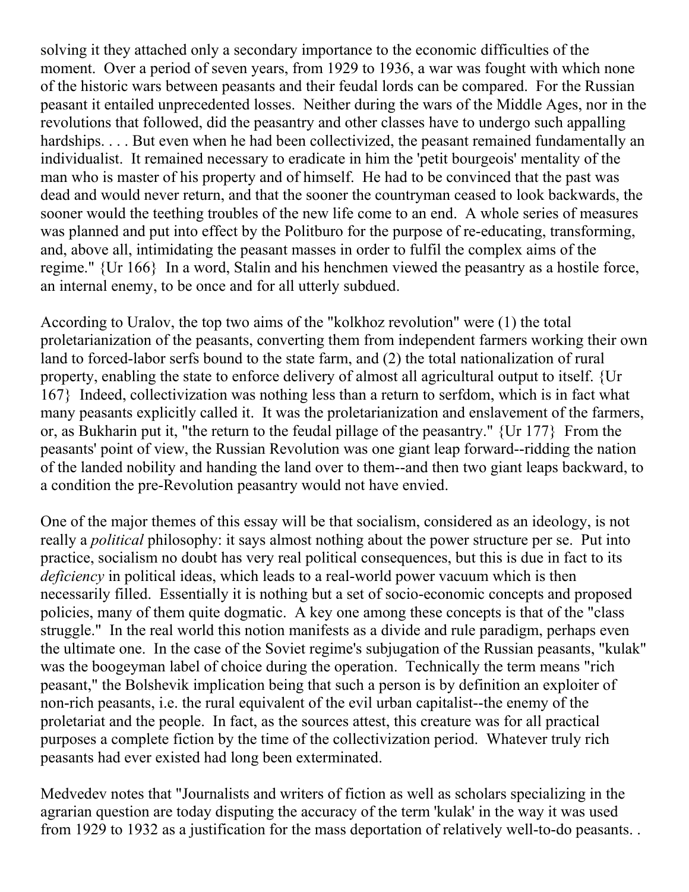solving it they attached only a secondary importance to the economic difficulties of the moment. Over a period of seven years, from 1929 to 1936, a war was fought with which none of the historic wars between peasants and their feudal lords can be compared. For the Russian peasant it entailed unprecedented losses. Neither during the wars of the Middle Ages, nor in the revolutions that followed, did the peasantry and other classes have to undergo such appalling hardships. . . . But even when he had been collectivized, the peasant remained fundamentally an individualist. It remained necessary to eradicate in him the 'petit bourgeois' mentality of the man who is master of his property and of himself. He had to be convinced that the past was dead and would never return, and that the sooner the countryman ceased to look backwards, the sooner would the teething troubles of the new life come to an end. A whole series of measures was planned and put into effect by the Politburo for the purpose of re-educating, transforming, and, above all, intimidating the peasant masses in order to fulfil the complex aims of the regime." {Ur 166} In a word, Stalin and his henchmen viewed the peasantry as a hostile force, an internal enemy, to be once and for all utterly subdued.

According to Uralov, the top two aims of the "kolkhoz revolution" were (1) the total proletarianization of the peasants, converting them from independent farmers working their own land to forced-labor serfs bound to the state farm, and (2) the total nationalization of rural property, enabling the state to enforce delivery of almost all agricultural output to itself. {Ur 167} Indeed, collectivization was nothing less than a return to serfdom, which is in fact what many peasants explicitly called it. It was the proletarianization and enslavement of the farmers, or, as Bukharin put it, "the return to the feudal pillage of the peasantry." {Ur 177} From the peasants' point of view, the Russian Revolution was one giant leap forward--ridding the nation of the landed nobility and handing the land over to them--and then two giant leaps backward, to a condition the pre-Revolution peasantry would not have envied.

One of the major themes of this essay will be that socialism, considered as an ideology, is not really a *political* philosophy: it says almost nothing about the power structure per se. Put into practice, socialism no doubt has very real political consequences, but this is due in fact to its *deficiency* in political ideas, which leads to a real-world power vacuum which is then necessarily filled. Essentially it is nothing but a set of socio-economic concepts and proposed policies, many of them quite dogmatic. A key one among these concepts is that of the "class struggle." In the real world this notion manifests as a divide and rule paradigm, perhaps even the ultimate one. In the case of the Soviet regime's subjugation of the Russian peasants, "kulak" was the boogeyman label of choice during the operation. Technically the term means "rich peasant," the Bolshevik implication being that such a person is by definition an exploiter of non-rich peasants, i.e. the rural equivalent of the evil urban capitalist--the enemy of the proletariat and the people. In fact, as the sources attest, this creature was for all practical purposes a complete fiction by the time of the collectivization period. Whatever truly rich peasants had ever existed had long been exterminated.

Medvedev notes that "Journalists and writers of fiction as well as scholars specializing in the agrarian question are today disputing the accuracy of the term 'kulak' in the way it was used from 1929 to 1932 as a justification for the mass deportation of relatively well-to-do peasants. .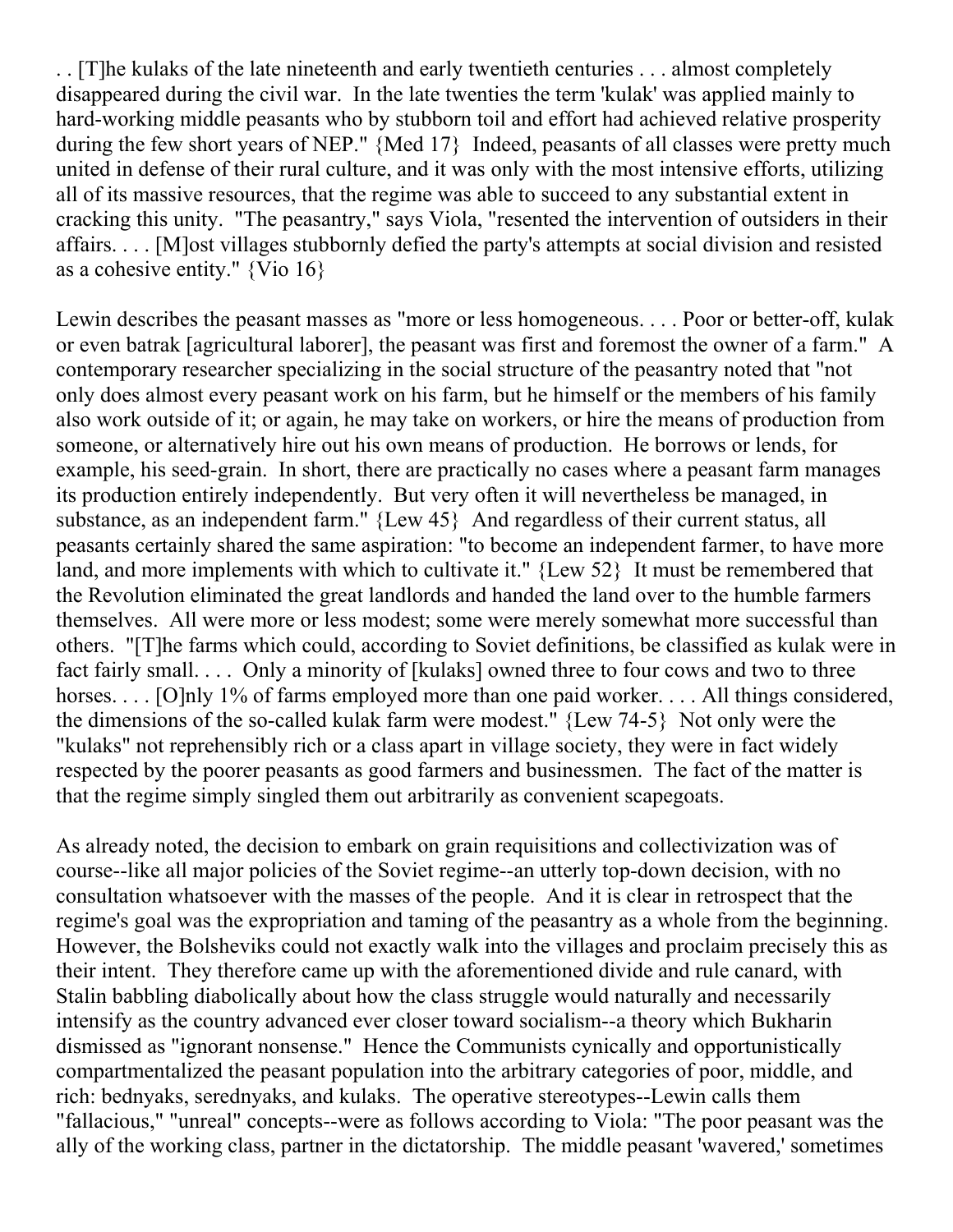. . [T]he kulaks of the late nineteenth and early twentieth centuries . . . almost completely disappeared during the civil war. In the late twenties the term 'kulak' was applied mainly to hard-working middle peasants who by stubborn toil and effort had achieved relative prosperity during the few short years of NEP." {Med 17} Indeed, peasants of all classes were pretty much united in defense of their rural culture, and it was only with the most intensive efforts, utilizing all of its massive resources, that the regime was able to succeed to any substantial extent in cracking this unity. "The peasantry," says Viola, "resented the intervention of outsiders in their affairs. . . . [M]ost villages stubbornly defied the party's attempts at social division and resisted as a cohesive entity." {Vio 16}

Lewin describes the peasant masses as "more or less homogeneous. . . . Poor or better-off, kulak or even batrak [agricultural laborer], the peasant was first and foremost the owner of a farm." A contemporary researcher specializing in the social structure of the peasantry noted that "not only does almost every peasant work on his farm, but he himself or the members of his family also work outside of it; or again, he may take on workers, or hire the means of production from someone, or alternatively hire out his own means of production. He borrows or lends, for example, his seed-grain. In short, there are practically no cases where a peasant farm manages its production entirely independently. But very often it will nevertheless be managed, in substance, as an independent farm." {Lew 45} And regardless of their current status, all peasants certainly shared the same aspiration: "to become an independent farmer, to have more land, and more implements with which to cultivate it." {Lew 52} It must be remembered that the Revolution eliminated the great landlords and handed the land over to the humble farmers themselves. All were more or less modest; some were merely somewhat more successful than others. "[T]he farms which could, according to Soviet definitions, be classified as kulak were in fact fairly small. . . . Only a minority of [kulaks] owned three to four cows and two to three horses. . . . [O]nly 1% of farms employed more than one paid worker. . . . All things considered, the dimensions of the so-called kulak farm were modest." {Lew 74-5} Not only were the "kulaks" not reprehensibly rich or a class apart in village society, they were in fact widely respected by the poorer peasants as good farmers and businessmen. The fact of the matter is that the regime simply singled them out arbitrarily as convenient scapegoats.

As already noted, the decision to embark on grain requisitions and collectivization was of course--like all major policies of the Soviet regime--an utterly top-down decision, with no consultation whatsoever with the masses of the people. And it is clear in retrospect that the regime's goal was the expropriation and taming of the peasantry as a whole from the beginning. However, the Bolsheviks could not exactly walk into the villages and proclaim precisely this as their intent. They therefore came up with the aforementioned divide and rule canard, with Stalin babbling diabolically about how the class struggle would naturally and necessarily intensify as the country advanced ever closer toward socialism--a theory which Bukharin dismissed as "ignorant nonsense." Hence the Communists cynically and opportunistically compartmentalized the peasant population into the arbitrary categories of poor, middle, and rich: bednyaks, serednyaks, and kulaks. The operative stereotypes--Lewin calls them "fallacious," "unreal" concepts--were as follows according to Viola: "The poor peasant was the ally of the working class, partner in the dictatorship. The middle peasant 'wavered,' sometimes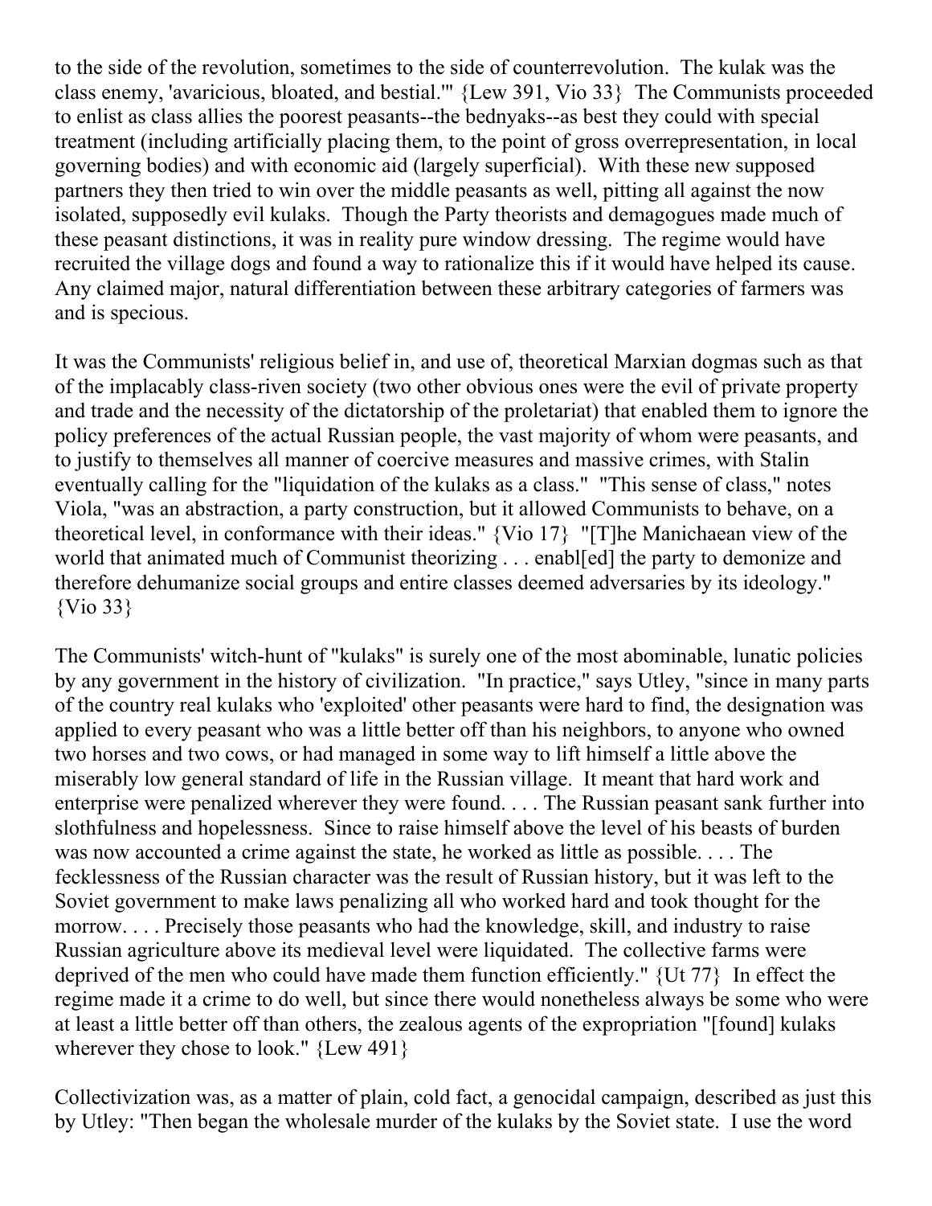to the side of the revolution, sometimes to the side of counterrevolution. The kulak was the class enemy, 'avaricious, bloated, and bestial.'" {Lew 391, Vio 33} The Communists proceeded to enlist as class allies the poorest peasants--the bednyaks--as best they could with special treatment (including artificially placing them, to the point of gross overrepresentation, in local governing bodies) and with economic aid (largely superficial). With these new supposed partners they then tried to win over the middle peasants as well, pitting all against the now isolated, supposedly evil kulaks. Though the Party theorists and demagogues made much of these peasant distinctions, it was in reality pure window dressing. The regime would have recruited the village dogs and found a way to rationalize this if it would have helped its cause. Any claimed major, natural differentiation between these arbitrary categories of farmers was and is specious.

It was the Communists' religious belief in, and use of, theoretical Marxian dogmas such as that of the implacably class-riven society (two other obvious ones were the evil of private property and trade and the necessity of the dictatorship of the proletariat) that enabled them to ignore the policy preferences of the actual Russian people, the vast majority of whom were peasants, and to justify to themselves all manner of coercive measures and massive crimes, with Stalin eventually calling for the "liquidation of the kulaks as a class." "This sense of class," notes Viola, "was an abstraction, a party construction, but it allowed Communists to behave, on a theoretical level, in conformance with their ideas." {Vio 17} "[T]he Manichaean view of the world that animated much of Communist theorizing . . . enabl[ed] the party to demonize and therefore dehumanize social groups and entire classes deemed adversaries by its ideology." {Vio 33}

The Communists' witch-hunt of "kulaks" is surely one of the most abominable, lunatic policies by any government in the history of civilization. "In practice," says Utley, "since in many parts of the country real kulaks who 'exploited' other peasants were hard to find, the designation was applied to every peasant who was a little better off than his neighbors, to anyone who owned two horses and two cows, or had managed in some way to lift himself a little above the miserably low general standard of life in the Russian village. It meant that hard work and enterprise were penalized wherever they were found. . . . The Russian peasant sank further into slothfulness and hopelessness. Since to raise himself above the level of his beasts of burden was now accounted a crime against the state, he worked as little as possible. . . . The fecklessness of the Russian character was the result of Russian history, but it was left to the Soviet government to make laws penalizing all who worked hard and took thought for the morrow. . . . Precisely those peasants who had the knowledge, skill, and industry to raise Russian agriculture above its medieval level were liquidated. The collective farms were deprived of the men who could have made them function efficiently." {Ut 77} In effect the regime made it a crime to do well, but since there would nonetheless always be some who were at least a little better off than others, the zealous agents of the expropriation "[found] kulaks wherever they chose to look." {Lew 491}

Collectivization was, as a matter of plain, cold fact, a genocidal campaign, described as just this by Utley: "Then began the wholesale murder of the kulaks by the Soviet state. I use the word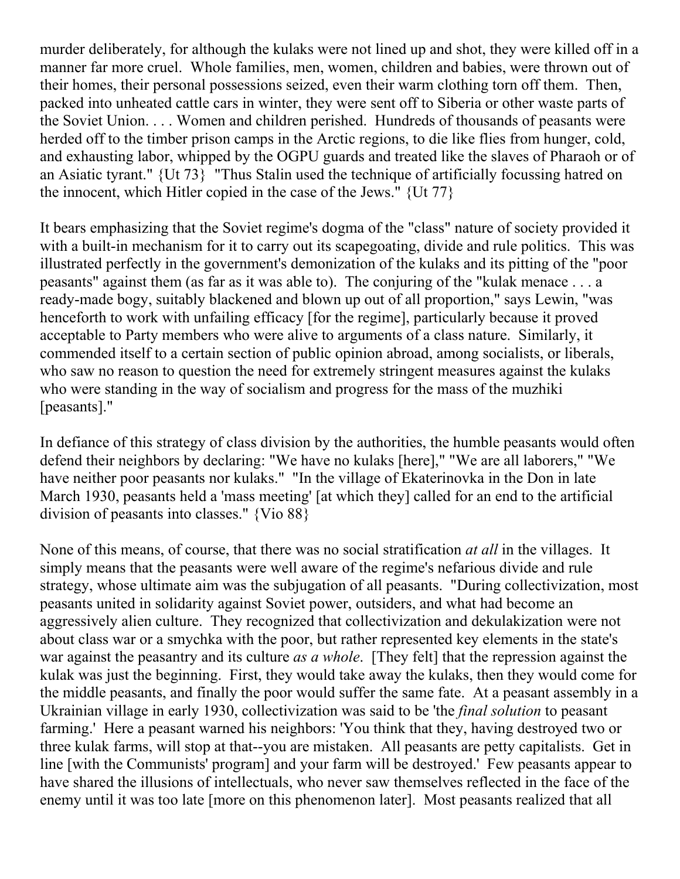murder deliberately, for although the kulaks were not lined up and shot, they were killed off in a manner far more cruel. Whole families, men, women, children and babies, were thrown out of their homes, their personal possessions seized, even their warm clothing torn off them. Then, packed into unheated cattle cars in winter, they were sent off to Siberia or other waste parts of the Soviet Union. . . . Women and children perished. Hundreds of thousands of peasants were herded off to the timber prison camps in the Arctic regions, to die like flies from hunger, cold, and exhausting labor, whipped by the OGPU guards and treated like the slaves of Pharaoh or of an Asiatic tyrant." {Ut 73} "Thus Stalin used the technique of artificially focussing hatred on the innocent, which Hitler copied in the case of the Jews." {Ut 77}

It bears emphasizing that the Soviet regime's dogma of the "class" nature of society provided it with a built-in mechanism for it to carry out its scapegoating, divide and rule politics. This was illustrated perfectly in the government's demonization of the kulaks and its pitting of the "poor peasants" against them (as far as it was able to). The conjuring of the "kulak menace . . . a ready-made bogy, suitably blackened and blown up out of all proportion," says Lewin, "was henceforth to work with unfailing efficacy [for the regime], particularly because it proved acceptable to Party members who were alive to arguments of a class nature. Similarly, it commended itself to a certain section of public opinion abroad, among socialists, or liberals, who saw no reason to question the need for extremely stringent measures against the kulaks who were standing in the way of socialism and progress for the mass of the muzhiki [peasants]."

In defiance of this strategy of class division by the authorities, the humble peasants would often defend their neighbors by declaring: "We have no kulaks [here]," "We are all laborers," "We have neither poor peasants nor kulaks." "In the village of Ekaterinovka in the Don in late March 1930, peasants held a 'mass meeting' [at which they] called for an end to the artificial division of peasants into classes." {Vio 88}

None of this means, of course, that there was no social stratification *at all* in the villages. It simply means that the peasants were well aware of the regime's nefarious divide and rule strategy, whose ultimate aim was the subjugation of all peasants. "During collectivization, most peasants united in solidarity against Soviet power, outsiders, and what had become an aggressively alien culture. They recognized that collectivization and dekulakization were not about class war or a smychka with the poor, but rather represented key elements in the state's war against the peasantry and its culture *as a whole*. [They felt] that the repression against the kulak was just the beginning. First, they would take away the kulaks, then they would come for the middle peasants, and finally the poor would suffer the same fate. At a peasant assembly in a Ukrainian village in early 1930, collectivization was said to be 'the *final solution* to peasant farming.' Here a peasant warned his neighbors: 'You think that they, having destroyed two or three kulak farms, will stop at that--you are mistaken. All peasants are petty capitalists. Get in line [with the Communists' program] and your farm will be destroyed.' Few peasants appear to have shared the illusions of intellectuals, who never saw themselves reflected in the face of the enemy until it was too late [more on this phenomenon later]. Most peasants realized that all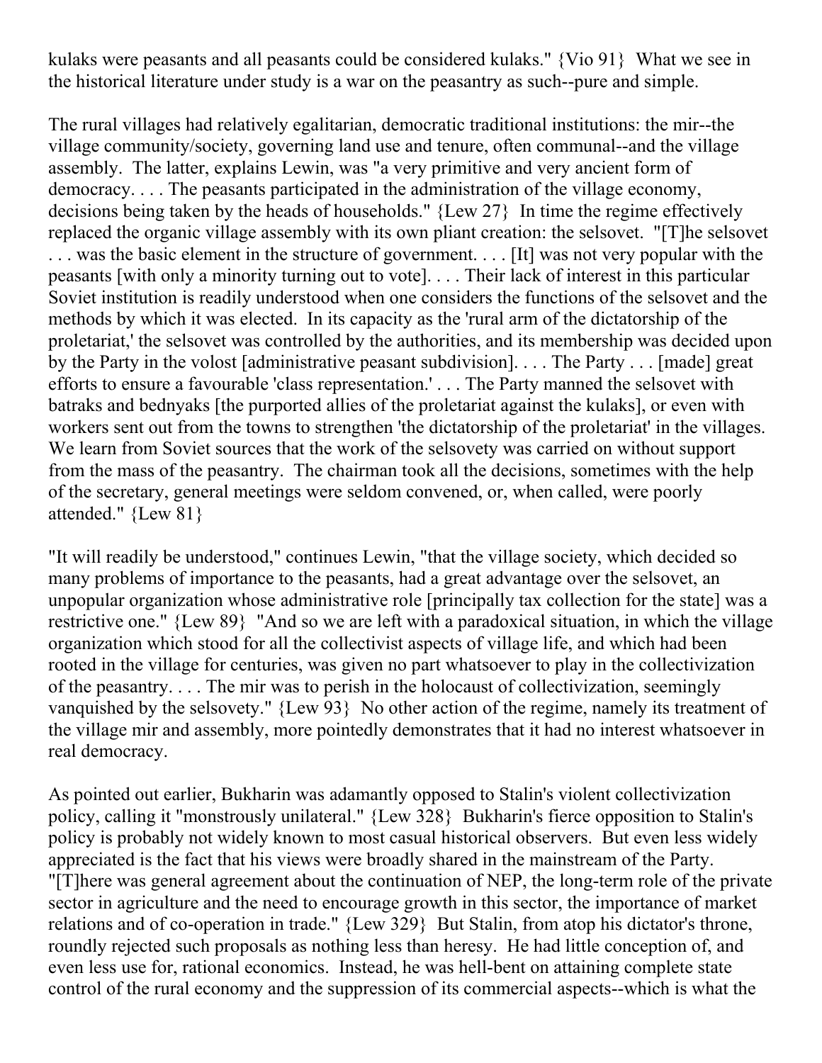kulaks were peasants and all peasants could be considered kulaks." {Vio 91} What we see in the historical literature under study is a war on the peasantry as such--pure and simple.

The rural villages had relatively egalitarian, democratic traditional institutions: the mir--the village community/society, governing land use and tenure, often communal--and the village assembly. The latter, explains Lewin, was "a very primitive and very ancient form of democracy. . . . The peasants participated in the administration of the village economy, decisions being taken by the heads of households." {Lew 27} In time the regime effectively replaced the organic village assembly with its own pliant creation: the selsovet. "[T]he selsovet . . . was the basic element in the structure of government. . . . [It] was not very popular with the peasants [with only a minority turning out to vote]. . . . Their lack of interest in this particular Soviet institution is readily understood when one considers the functions of the selsovet and the methods by which it was elected. In its capacity as the 'rural arm of the dictatorship of the proletariat,' the selsovet was controlled by the authorities, and its membership was decided upon by the Party in the volost [administrative peasant subdivision]. . . . The Party . . . [made] great efforts to ensure a favourable 'class representation.' . . . The Party manned the selsovet with batraks and bednyaks [the purported allies of the proletariat against the kulaks], or even with workers sent out from the towns to strengthen 'the dictatorship of the proletariat' in the villages. We learn from Soviet sources that the work of the selsovety was carried on without support from the mass of the peasantry. The chairman took all the decisions, sometimes with the help of the secretary, general meetings were seldom convened, or, when called, were poorly attended." {Lew 81}

"It will readily be understood," continues Lewin, "that the village society, which decided so many problems of importance to the peasants, had a great advantage over the selsovet, an unpopular organization whose administrative role [principally tax collection for the state] was a restrictive one." {Lew 89} "And so we are left with a paradoxical situation, in which the village organization which stood for all the collectivist aspects of village life, and which had been rooted in the village for centuries, was given no part whatsoever to play in the collectivization of the peasantry. . . . The mir was to perish in the holocaust of collectivization, seemingly vanquished by the selsovety." {Lew 93} No other action of the regime, namely its treatment of the village mir and assembly, more pointedly demonstrates that it had no interest whatsoever in real democracy.

As pointed out earlier, Bukharin was adamantly opposed to Stalin's violent collectivization policy, calling it "monstrously unilateral." {Lew 328} Bukharin's fierce opposition to Stalin's policy is probably not widely known to most casual historical observers. But even less widely appreciated is the fact that his views were broadly shared in the mainstream of the Party. "[T]here was general agreement about the continuation of NEP, the long-term role of the private sector in agriculture and the need to encourage growth in this sector, the importance of market relations and of co-operation in trade." {Lew 329} But Stalin, from atop his dictator's throne, roundly rejected such proposals as nothing less than heresy. He had little conception of, and even less use for, rational economics. Instead, he was hell-bent on attaining complete state control of the rural economy and the suppression of its commercial aspects--which is what the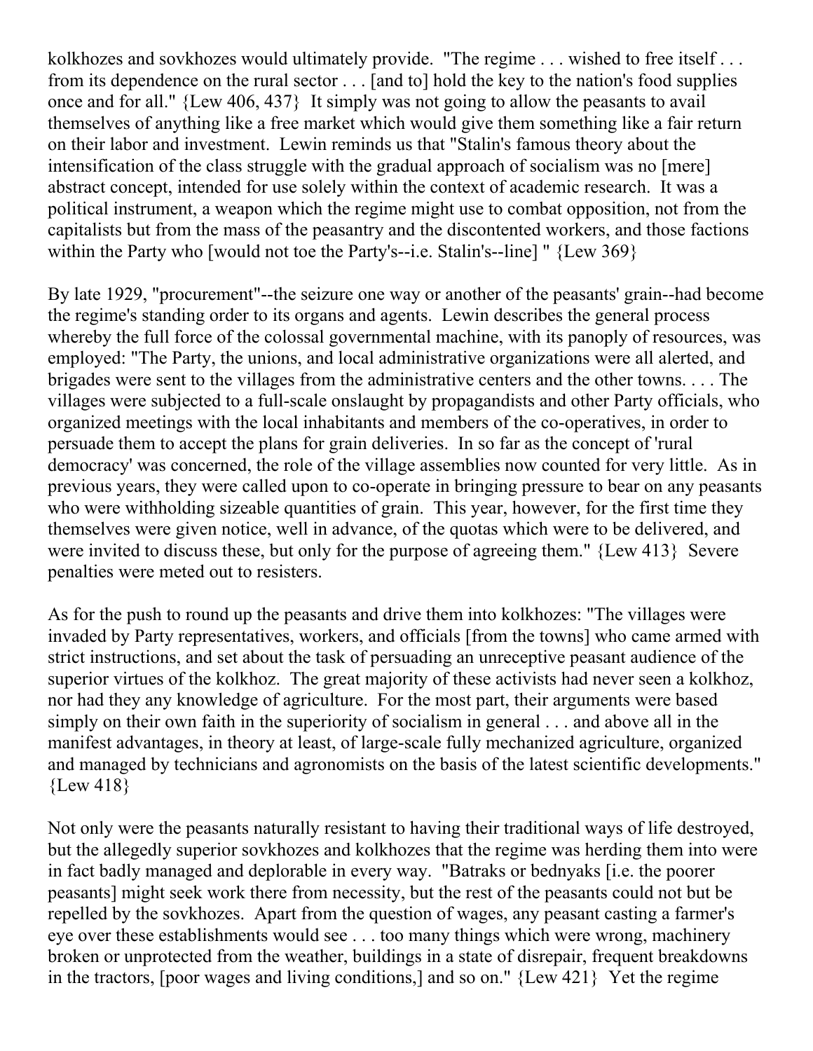kolkhozes and sovkhozes would ultimately provide. "The regime . . . wished to free itself . . . from its dependence on the rural sector . . . [and to] hold the key to the nation's food supplies once and for all." {Lew 406, 437} It simply was not going to allow the peasants to avail themselves of anything like a free market which would give them something like a fair return on their labor and investment. Lewin reminds us that "Stalin's famous theory about the intensification of the class struggle with the gradual approach of socialism was no [mere] abstract concept, intended for use solely within the context of academic research. It was a political instrument, a weapon which the regime might use to combat opposition, not from the capitalists but from the mass of the peasantry and the discontented workers, and those factions within the Party who [would not toe the Party's--i.e. Stalin's--line] " {Lew 369}

By late 1929, "procurement"--the seizure one way or another of the peasants' grain--had become the regime's standing order to its organs and agents. Lewin describes the general process whereby the full force of the colossal governmental machine, with its panoply of resources, was employed: "The Party, the unions, and local administrative organizations were all alerted, and brigades were sent to the villages from the administrative centers and the other towns. . . . The villages were subjected to a full-scale onslaught by propagandists and other Party officials, who organized meetings with the local inhabitants and members of the co-operatives, in order to persuade them to accept the plans for grain deliveries. In so far as the concept of 'rural democracy' was concerned, the role of the village assemblies now counted for very little. As in previous years, they were called upon to co-operate in bringing pressure to bear on any peasants who were withholding sizeable quantities of grain. This year, however, for the first time they themselves were given notice, well in advance, of the quotas which were to be delivered, and were invited to discuss these, but only for the purpose of agreeing them." {Lew 413} Severe penalties were meted out to resisters.

As for the push to round up the peasants and drive them into kolkhozes: "The villages were invaded by Party representatives, workers, and officials [from the towns] who came armed with strict instructions, and set about the task of persuading an unreceptive peasant audience of the superior virtues of the kolkhoz. The great majority of these activists had never seen a kolkhoz, nor had they any knowledge of agriculture. For the most part, their arguments were based simply on their own faith in the superiority of socialism in general . . . and above all in the manifest advantages, in theory at least, of large-scale fully mechanized agriculture, organized and managed by technicians and agronomists on the basis of the latest scientific developments." {Lew 418}

Not only were the peasants naturally resistant to having their traditional ways of life destroyed, but the allegedly superior sovkhozes and kolkhozes that the regime was herding them into were in fact badly managed and deplorable in every way. "Batraks or bednyaks [i.e. the poorer peasants] might seek work there from necessity, but the rest of the peasants could not but be repelled by the sovkhozes. Apart from the question of wages, any peasant casting a farmer's eye over these establishments would see . . . too many things which were wrong, machinery broken or unprotected from the weather, buildings in a state of disrepair, frequent breakdowns in the tractors, [poor wages and living conditions,] and so on." {Lew 421} Yet the regime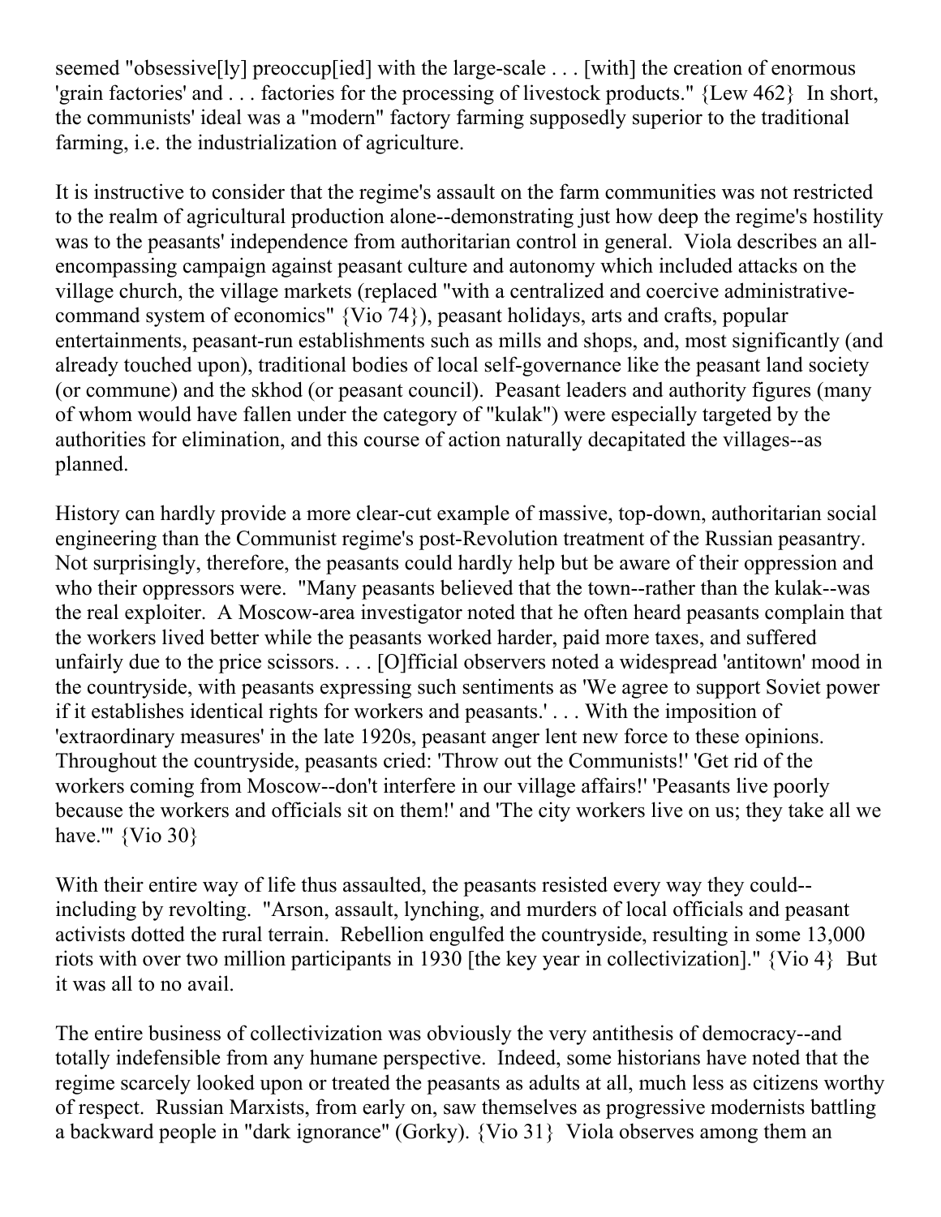seemed "obsessive[ly] preoccup[ied] with the large-scale . . . [with] the creation of enormous 'grain factories' and . . . factories for the processing of livestock products." {Lew 462} In short, the communists' ideal was a "modern" factory farming supposedly superior to the traditional farming, i.e. the industrialization of agriculture.

It is instructive to consider that the regime's assault on the farm communities was not restricted to the realm of agricultural production alone--demonstrating just how deep the regime's hostility was to the peasants' independence from authoritarian control in general. Viola describes an all-encompassing campaign against peasant culture and autonomy which included attacks on the village church, the village markets (replaced "with a centralized and coercive administrative-command system of economics" {Vio 74}), peasant holidays, arts and crafts, popular entertainments, peasant-run establishments such as mills and shops, and, most significantly (and already touched upon), traditional bodies of local self-governance like the peasant land society (or commune) and the skhod (or peasant council). Peasant leaders and authority figures (many of whom would have fallen under the category of "kulak") were especially targeted by the authorities for elimination, and this course of action naturally decapitated the villages--as planned.

History can hardly provide a more clear-cut example of massive, top-down, authoritarian social engineering than the Communist regime's post-Revolution treatment of the Russian peasantry. Not surprisingly, therefore, the peasants could hardly help but be aware of their oppression and who their oppressors were. "Many peasants believed that the town--rather than the kulak--was the real exploiter. A Moscow-area investigator noted that he often heard peasants complain that the workers lived better while the peasants worked harder, paid more taxes, and suffered unfairly due to the price scissors. . . . [O]fficial observers noted a widespread 'antitown' mood in the countryside, with peasants expressing such sentiments as 'We agree to support Soviet power if it establishes identical rights for workers and peasants.' . . . With the imposition of 'extraordinary measures' in the late 1920s, peasant anger lent new force to these opinions. Throughout the countryside, peasants cried: 'Throw out the Communists!' 'Get rid of the workers coming from Moscow--don't interfere in our village affairs!' 'Peasants live poorly because the workers and officials sit on them!' and 'The city workers live on us; they take all we have.'" {Vio 30}

With their entire way of life thus assaulted, the peasants resisted every way they could--including by revolting. "Arson, assault, lynching, and murders of local officials and peasant activists dotted the rural terrain. Rebellion engulfed the countryside, resulting in some 13,000 riots with over two million participants in 1930 [the key year in collectivization]." {Vio 4} But it was all to no avail.

The entire business of collectivization was obviously the very antithesis of democracy--and totally indefensible from any humane perspective. Indeed, some historians have noted that the regime scarcely looked upon or treated the peasants as adults at all, much less as citizens worthy of respect. Russian Marxists, from early on, saw themselves as progressive modernists battling a backward people in "dark ignorance" (Gorky). {Vio 31} Viola observes among them an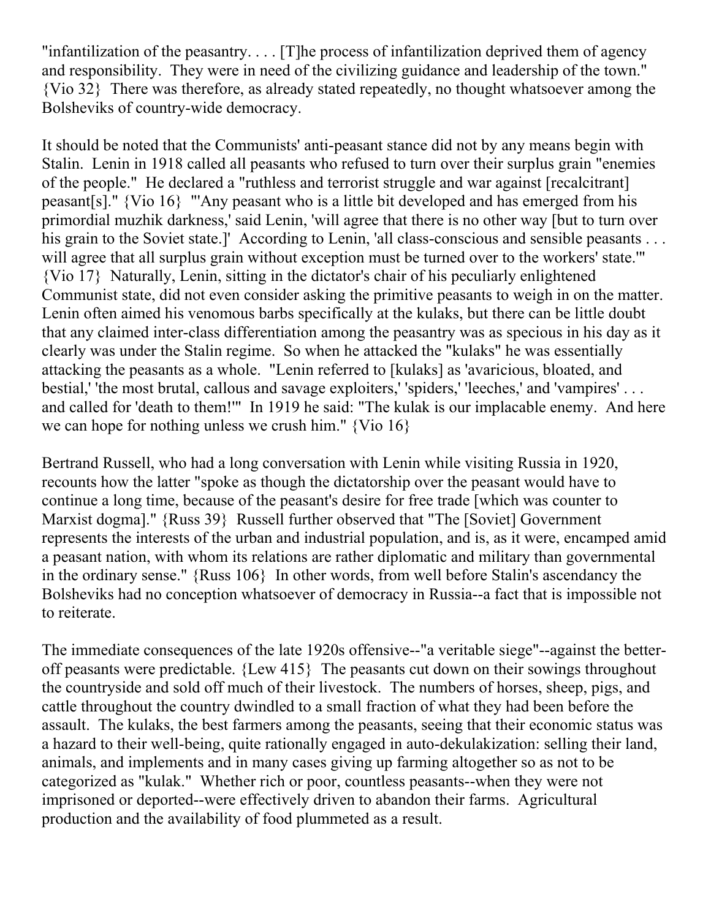"infantilization of the peasantry. . . . [T]he process of infantilization deprived them of agency and responsibility. They were in need of the civilizing guidance and leadership of the town." {Vio 32} There was therefore, as already stated repeatedly, no thought whatsoever among the Bolsheviks of country-wide democracy.

It should be noted that the Communists' anti-peasant stance did not by any means begin with Stalin. Lenin in 1918 called all peasants who refused to turn over their surplus grain "enemies of the people." He declared a "ruthless and terrorist struggle and war against [recalcitrant] peasant[s]." {Vio 16} "'Any peasant who is a little bit developed and has emerged from his primordial muzhik darkness,' said Lenin, 'will agree that there is no other way [but to turn over his grain to the Soviet state.]' According to Lenin, 'all class-conscious and sensible peasants . . . will agree that all surplus grain without exception must be turned over to the workers' state.'" {Vio 17} Naturally, Lenin, sitting in the dictator's chair of his peculiarly enlightened Communist state, did not even consider asking the primitive peasants to weigh in on the matter. Lenin often aimed his venomous barbs specifically at the kulaks, but there can be little doubt that any claimed inter-class differentiation among the peasantry was as specious in his day as it clearly was under the Stalin regime. So when he attacked the "kulaks" he was essentially attacking the peasants as a whole. "Lenin referred to [kulaks] as 'avaricious, bloated, and bestial,' 'the most brutal, callous and savage exploiters,' 'spiders,' 'leeches,' and 'vampires' . . . and called for 'death to them!'" In 1919 he said: "The kulak is our implacable enemy. And here we can hope for nothing unless we crush him." {Vio 16}

Bertrand Russell, who had a long conversation with Lenin while visiting Russia in 1920, recounts how the latter "spoke as though the dictatorship over the peasant would have to continue a long time, because of the peasant's desire for free trade [which was counter to Marxist dogma]." {Russ 39} Russell further observed that "The [Soviet] Government represents the interests of the urban and industrial population, and is, as it were, encamped amid a peasant nation, with whom its relations are rather diplomatic and military than governmental in the ordinary sense." {Russ 106} In other words, from well before Stalin's ascendancy the Bolsheviks had no conception whatsoever of democracy in Russia--a fact that is impossible not to reiterate.

The immediate consequences of the late 1920s offensive--"a veritable siege"--against the better-off peasants were predictable. {Lew 415} The peasants cut down on their sowings throughout the countryside and sold off much of their livestock. The numbers of horses, sheep, pigs, and cattle throughout the country dwindled to a small fraction of what they had been before the assault. The kulaks, the best farmers among the peasants, seeing that their economic status was a hazard to their well-being, quite rationally engaged in auto-dekulakization: selling their land, animals, and implements and in many cases giving up farming altogether so as not to be categorized as "kulak." Whether rich or poor, countless peasants--when they were not imprisoned or deported--were effectively driven to abandon their farms. Agricultural production and the availability of food plummeted as a result.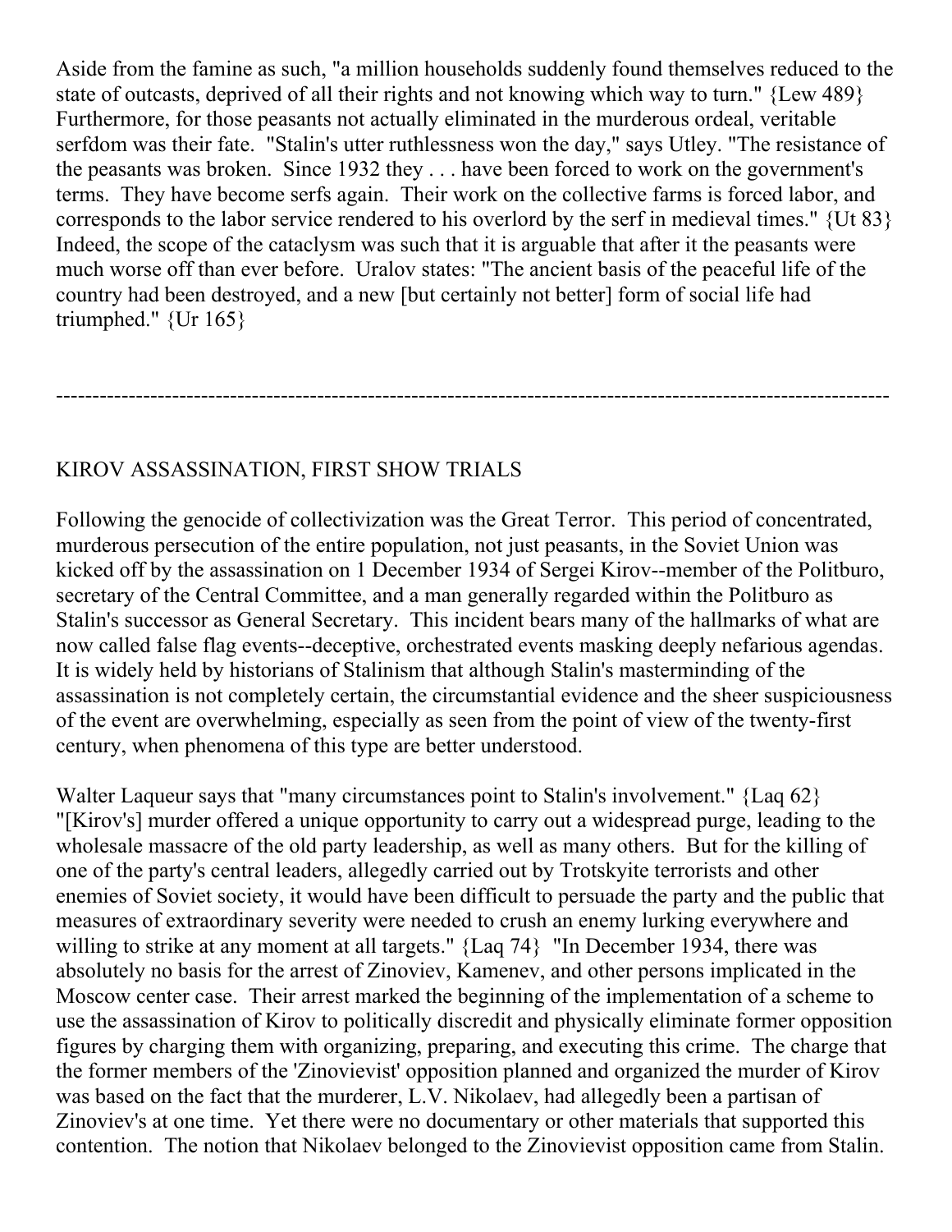Aside from the famine as such, "a million households suddenly found themselves reduced to the state of outcasts, deprived of all their rights and not knowing which way to turn." {Lew 489} Furthermore, for those peasants not actually eliminated in the murderous ordeal, veritable serfdom was their fate. "Stalin's utter ruthlessness won the day," says Utley. "The resistance of the peasants was broken. Since 1932 they . . . have been forced to work on the government's terms. They have become serfs again. Their work on the collective farms is forced labor, and corresponds to the labor service rendered to his overlord by the serf in medieval times." {Ut 83} Indeed, the scope of the cataclysm was such that it is arguable that after it the peasants were much worse off than ever before. Uralov states: "The ancient basis of the peaceful life of the country had been destroyed, and a new [but certainly not better] form of social life had triumphed." {Ur 165}

---

## KIROV ASSASSINATION, FIRST SHOW TRIALS

Following the genocide of collectivization was the Great Terror. This period of concentrated, murderous persecution of the entire population, not just peasants, in the Soviet Union was kicked off by the assassination on 1 December 1934 of Sergei Kirov--member of the Politburo, secretary of the Central Committee, and a man generally regarded within the Politburo as Stalin's successor as General Secretary. This incident bears many of the hallmarks of what are now called false flag events--deceptive, orchestrated events masking deeply nefarious agendas. It is widely held by historians of Stalinism that although Stalin's masterminding of the assassination is not completely certain, the circumstantial evidence and the sheer suspiciousness of the event are overwhelming, especially as seen from the point of view of the twenty-first century, when phenomena of this type are better understood.

Walter Laqueur says that "many circumstances point to Stalin's involvement." {Laq 62} "[Kirov's] murder offered a unique opportunity to carry out a widespread purge, leading to the wholesale massacre of the old party leadership, as well as many others. But for the killing of one of the party's central leaders, allegedly carried out by Trotskyite terrorists and other enemies of Soviet society, it would have been difficult to persuade the party and the public that measures of extraordinary severity were needed to crush an enemy lurking everywhere and willing to strike at any moment at all targets." {Laq 74} "In December 1934, there was absolutely no basis for the arrest of Zinoviev, Kamenev, and other persons implicated in the Moscow center case. Their arrest marked the beginning of the implementation of a scheme to use the assassination of Kirov to politically discredit and physically eliminate former opposition figures by charging them with organizing, preparing, and executing this crime. The charge that the former members of the 'Zinovievist' opposition planned and organized the murder of Kirov was based on the fact that the murderer, L.V. Nikolaev, had allegedly been a partisan of Zinoviev's at one time. Yet there were no documentary or other materials that supported this contention. The notion that Nikolaev belonged to the Zinovievist opposition came from Stalin.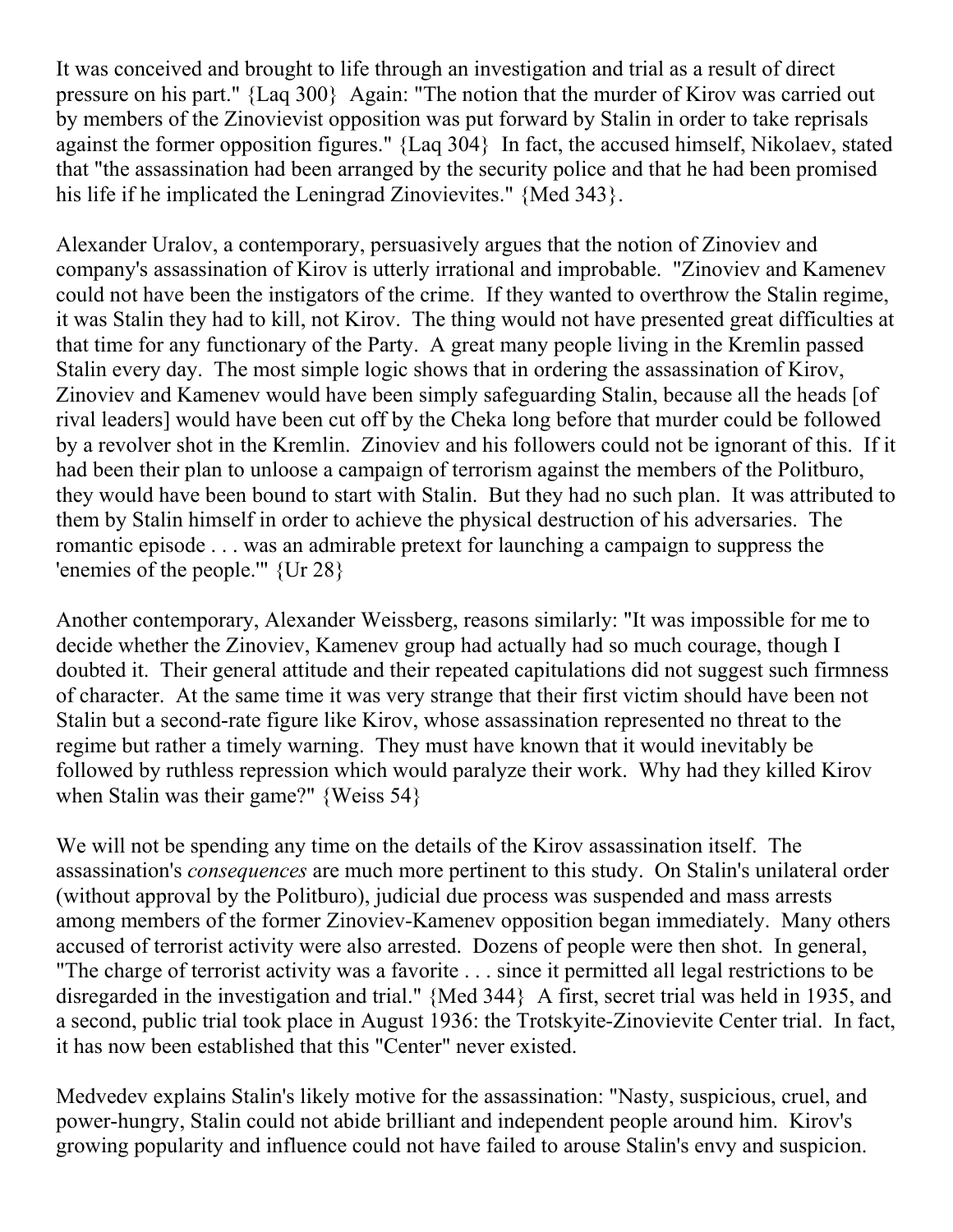It was conceived and brought to life through an investigation and trial as a result of direct pressure on his part." {Laq 300} Again: "The notion that the murder of Kirov was carried out by members of the Zinovievist opposition was put forward by Stalin in order to take reprisals against the former opposition figures." {Laq 304} In fact, the accused himself, Nikolaev, stated that "the assassination had been arranged by the security police and that he had been promised his life if he implicated the Leningrad Zinovievites." {Med 343}.

Alexander Uralov, a contemporary, persuasively argues that the notion of Zinoviev and company's assassination of Kirov is utterly irrational and improbable. "Zinoviev and Kamenev could not have been the instigators of the crime. If they wanted to overthrow the Stalin regime, it was Stalin they had to kill, not Kirov. The thing would not have presented great difficulties at that time for any functionary of the Party. A great many people living in the Kremlin passed Stalin every day. The most simple logic shows that in ordering the assassination of Kirov, Zinoviev and Kamenev would have been simply safeguarding Stalin, because all the heads [of rival leaders] would have been cut off by the Cheka long before that murder could be followed by a revolver shot in the Kremlin. Zinoviev and his followers could not be ignorant of this. If it had been their plan to unloose a campaign of terrorism against the members of the Politburo, they would have been bound to start with Stalin. But they had no such plan. It was attributed to them by Stalin himself in order to achieve the physical destruction of his adversaries. The romantic episode . . . was an admirable pretext for launching a campaign to suppress the 'enemies of the people.'" {Ur 28}

Another contemporary, Alexander Weissberg, reasons similarly: "It was impossible for me to decide whether the Zinoviev, Kamenev group had actually had so much courage, though I doubted it. Their general attitude and their repeated capitulations did not suggest such firmness of character. At the same time it was very strange that their first victim should have been not Stalin but a second-rate figure like Kirov, whose assassination represented no threat to the regime but rather a timely warning. They must have known that it would inevitably be followed by ruthless repression which would paralyze their work. Why had they killed Kirov when Stalin was their game?" {Weiss 54}

We will not be spending any time on the details of the Kirov assassination itself. The assassination's *consequences* are much more pertinent to this study. On Stalin's unilateral order (without approval by the Politburo), judicial due process was suspended and mass arrests among members of the former Zinoviev-Kamenev opposition began immediately. Many others accused of terrorist activity were also arrested. Dozens of people were then shot. In general, "The charge of terrorist activity was a favorite . . . since it permitted all legal restrictions to be disregarded in the investigation and trial." {Med 344} A first, secret trial was held in 1935, and a second, public trial took place in August 1936: the Trotskyite-Zinovievite Center trial. In fact, it has now been established that this "Center" never existed.

Medvedev explains Stalin's likely motive for the assassination: "Nasty, suspicious, cruel, and power-hungry, Stalin could not abide brilliant and independent people around him. Kirov's growing popularity and influence could not have failed to arouse Stalin's envy and suspicion.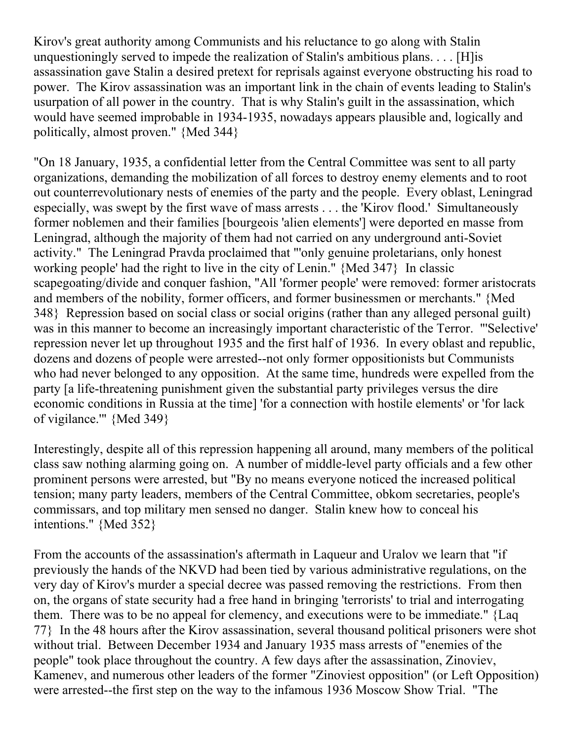Kirov's great authority among Communists and his reluctance to go along with Stalin unquestioningly served to impede the realization of Stalin's ambitious plans. . . . [H]is assassination gave Stalin a desired pretext for reprisals against everyone obstructing his road to power. The Kirov assassination was an important link in the chain of events leading to Stalin's usurpation of all power in the country. That is why Stalin's guilt in the assassination, which would have seemed improbable in 1934-1935, nowadays appears plausible and, logically and politically, almost proven." {Med 344}

"On 18 January, 1935, a confidential letter from the Central Committee was sent to all party organizations, demanding the mobilization of all forces to destroy enemy elements and to root out counterrevolutionary nests of enemies of the party and the people. Every oblast, Leningrad especially, was swept by the first wave of mass arrests . . . the 'Kirov flood.' Simultaneously former noblemen and their families [bourgeois 'alien elements'] were deported en masse from Leningrad, although the majority of them had not carried on any underground anti-Soviet activity." The Leningrad Pravda proclaimed that "'only genuine proletarians, only honest working people' had the right to live in the city of Lenin." {Med 347} In classic scapegoating/divide and conquer fashion, "All 'former people' were removed: former aristocrats and members of the nobility, former officers, and former businessmen or merchants." {Med 348} Repression based on social class or social origins (rather than any alleged personal guilt) was in this manner to become an increasingly important characteristic of the Terror. "'Selective' repression never let up throughout 1935 and the first half of 1936. In every oblast and republic, dozens and dozens of people were arrested--not only former oppositionists but Communists who had never belonged to any opposition. At the same time, hundreds were expelled from the party [a life-threatening punishment given the substantial party privileges versus the dire economic conditions in Russia at the time] 'for a connection with hostile elements' or 'for lack of vigilance.'" {Med 349}

Interestingly, despite all of this repression happening all around, many members of the political class saw nothing alarming going on. A number of middle-level party officials and a few other prominent persons were arrested, but "By no means everyone noticed the increased political tension; many party leaders, members of the Central Committee, obkom secretaries, people's commissars, and top military men sensed no danger. Stalin knew how to conceal his intentions." {Med 352}

From the accounts of the assassination's aftermath in Laqueur and Uralov we learn that "if previously the hands of the NKVD had been tied by various administrative regulations, on the very day of Kirov's murder a special decree was passed removing the restrictions. From then on, the organs of state security had a free hand in bringing 'terrorists' to trial and interrogating them. There was to be no appeal for clemency, and executions were to be immediate." {Laq 77} In the 48 hours after the Kirov assassination, several thousand political prisoners were shot without trial. Between December 1934 and January 1935 mass arrests of "enemies of the people" took place throughout the country. A few days after the assassination, Zinoviev, Kamenev, and numerous other leaders of the former "Zinoviest opposition" (or Left Opposition) were arrested--the first step on the way to the infamous 1936 Moscow Show Trial. "The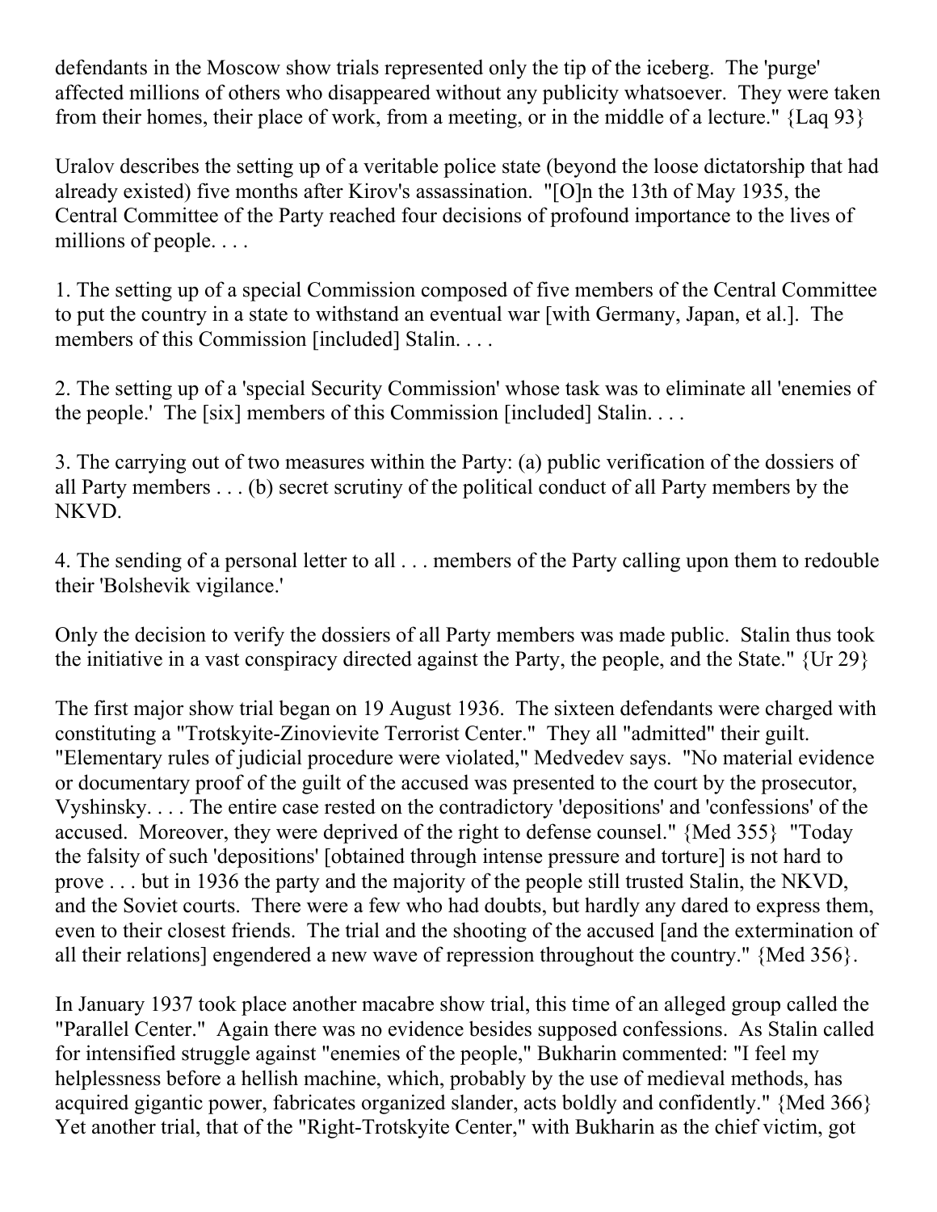defendants in the Moscow show trials represented only the tip of the iceberg. The 'purge' affected millions of others who disappeared without any publicity whatsoever. They were taken from their homes, their place of work, from a meeting, or in the middle of a lecture." {Laq 93}

Uralov describes the setting up of a veritable police state (beyond the loose dictatorship that had already existed) five months after Kirov's assassination. "[O]n the 13th of May 1935, the Central Committee of the Party reached four decisions of profound importance to the lives of millions of people. . . .

1. The setting up of a special Commission composed of five members of the Central Committee to put the country in a state to withstand an eventual war [with Germany, Japan, et al.]. The members of this Commission [included] Stalin. . . .

2. The setting up of a 'special Security Commission' whose task was to eliminate all 'enemies of the people.' The [six] members of this Commission [included] Stalin. . . .

3. The carrying out of two measures within the Party: (a) public verification of the dossiers of all Party members . . . (b) secret scrutiny of the political conduct of all Party members by the NKVD.

4. The sending of a personal letter to all . . . members of the Party calling upon them to redouble their 'Bolshevik vigilance.'

Only the decision to verify the dossiers of all Party members was made public. Stalin thus took the initiative in a vast conspiracy directed against the Party, the people, and the State." {Ur 29}

The first major show trial began on 19 August 1936. The sixteen defendants were charged with constituting a "Trotskyite-Zinovievite Terrorist Center." They all "admitted" their guilt. "Elementary rules of judicial procedure were violated," Medvedev says. "No material evidence or documentary proof of the guilt of the accused was presented to the court by the prosecutor, Vyshinsky. . . . The entire case rested on the contradictory 'depositions' and 'confessions' of the accused. Moreover, they were deprived of the right to defense counsel." {Med 355} "Today the falsity of such 'depositions' [obtained through intense pressure and torture] is not hard to prove . . . but in 1936 the party and the majority of the people still trusted Stalin, the NKVD, and the Soviet courts. There were a few who had doubts, but hardly any dared to express them, even to their closest friends. The trial and the shooting of the accused [and the extermination of all their relations] engendered a new wave of repression throughout the country." {Med 356}.

In January 1937 took place another macabre show trial, this time of an alleged group called the "Parallel Center." Again there was no evidence besides supposed confessions. As Stalin called for intensified struggle against "enemies of the people," Bukharin commented: "I feel my helplessness before a hellish machine, which, probably by the use of medieval methods, has acquired gigantic power, fabricates organized slander, acts boldly and confidently." {Med 366} Yet another trial, that of the "Right-Trotskyite Center," with Bukharin as the chief victim, got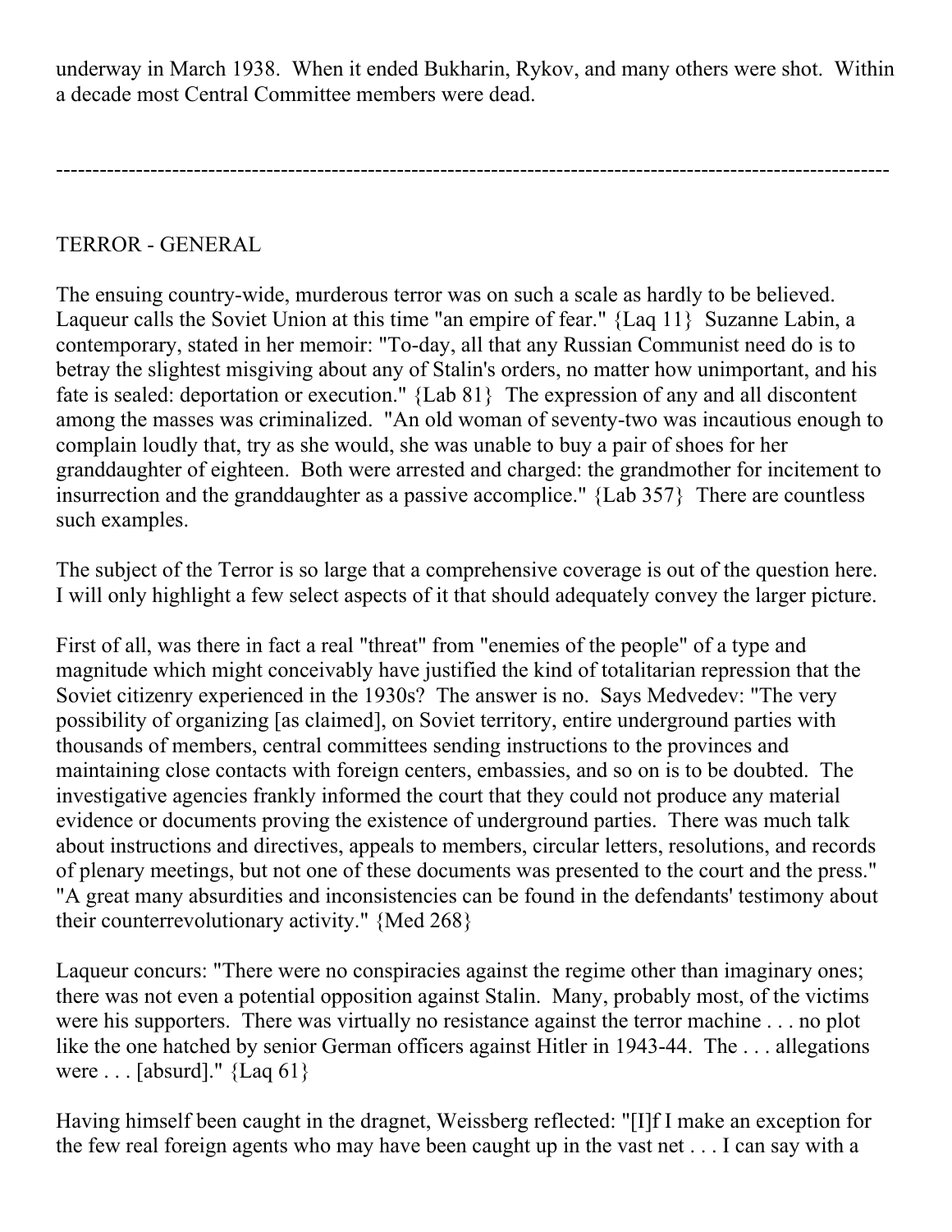underway in March 1938. When it ended Bukharin, Rykov, and many others were shot. Within a decade most Central Committee members were dead.

---

TERROR - GENERAL

The ensuing country-wide, murderous terror was on such a scale as hardly to be believed. Laqueur calls the Soviet Union at this time "an empire of fear." {Laq 11} Suzanne Labin, a contemporary, stated in her memoir: "To-day, all that any Russian Communist need do is to betray the slightest misgiving about any of Stalin's orders, no matter how unimportant, and his fate is sealed: deportation or execution." {Lab 81} The expression of any and all discontent among the masses was criminalized. "An old woman of seventy-two was incautious enough to complain loudly that, try as she would, she was unable to buy a pair of shoes for her granddaughter of eighteen. Both were arrested and charged: the grandmother for incitement to insurrection and the granddaughter as a passive accomplice." {Lab 357} There are countless such examples.

The subject of the Terror is so large that a comprehensive coverage is out of the question here. I will only highlight a few select aspects of it that should adequately convey the larger picture.

First of all, was there in fact a real "threat" from "enemies of the people" of a type and magnitude which might conceivably have justified the kind of totalitarian repression that the Soviet citizenry experienced in the 1930s? The answer is no. Says Medvedev: "The very possibility of organizing [as claimed], on Soviet territory, entire underground parties with thousands of members, central committees sending instructions to the provinces and maintaining close contacts with foreign centers, embassies, and so on is to be doubted. The investigative agencies frankly informed the court that they could not produce any material evidence or documents proving the existence of underground parties. There was much talk about instructions and directives, appeals to members, circular letters, resolutions, and records of plenary meetings, but not one of these documents was presented to the court and the press." "A great many absurdities and inconsistencies can be found in the defendants' testimony about their counterrevolutionary activity." {Med 268}

Laqueur concurs: "There were no conspiracies against the regime other than imaginary ones; there was not even a potential opposition against Stalin. Many, probably most, of the victims were his supporters. There was virtually no resistance against the terror machine . . . no plot like the one hatched by senior German officers against Hitler in 1943-44. The . . . allegations were . . . [absurd]." {Laq 61}

Having himself been caught in the dragnet, Weissberg reflected: "[I]f I make an exception for the few real foreign agents who may have been caught up in the vast net . . . I can say with a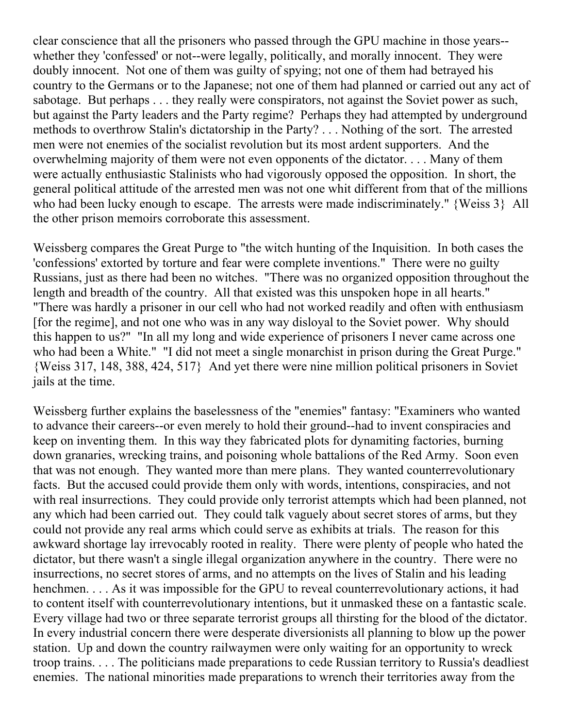clear conscience that all the prisoners who passed through the GPU machine in those years--whether they 'confessed' or not--were legally, politically, and morally innocent. They were doubly innocent. Not one of them was guilty of spying; not one of them had betrayed his country to the Germans or to the Japanese; not one of them had planned or carried out any act of sabotage. But perhaps . . . they really were conspirators, not against the Soviet power as such, but against the Party leaders and the Party regime? Perhaps they had attempted by underground methods to overthrow Stalin's dictatorship in the Party? . . . Nothing of the sort. The arrested men were not enemies of the socialist revolution but its most ardent supporters. And the overwhelming majority of them were not even opponents of the dictator. . . . Many of them were actually enthusiastic Stalinists who had vigorously opposed the opposition. In short, the general political attitude of the arrested men was not one whit different from that of the millions who had been lucky enough to escape. The arrests were made indiscriminately." {Weiss 3} All the other prison memoirs corroborate this assessment.

Weissberg compares the Great Purge to "the witch hunting of the Inquisition. In both cases the 'confessions' extorted by torture and fear were complete inventions." There were no guilty Russians, just as there had been no witches. "There was no organized opposition throughout the length and breadth of the country. All that existed was this unspoken hope in all hearts." "There was hardly a prisoner in our cell who had not worked readily and often with enthusiasm [for the regime], and not one who was in any way disloyal to the Soviet power. Why should this happen to us?" "In all my long and wide experience of prisoners I never came across one who had been a White." "I did not meet a single monarchist in prison during the Great Purge." {Weiss 317, 148, 388, 424, 517} And yet there were nine million political prisoners in Soviet jails at the time.

Weissberg further explains the baselessness of the "enemies" fantasy: "Examiners who wanted to advance their careers--or even merely to hold their ground--had to invent conspiracies and keep on inventing them. In this way they fabricated plots for dynamiting factories, burning down granaries, wrecking trains, and poisoning whole battalions of the Red Army. Soon even that was not enough. They wanted more than mere plans. They wanted counterrevolutionary facts. But the accused could provide them only with words, intentions, conspiracies, and not with real insurrections. They could provide only terrorist attempts which had been planned, not any which had been carried out. They could talk vaguely about secret stores of arms, but they could not provide any real arms which could serve as exhibits at trials. The reason for this awkward shortage lay irrevocably rooted in reality. There were plenty of people who hated the dictator, but there wasn't a single illegal organization anywhere in the country. There were no insurrections, no secret stores of arms, and no attempts on the lives of Stalin and his leading henchmen. . . . As it was impossible for the GPU to reveal counterrevolutionary actions, it had to content itself with counterrevolutionary intentions, but it unmasked these on a fantastic scale. Every village had two or three separate terrorist groups all thirsting for the blood of the dictator. In every industrial concern there were desperate diversionists all planning to blow up the power station. Up and down the country railwaymen were only waiting for an opportunity to wreck troop trains. . . . The politicians made preparations to cede Russian territory to Russia's deadliest enemies. The national minorities made preparations to wrench their territories away from the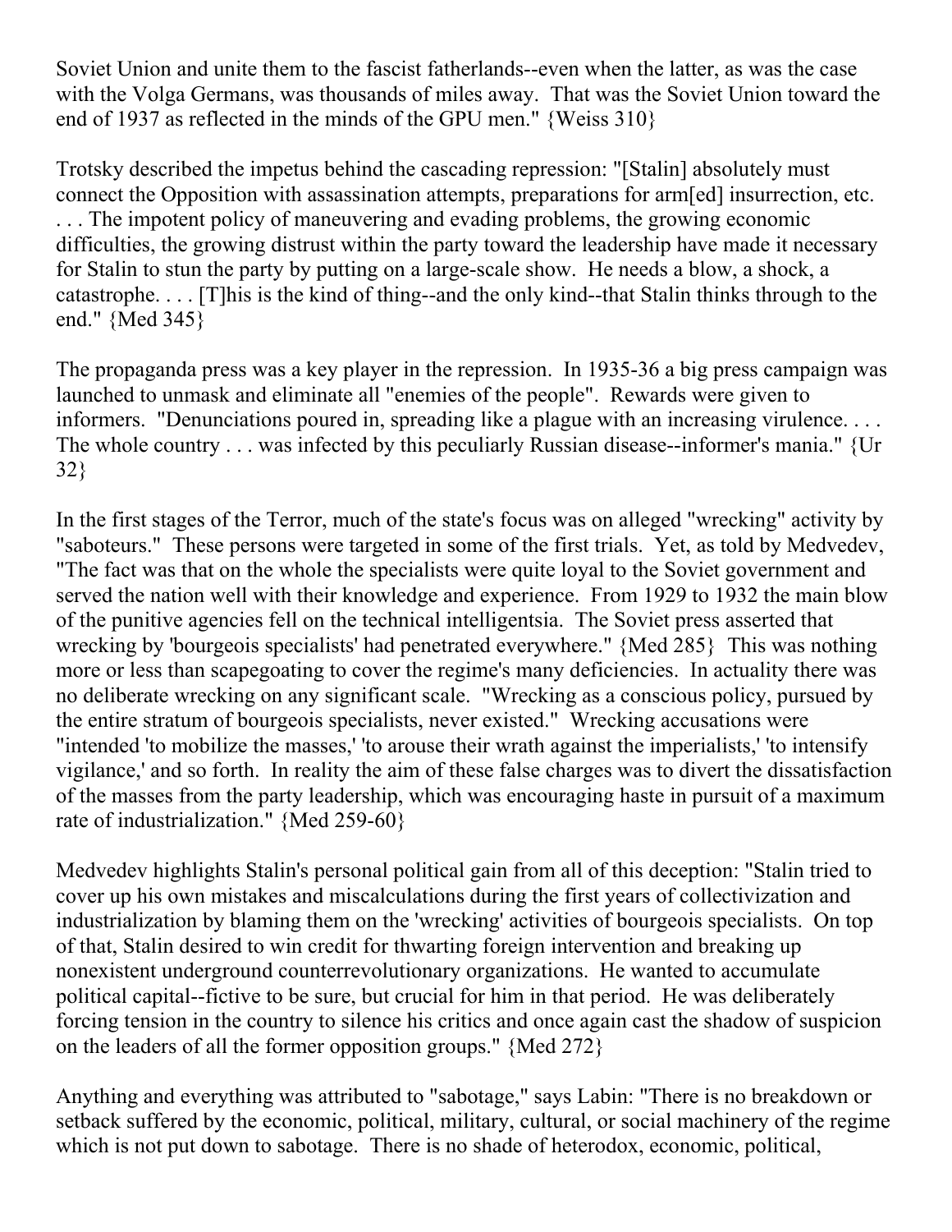Soviet Union and unite them to the fascist fatherlands--even when the latter, as was the case with the Volga Germans, was thousands of miles away. That was the Soviet Union toward the end of 1937 as reflected in the minds of the GPU men." {Weiss 310}

Trotsky described the impetus behind the cascading repression: "[Stalin] absolutely must connect the Opposition with assassination attempts, preparations for arm[ed] insurrection, etc. . . . The impotent policy of maneuvering and evading problems, the growing economic difficulties, the growing distrust within the party toward the leadership have made it necessary for Stalin to stun the party by putting on a large-scale show. He needs a blow, a shock, a catastrophe. . . . [T]his is the kind of thing--and the only kind--that Stalin thinks through to the end." {Med 345}

The propaganda press was a key player in the repression. In 1935-36 a big press campaign was launched to unmask and eliminate all "enemies of the people". Rewards were given to informers. "Denunciations poured in, spreading like a plague with an increasing virulence. . . . The whole country . . . was infected by this peculiarly Russian disease--informer's mania." {Ur 32}

In the first stages of the Terror, much of the state's focus was on alleged "wrecking" activity by "saboteurs." These persons were targeted in some of the first trials. Yet, as told by Medvedev, "The fact was that on the whole the specialists were quite loyal to the Soviet government and served the nation well with their knowledge and experience. From 1929 to 1932 the main blow of the punitive agencies fell on the technical intelligentsia. The Soviet press asserted that wrecking by 'bourgeois specialists' had penetrated everywhere." {Med 285} This was nothing more or less than scapegoating to cover the regime's many deficiencies. In actuality there was no deliberate wrecking on any significant scale. "Wrecking as a conscious policy, pursued by the entire stratum of bourgeois specialists, never existed." Wrecking accusations were "intended 'to mobilize the masses,' 'to arouse their wrath against the imperialists,' 'to intensify vigilance,' and so forth. In reality the aim of these false charges was to divert the dissatisfaction of the masses from the party leadership, which was encouraging haste in pursuit of a maximum rate of industrialization." {Med 259-60}

Medvedev highlights Stalin's personal political gain from all of this deception: "Stalin tried to cover up his own mistakes and miscalculations during the first years of collectivization and industrialization by blaming them on the 'wrecking' activities of bourgeois specialists. On top of that, Stalin desired to win credit for thwarting foreign intervention and breaking up nonexistent underground counterrevolutionary organizations. He wanted to accumulate political capital--fictive to be sure, but crucial for him in that period. He was deliberately forcing tension in the country to silence his critics and once again cast the shadow of suspicion on the leaders of all the former opposition groups." {Med 272}

Anything and everything was attributed to "sabotage," says Labin: "There is no breakdown or setback suffered by the economic, political, military, cultural, or social machinery of the regime which is not put down to sabotage. There is no shade of heterodox, economic, political,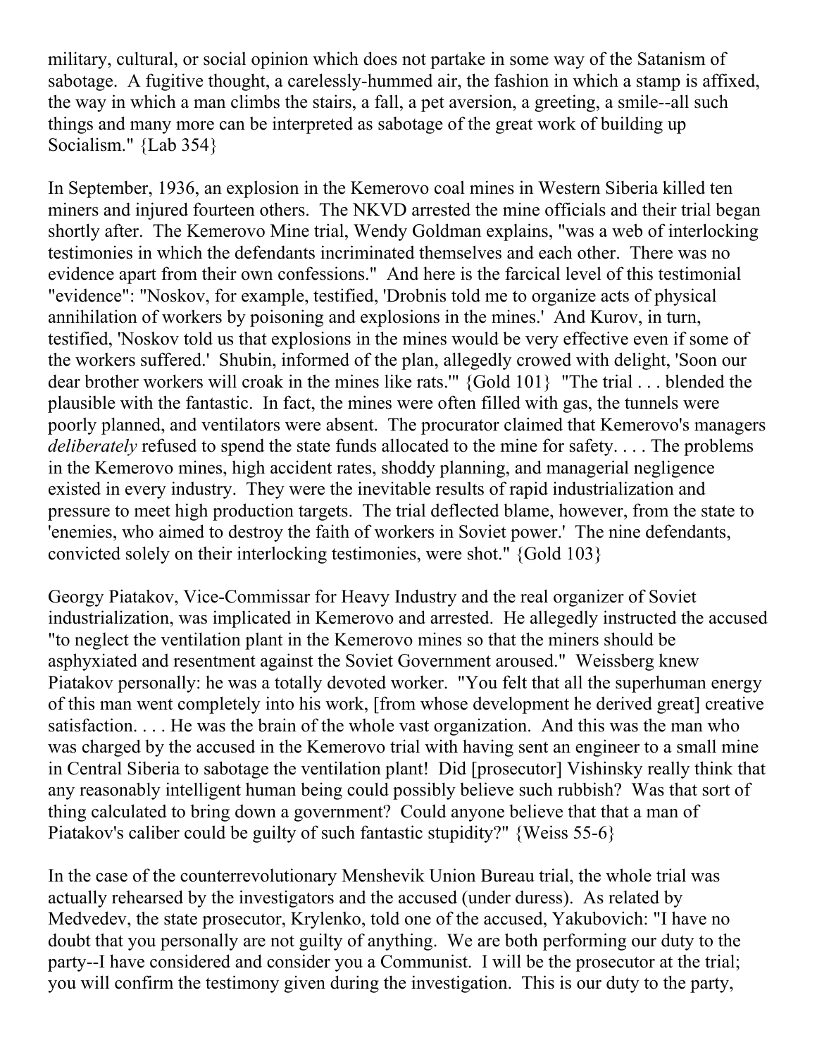military, cultural, or social opinion which does not partake in some way of the Satanism of sabotage. A fugitive thought, a carelessly-hummed air, the fashion in which a stamp is affixed, the way in which a man climbs the stairs, a fall, a pet aversion, a greeting, a smile--all such things and many more can be interpreted as sabotage of the great work of building up Socialism." {Lab 354}

In September, 1936, an explosion in the Kemerovo coal mines in Western Siberia killed ten miners and injured fourteen others. The NKVD arrested the mine officials and their trial began shortly after. The Kemerovo Mine trial, Wendy Goldman explains, "was a web of interlocking testimonies in which the defendants incriminated themselves and each other. There was no evidence apart from their own confessions." And here is the farcical level of this testimonial "evidence": "Noskov, for example, testified, 'Drobnis told me to organize acts of physical annihilation of workers by poisoning and explosions in the mines.' And Kurov, in turn, testified, 'Noskov told us that explosions in the mines would be very effective even if some of the workers suffered.' Shubin, informed of the plan, allegedly crowed with delight, 'Soon our dear brother workers will croak in the mines like rats.'" {Gold 101} "The trial . . . blended the plausible with the fantastic. In fact, the mines were often filled with gas, the tunnels were poorly planned, and ventilators were absent. The procurator claimed that Kemerovo's managers *deliberately* refused to spend the state funds allocated to the mine for safety. . . . The problems in the Kemerovo mines, high accident rates, shoddy planning, and managerial negligence existed in every industry. They were the inevitable results of rapid industrialization and pressure to meet high production targets. The trial deflected blame, however, from the state to 'enemies, who aimed to destroy the faith of workers in Soviet power.' The nine defendants, convicted solely on their interlocking testimonies, were shot." {Gold 103}

Georgy Piatakov, Vice-Commissar for Heavy Industry and the real organizer of Soviet industrialization, was implicated in Kemerovo and arrested. He allegedly instructed the accused "to neglect the ventilation plant in the Kemerovo mines so that the miners should be asphyxiated and resentment against the Soviet Government aroused." Weissberg knew Piatakov personally: he was a totally devoted worker. "You felt that all the superhuman energy of this man went completely into his work, [from whose development he derived great] creative satisfaction. . . . He was the brain of the whole vast organization. And this was the man who was charged by the accused in the Kemerovo trial with having sent an engineer to a small mine in Central Siberia to sabotage the ventilation plant! Did [prosecutor] Vishinsky really think that any reasonably intelligent human being could possibly believe such rubbish? Was that sort of thing calculated to bring down a government? Could anyone believe that that a man of Piatakov's caliber could be guilty of such fantastic stupidity?" {Weiss 55-6}

In the case of the counterrevolutionary Menshevik Union Bureau trial, the whole trial was actually rehearsed by the investigators and the accused (under duress). As related by Medvedev, the state prosecutor, Krylenko, told one of the accused, Yakubovich: "I have no doubt that you personally are not guilty of anything. We are both performing our duty to the party--I have considered and consider you a Communist. I will be the prosecutor at the trial; you will confirm the testimony given during the investigation. This is our duty to the party,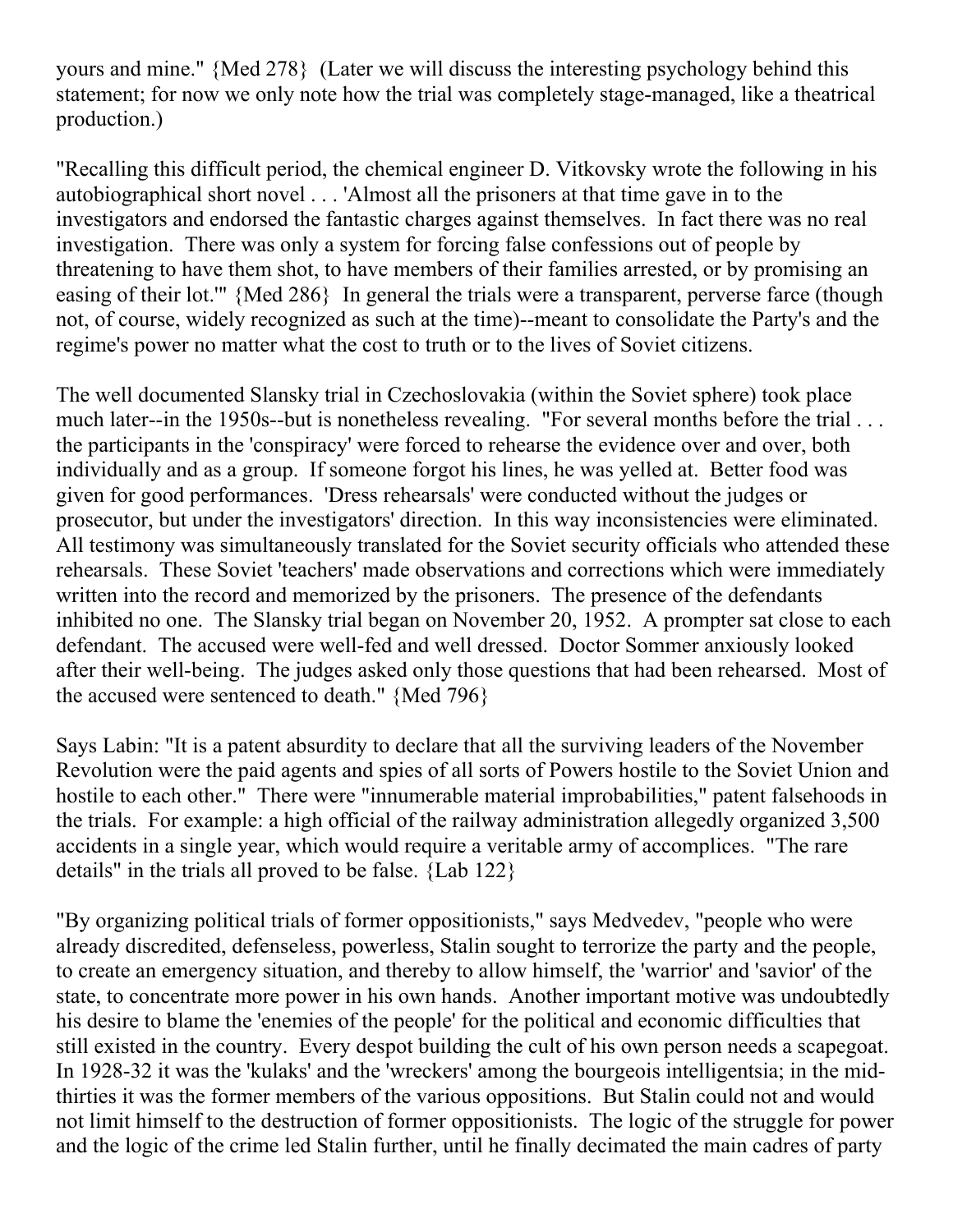yours and mine." {Med 278} (Later we will discuss the interesting psychology behind this statement; for now we only note how the trial was completely stage-managed, like a theatrical production.)

"Recalling this difficult period, the chemical engineer D. Vitkovsky wrote the following in his autobiographical short novel . . . 'Almost all the prisoners at that time gave in to the investigators and endorsed the fantastic charges against themselves. In fact there was no real investigation. There was only a system for forcing false confessions out of people by threatening to have them shot, to have members of their families arrested, or by promising an easing of their lot.'" {Med 286} In general the trials were a transparent, perverse farce (though not, of course, widely recognized as such at the time)--meant to consolidate the Party's and the regime's power no matter what the cost to truth or to the lives of Soviet citizens.

The well documented Slansky trial in Czechoslovakia (within the Soviet sphere) took place much later--in the 1950s--but is nonetheless revealing. "For several months before the trial . . . the participants in the 'conspiracy' were forced to rehearse the evidence over and over, both individually and as a group. If someone forgot his lines, he was yelled at. Better food was given for good performances. 'Dress rehearsals' were conducted without the judges or prosecutor, but under the investigators' direction. In this way inconsistencies were eliminated. All testimony was simultaneously translated for the Soviet security officials who attended these rehearsals. These Soviet 'teachers' made observations and corrections which were immediately written into the record and memorized by the prisoners. The presence of the defendants inhibited no one. The Slansky trial began on November 20, 1952. A prompter sat close to each defendant. The accused were well-fed and well dressed. Doctor Sommer anxiously looked after their well-being. The judges asked only those questions that had been rehearsed. Most of the accused were sentenced to death." {Med 796}

Says Labin: "It is a patent absurdity to declare that all the surviving leaders of the November Revolution were the paid agents and spies of all sorts of Powers hostile to the Soviet Union and hostile to each other." There were "innumerable material improbabilities," patent falsehoods in the trials. For example: a high official of the railway administration allegedly organized 3,500 accidents in a single year, which would require a veritable army of accomplices. "The rare details" in the trials all proved to be false. {Lab 122}

"By organizing political trials of former oppositionists," says Medvedev, "people who were already discredited, defenseless, powerless, Stalin sought to terrorize the party and the people, to create an emergency situation, and thereby to allow himself, the 'warrior' and 'savior' of the state, to concentrate more power in his own hands. Another important motive was undoubtedly his desire to blame the 'enemies of the people' for the political and economic difficulties that still existed in the country. Every despot building the cult of his own person needs a scapegoat. In 1928-32 it was the 'kulaks' and the 'wreckers' among the bourgeois intelligentsia; in the mid-thirties it was the former members of the various oppositions. But Stalin could not and would not limit himself to the destruction of former oppositionists. The logic of the struggle for power and the logic of the crime led Stalin further, until he finally decimated the main cadres of party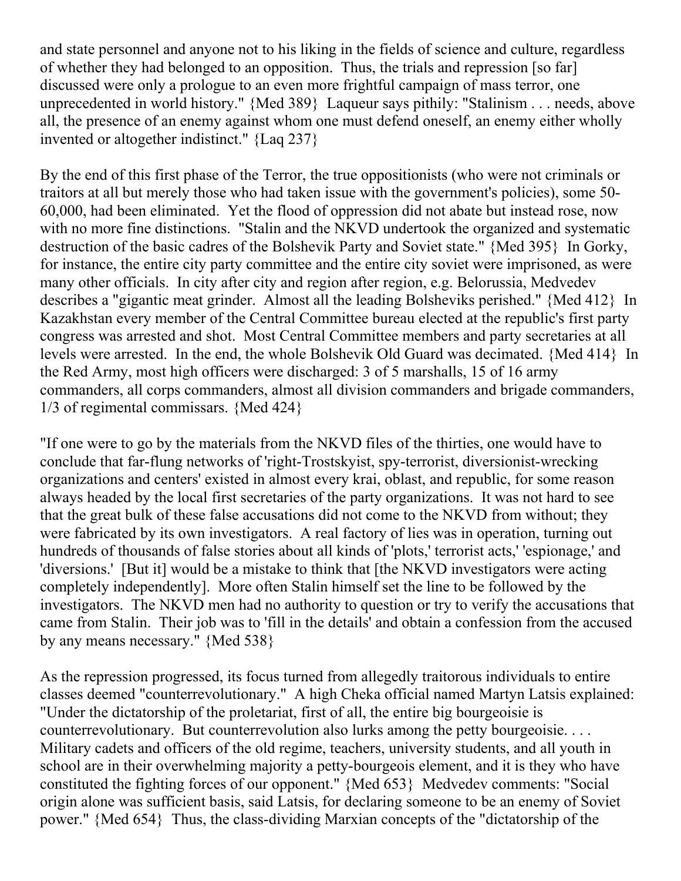and state personnel and anyone not to his liking in the fields of science and culture, regardless of whether they had belonged to an opposition. Thus, the trials and repression [so far] discussed were only a prologue to an even more frightful campaign of mass terror, one unprecedented in world history." {Med 389} Laqueur says pithily: "Stalinism . . . needs, above all, the presence of an enemy against whom one must defend oneself, an enemy either wholly invented or altogether indistinct." {Laq 237}

By the end of this first phase of the Terror, the true oppositionists (who were not criminals or traitors at all but merely those who had taken issue with the government's policies), some 50-60,000, had been eliminated. Yet the flood of oppression did not abate but instead rose, now with no more fine distinctions. "Stalin and the NKVD undertook the organized and systematic destruction of the basic cadres of the Bolshevik Party and Soviet state." {Med 395} In Gorky, for instance, the entire city party committee and the entire city soviet were imprisoned, as were many other officials. In city after city and region after region, e.g. Belorussia, Medvedev describes a "gigantic meat grinder. Almost all the leading Bolsheviks perished." {Med 412} In Kazakhstan every member of the Central Committee bureau elected at the republic's first party congress was arrested and shot. Most Central Committee members and party secretaries at all levels were arrested. In the end, the whole Bolshevik Old Guard was decimated. {Med 414} In the Red Army, most high officers were discharged: 3 of 5 marshalls, 15 of 16 army commanders, all corps commanders, almost all division commanders and brigade commanders, 1/3 of regimental commissars. {Med 424}

"If one were to go by the materials from the NKVD files of the thirties, one would have to conclude that far-flung networks of 'right-Trostskyist, spy-terrorist, diversionist-wrecking organizations and centers' existed in almost every krai, oblast, and republic, for some reason always headed by the local first secretaries of the party organizations. It was not hard to see that the great bulk of these false accusations did not come to the NKVD from without; they were fabricated by its own investigators. A real factory of lies was in operation, turning out hundreds of thousands of false stories about all kinds of 'plots,' terrorist acts,' 'espionage,' and 'diversions.' [But it] would be a mistake to think that [the NKVD investigators were acting completely independently]. More often Stalin himself set the line to be followed by the investigators. The NKVD men had no authority to question or try to verify the accusations that came from Stalin. Their job was to 'fill in the details' and obtain a confession from the accused by any means necessary." {Med 538}

As the repression progressed, its focus turned from allegedly traitorous individuals to entire classes deemed "counterrevolutionary." A high Cheka official named Martyn Latsis explained: "Under the dictatorship of the proletariat, first of all, the entire big bourgeoisie is counterrevolutionary. But counterrevolution also lurks among the petty bourgeoisie. . . . Military cadets and officers of the old regime, teachers, university students, and all youth in school are in their overwhelming majority a petty-bourgeois element, and it is they who have constituted the fighting forces of our opponent." {Med 653} Medvedev comments: "Social origin alone was sufficient basis, said Latsis, for declaring someone to be an enemy of Soviet power." {Med 654} Thus, the class-dividing Marxian concepts of the "dictatorship of the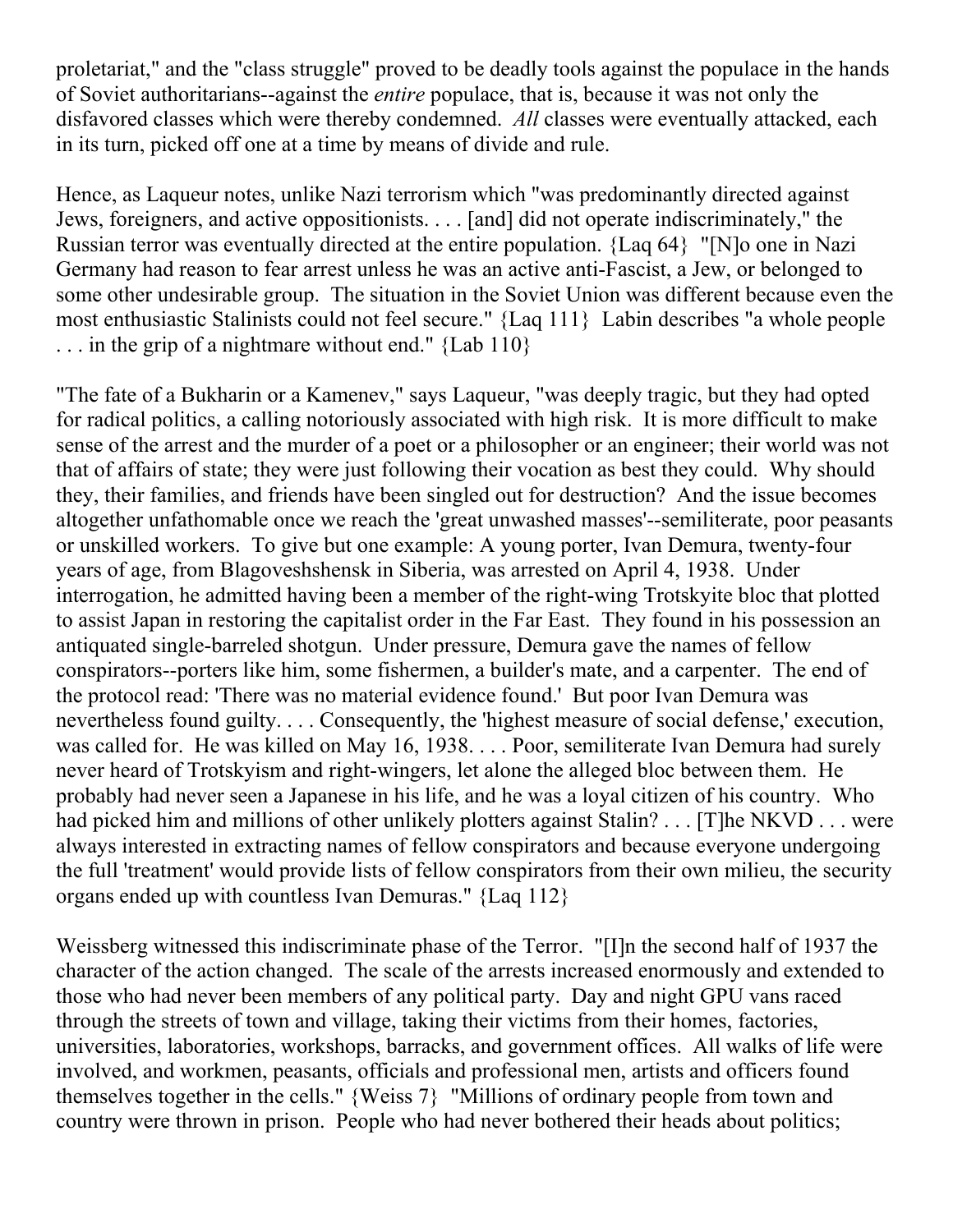proletariat," and the "class struggle" proved to be deadly tools against the populace in the hands of Soviet authoritarians--against the *entire* populace, that is, because it was not only the disfavored classes which were thereby condemned. *All* classes were eventually attacked, each in its turn, picked off one at a time by means of divide and rule.

Hence, as Laqueur notes, unlike Nazi terrorism which "was predominantly directed against Jews, foreigners, and active oppositionists. . . . [and] did not operate indiscriminately," the Russian terror was eventually directed at the entire population. {Laq 64} "[N]o one in Nazi Germany had reason to fear arrest unless he was an active anti-Fascist, a Jew, or belonged to some other undesirable group. The situation in the Soviet Union was different because even the most enthusiastic Stalinists could not feel secure." {Laq 111} Labin describes "a whole people . . . in the grip of a nightmare without end." {Lab 110}

"The fate of a Bukharin or a Kamenev," says Laqueur, "was deeply tragic, but they had opted for radical politics, a calling notoriously associated with high risk. It is more difficult to make sense of the arrest and the murder of a poet or a philosopher or an engineer; their world was not that of affairs of state; they were just following their vocation as best they could. Why should they, their families, and friends have been singled out for destruction? And the issue becomes altogether unfathomable once we reach the 'great unwashed masses'--semiliterate, poor peasants or unskilled workers. To give but one example: A young porter, Ivan Demura, twenty-four years of age, from Blagoveshshensk in Siberia, was arrested on April 4, 1938. Under interrogation, he admitted having been a member of the right-wing Trotskyite bloc that plotted to assist Japan in restoring the capitalist order in the Far East. They found in his possession an antiquated single-barreled shotgun. Under pressure, Demura gave the names of fellow conspirators--porters like him, some fishermen, a builder's mate, and a carpenter. The end of the protocol read: 'There was no material evidence found.' But poor Ivan Demura was nevertheless found guilty. . . . Consequently, the 'highest measure of social defense,' execution, was called for. He was killed on May 16, 1938. . . . Poor, semiliterate Ivan Demura had surely never heard of Trotskyism and right-wingers, let alone the alleged bloc between them. He probably had never seen a Japanese in his life, and he was a loyal citizen of his country. Who had picked him and millions of other unlikely plotters against Stalin? . . . [T]he NKVD . . . were always interested in extracting names of fellow conspirators and because everyone undergoing the full 'treatment' would provide lists of fellow conspirators from their own milieu, the security organs ended up with countless Ivan Demuras." {Laq 112}

Weissberg witnessed this indiscriminate phase of the Terror. "[I]n the second half of 1937 the character of the action changed. The scale of the arrests increased enormously and extended to those who had never been members of any political party. Day and night GPU vans raced through the streets of town and village, taking their victims from their homes, factories, universities, laboratories, workshops, barracks, and government offices. All walks of life were involved, and workmen, peasants, officials and professional men, artists and officers found themselves together in the cells." {Weiss 7} "Millions of ordinary people from town and country were thrown in prison. People who had never bothered their heads about politics;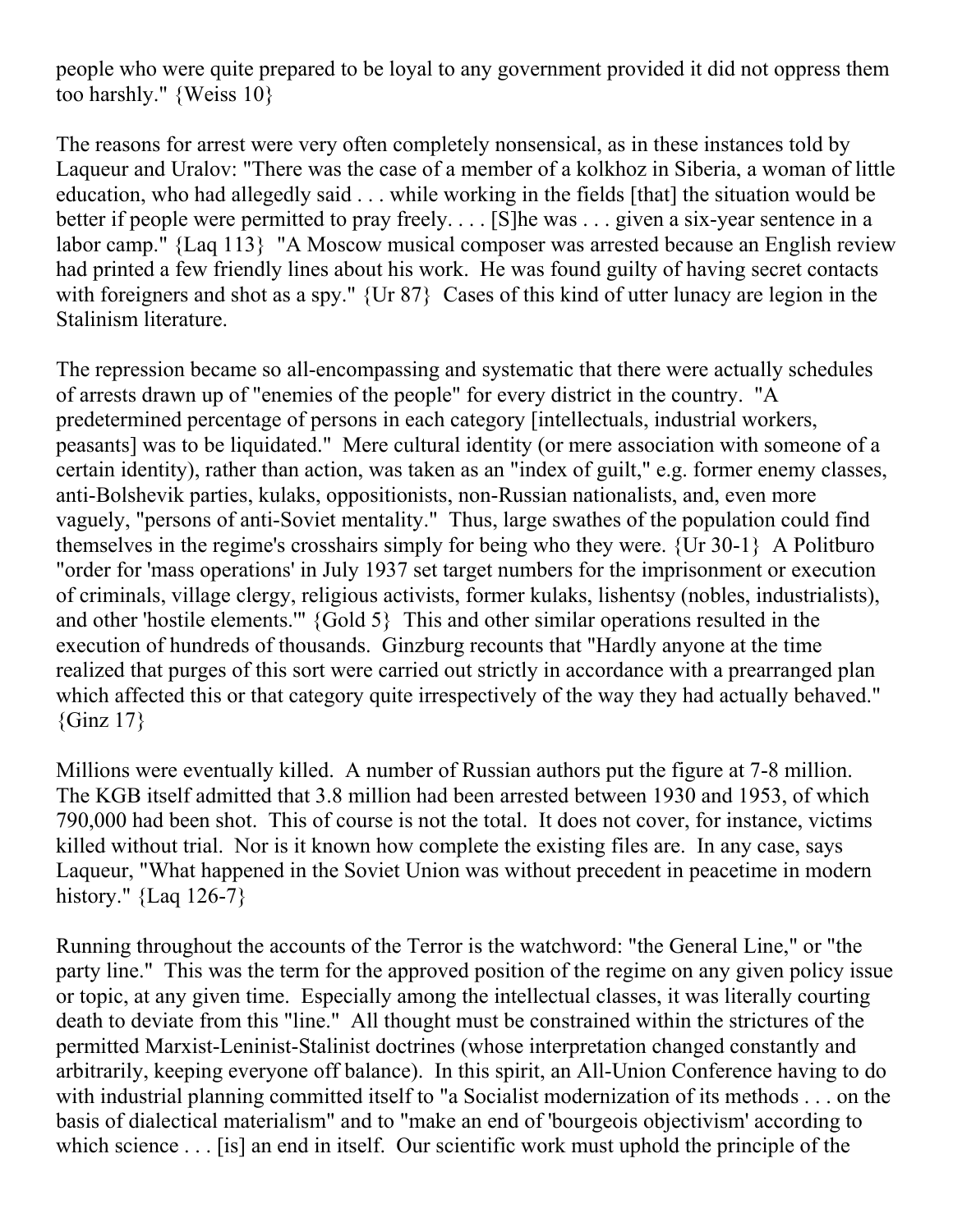people who were quite prepared to be loyal to any government provided it did not oppress them too harshly." {Weiss 10}

The reasons for arrest were very often completely nonsensical, as in these instances told by Laqueur and Uralov: "There was the case of a member of a kolkhoz in Siberia, a woman of little education, who had allegedly said . . . while working in the fields [that] the situation would be better if people were permitted to pray freely. . . . [S]he was . . . given a six-year sentence in a labor camp." {Laq 113} "A Moscow musical composer was arrested because an English review had printed a few friendly lines about his work. He was found guilty of having secret contacts with foreigners and shot as a spy." {Ur 87} Cases of this kind of utter lunacy are legion in the Stalinism literature.

The repression became so all-encompassing and systematic that there were actually schedules of arrests drawn up of "enemies of the people" for every district in the country. "A predetermined percentage of persons in each category [intellectuals, industrial workers, peasants] was to be liquidated." Mere cultural identity (or mere association with someone of a certain identity), rather than action, was taken as an "index of guilt," e.g. former enemy classes, anti-Bolshevik parties, kulaks, oppositionists, non-Russian nationalists, and, even more vaguely, "persons of anti-Soviet mentality." Thus, large swathes of the population could find themselves in the regime's crosshairs simply for being who they were. {Ur 30-1} A Politburo "order for 'mass operations' in July 1937 set target numbers for the imprisonment or execution of criminals, village clergy, religious activists, former kulaks, lishentsy (nobles, industrialists), and other 'hostile elements.'" {Gold 5} This and other similar operations resulted in the execution of hundreds of thousands. Ginzburg recounts that "Hardly anyone at the time realized that purges of this sort were carried out strictly in accordance with a prearranged plan which affected this or that category quite irrespectively of the way they had actually behaved." {Ginz 17}

Millions were eventually killed. A number of Russian authors put the figure at 7-8 million. The KGB itself admitted that 3.8 million had been arrested between 1930 and 1953, of which 790,000 had been shot. This of course is not the total. It does not cover, for instance, victims killed without trial. Nor is it known how complete the existing files are. In any case, says Laqueur, "What happened in the Soviet Union was without precedent in peacetime in modern history." {Laq 126-7}

Running throughout the accounts of the Terror is the watchword: "the General Line," or "the party line." This was the term for the approved position of the regime on any given policy issue or topic, at any given time. Especially among the intellectual classes, it was literally courting death to deviate from this "line." All thought must be constrained within the strictures of the permitted Marxist-Leninist-Stalinist doctrines (whose interpretation changed constantly and arbitrarily, keeping everyone off balance). In this spirit, an All-Union Conference having to do with industrial planning committed itself to "a Socialist modernization of its methods . . . on the basis of dialectical materialism" and to "make an end of 'bourgeois objectivism' according to which science . . . [is] an end in itself. Our scientific work must uphold the principle of the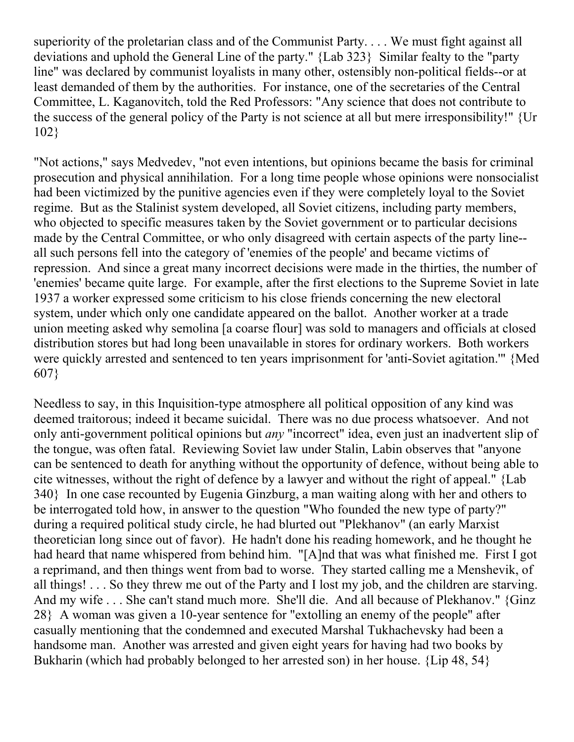superiority of the proletarian class and of the Communist Party. . . . We must fight against all deviations and uphold the General Line of the party." {Lab 323} Similar fealty to the "party line" was declared by communist loyalists in many other, ostensibly non-political fields--or at least demanded of them by the authorities. For instance, one of the secretaries of the Central Committee, L. Kaganovitch, told the Red Professors: "Any science that does not contribute to the success of the general policy of the Party is not science at all but mere irresponsibility!" {Ur 102}

"Not actions," says Medvedev, "not even intentions, but opinions became the basis for criminal prosecution and physical annihilation. For a long time people whose opinions were nonsocialist had been victimized by the punitive agencies even if they were completely loyal to the Soviet regime. But as the Stalinist system developed, all Soviet citizens, including party members, who objected to specific measures taken by the Soviet government or to particular decisions made by the Central Committee, or who only disagreed with certain aspects of the party line--all such persons fell into the category of 'enemies of the people' and became victims of repression. And since a great many incorrect decisions were made in the thirties, the number of 'enemies' became quite large. For example, after the first elections to the Supreme Soviet in late 1937 a worker expressed some criticism to his close friends concerning the new electoral system, under which only one candidate appeared on the ballot. Another worker at a trade union meeting asked why semolina [a coarse flour] was sold to managers and officials at closed distribution stores but had long been unavailable in stores for ordinary workers. Both workers were quickly arrested and sentenced to ten years imprisonment for 'anti-Soviet agitation.'" {Med 607}

Needless to say, in this Inquisition-type atmosphere all political opposition of any kind was deemed traitorous; indeed it became suicidal. There was no due process whatsoever. And not only anti-government political opinions but *any* "incorrect" idea, even just an inadvertent slip of the tongue, was often fatal. Reviewing Soviet law under Stalin, Labin observes that "anyone can be sentenced to death for anything without the opportunity of defence, without being able to cite witnesses, without the right of defence by a lawyer and without the right of appeal." {Lab 340} In one case recounted by Eugenia Ginzburg, a man waiting along with her and others to be interrogated told how, in answer to the question "Who founded the new type of party?" during a required political study circle, he had blurted out "Plekhanov" (an early Marxist theoretician long since out of favor). He hadn't done his reading homework, and he thought he had heard that name whispered from behind him. "[A]nd that was what finished me. First I got a reprimand, and then things went from bad to worse. They started calling me a Menshevik, of all things! . . . So they threw me out of the Party and I lost my job, and the children are starving. And my wife . . . She can't stand much more. She'll die. And all because of Plekhanov." {Ginz 28} A woman was given a 10-year sentence for "extolling an enemy of the people" after casually mentioning that the condemned and executed Marshal Tukhachevsky had been a handsome man. Another was arrested and given eight years for having had two books by Bukharin (which had probably belonged to her arrested son) in her house. {Lip 48, 54}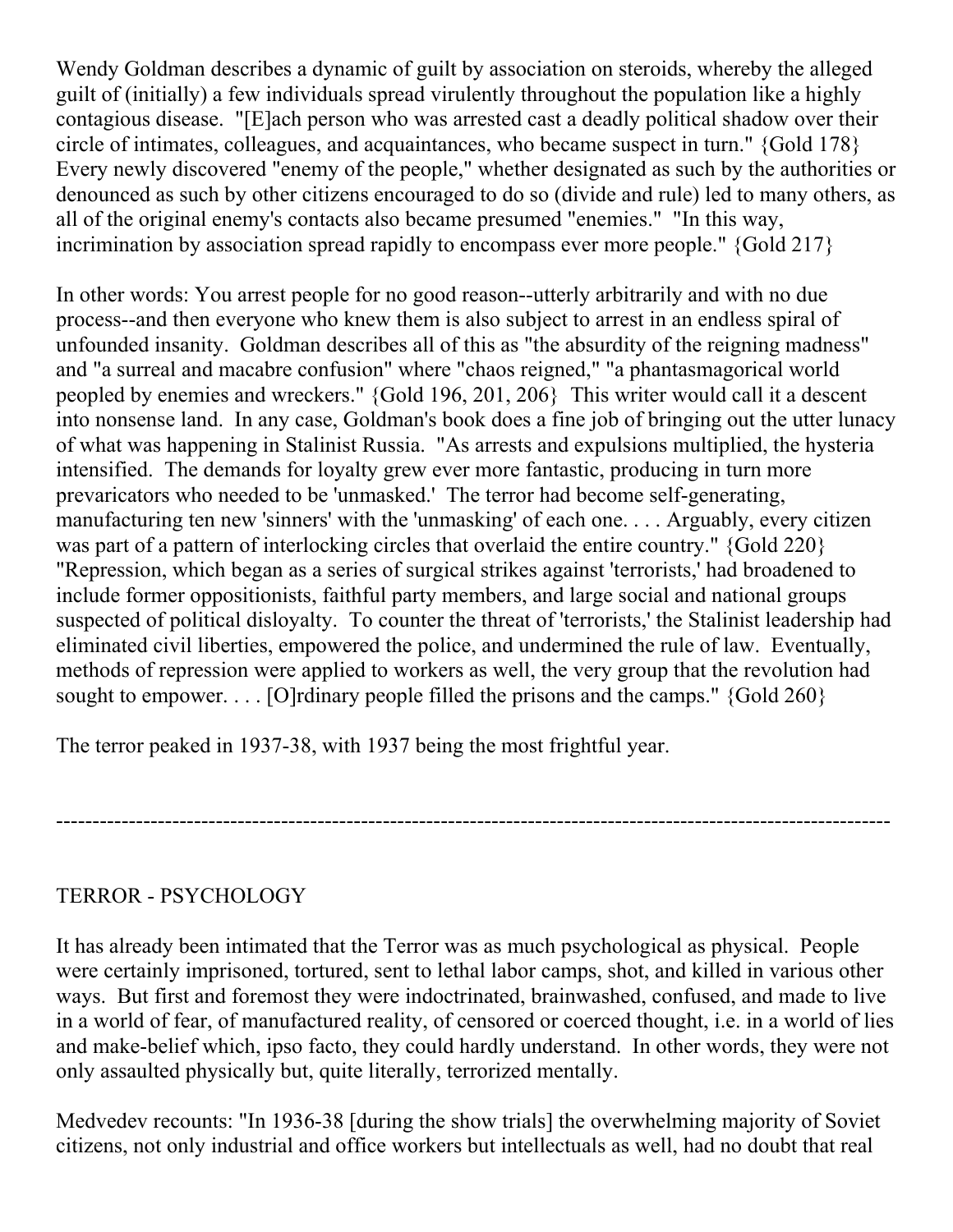Wendy Goldman describes a dynamic of guilt by association on steroids, whereby the alleged guilt of (initially) a few individuals spread virulently throughout the population like a highly contagious disease. "[E]ach person who was arrested cast a deadly political shadow over their circle of intimates, colleagues, and acquaintances, who became suspect in turn." {Gold 178} Every newly discovered "enemy of the people," whether designated as such by the authorities or denounced as such by other citizens encouraged to do so (divide and rule) led to many others, as all of the original enemy's contacts also became presumed "enemies." "In this way, incrimination by association spread rapidly to encompass ever more people." {Gold 217}

In other words: You arrest people for no good reason--utterly arbitrarily and with no due process--and then everyone who knew them is also subject to arrest in an endless spiral of unfounded insanity. Goldman describes all of this as "the absurdity of the reigning madness" and "a surreal and macabre confusion" where "chaos reigned," "a phantasmagorical world peopled by enemies and wreckers." {Gold 196, 201, 206} This writer would call it a descent into nonsense land. In any case, Goldman's book does a fine job of bringing out the utter lunacy of what was happening in Stalinist Russia. "As arrests and expulsions multiplied, the hysteria intensified. The demands for loyalty grew ever more fantastic, producing in turn more prevaricators who needed to be 'unmasked.' The terror had become self-generating, manufacturing ten new 'sinners' with the 'unmasking' of each one. . . . Arguably, every citizen was part of a pattern of interlocking circles that overlaid the entire country." {Gold 220} "Repression, which began as a series of surgical strikes against 'terrorists,' had broadened to include former oppositionists, faithful party members, and large social and national groups suspected of political disloyalty. To counter the threat of 'terrorists,' the Stalinist leadership had eliminated civil liberties, empowered the police, and undermined the rule of law. Eventually, methods of repression were applied to workers as well, the very group that the revolution had sought to empower. . . . [O]rdinary people filled the prisons and the camps." {Gold 260}

The terror peaked in 1937-38, with 1937 being the most frightful year.

---

## TERROR - PSYCHOLOGY

It has already been intimated that the Terror was as much psychological as physical. People were certainly imprisoned, tortured, sent to lethal labor camps, shot, and killed in various other ways. But first and foremost they were indoctrinated, brainwashed, confused, and made to live in a world of fear, of manufactured reality, of censored or coerced thought, i.e. in a world of lies and make-belief which, ipso facto, they could hardly understand. In other words, they were not only assaulted physically but, quite literally, terrorized mentally.

Medvedev recounts: "In 1936-38 [during the show trials] the overwhelming majority of Soviet citizens, not only industrial and office workers but intellectuals as well, had no doubt that real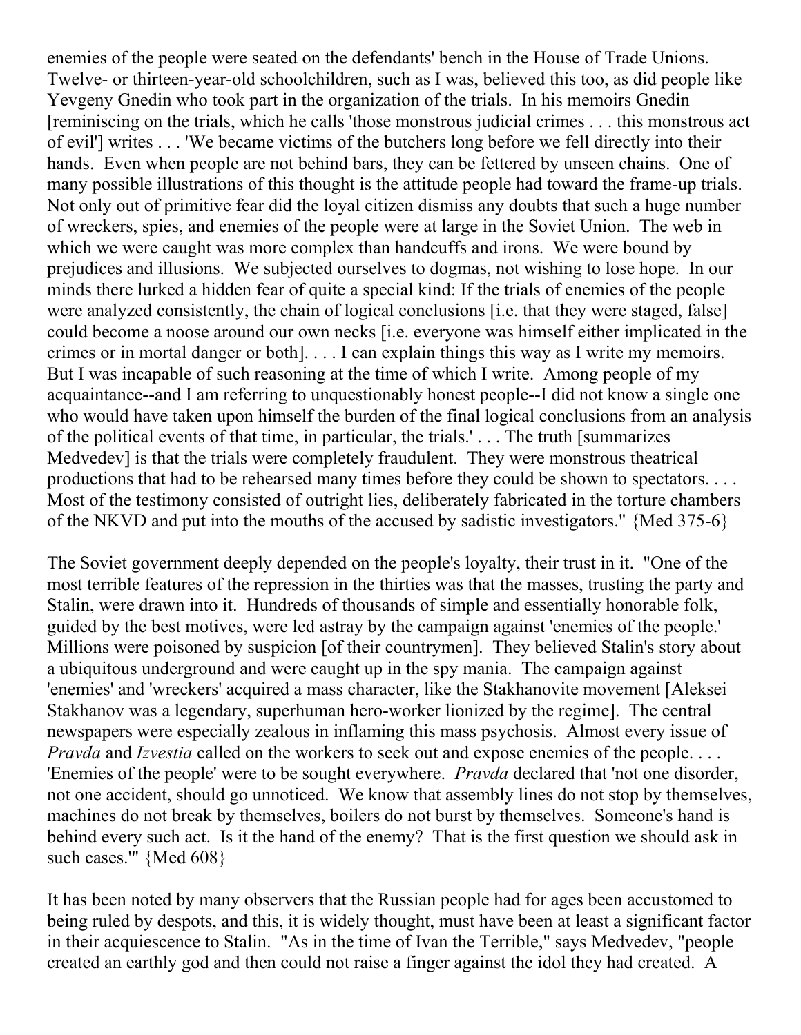enemies of the people were seated on the defendants' bench in the House of Trade Unions. Twelve- or thirteen-year-old schoolchildren, such as I was, believed this too, as did people like Yevgeny Gnedin who took part in the organization of the trials. In his memoirs Gnedin [reminiscing on the trials, which he calls 'those monstrous judicial crimes . . . this monstrous act of evil'] writes . . . 'We became victims of the butchers long before we fell directly into their hands. Even when people are not behind bars, they can be fettered by unseen chains. One of many possible illustrations of this thought is the attitude people had toward the frame-up trials. Not only out of primitive fear did the loyal citizen dismiss any doubts that such a huge number of wreckers, spies, and enemies of the people were at large in the Soviet Union. The web in which we were caught was more complex than handcuffs and irons. We were bound by prejudices and illusions. We subjected ourselves to dogmas, not wishing to lose hope. In our minds there lurked a hidden fear of quite a special kind: If the trials of enemies of the people were analyzed consistently, the chain of logical conclusions [i.e. that they were staged, false] could become a noose around our own necks [i.e. everyone was himself either implicated in the crimes or in mortal danger or both]. . . . I can explain things this way as I write my memoirs. But I was incapable of such reasoning at the time of which I write. Among people of my acquaintance--and I am referring to unquestionably honest people--I did not know a single one who would have taken upon himself the burden of the final logical conclusions from an analysis of the political events of that time, in particular, the trials.' . . . The truth [summarizes Medvedev] is that the trials were completely fraudulent. They were monstrous theatrical productions that had to be rehearsed many times before they could be shown to spectators. . . . Most of the testimony consisted of outright lies, deliberately fabricated in the torture chambers of the NKVD and put into the mouths of the accused by sadistic investigators." {Med 375-6}

The Soviet government deeply depended on the people's loyalty, their trust in it. "One of the most terrible features of the repression in the thirties was that the masses, trusting the party and Stalin, were drawn into it. Hundreds of thousands of simple and essentially honorable folk, guided by the best motives, were led astray by the campaign against 'enemies of the people.' Millions were poisoned by suspicion [of their countrymen]. They believed Stalin's story about a ubiquitous underground and were caught up in the spy mania. The campaign against 'enemies' and 'wreckers' acquired a mass character, like the Stakhanovite movement [Aleksei Stakhanov was a legendary, superhuman hero-worker lionized by the regime]. The central newspapers were especially zealous in inflaming this mass psychosis. Almost every issue of *Pravda* and *Izvestia* called on the workers to seek out and expose enemies of the people. . . . 'Enemies of the people' were to be sought everywhere. *Pravda* declared that 'not one disorder, not one accident, should go unnoticed. We know that assembly lines do not stop by themselves, machines do not break by themselves, boilers do not burst by themselves. Someone's hand is behind every such act. Is it the hand of the enemy? That is the first question we should ask in such cases.'" {Med 608}

It has been noted by many observers that the Russian people had for ages been accustomed to being ruled by despots, and this, it is widely thought, must have been at least a significant factor in their acquiescence to Stalin. "As in the time of Ivan the Terrible," says Medvedev, "people created an earthly god and then could not raise a finger against the idol they had created. A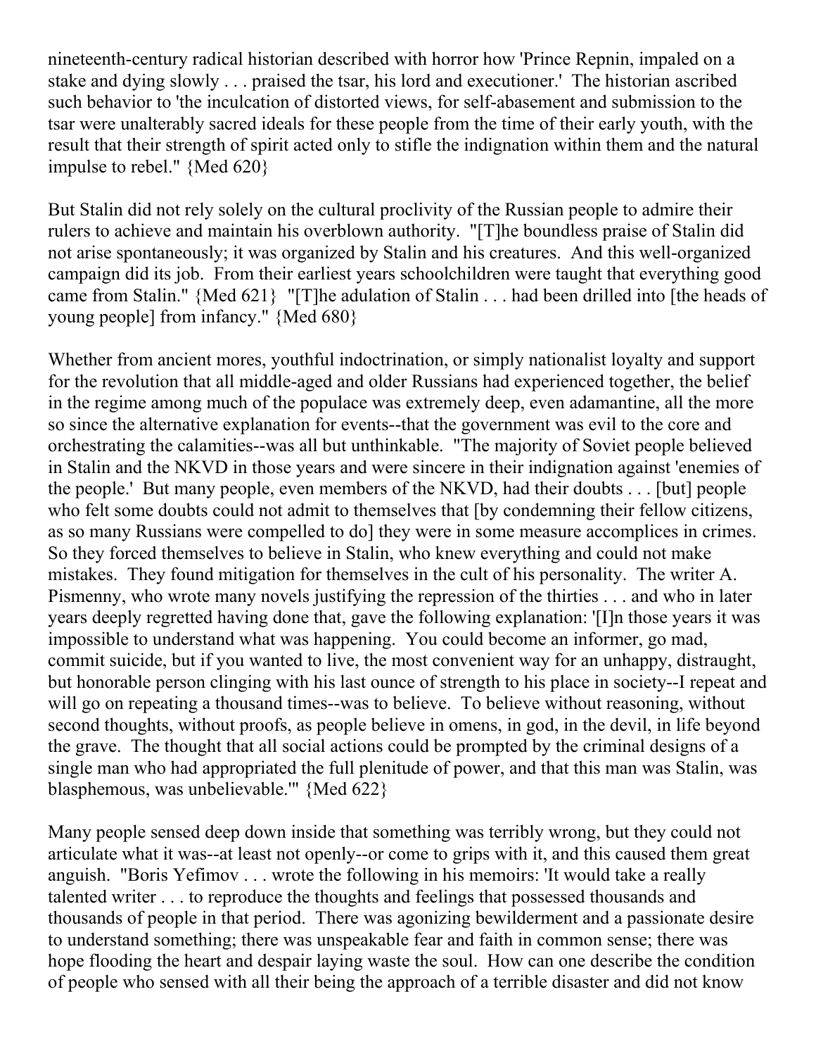nineteenth-century radical historian described with horror how 'Prince Repnin, impaled on a stake and dying slowly . . . praised the tsar, his lord and executioner.' The historian ascribed such behavior to 'the inculcation of distorted views, for self-abasement and submission to the tsar were unalterably sacred ideals for these people from the time of their early youth, with the result that their strength of spirit acted only to stifle the indignation within them and the natural impulse to rebel." {Med 620}

But Stalin did not rely solely on the cultural proclivity of the Russian people to admire their rulers to achieve and maintain his overblown authority. "[T]he boundless praise of Stalin did not arise spontaneously; it was organized by Stalin and his creatures. And this well-organized campaign did its job. From their earliest years schoolchildren were taught that everything good came from Stalin." {Med 621} "[T]he adulation of Stalin . . . had been drilled into [the heads of young people] from infancy." {Med 680}

Whether from ancient mores, youthful indoctrination, or simply nationalist loyalty and support for the revolution that all middle-aged and older Russians had experienced together, the belief in the regime among much of the populace was extremely deep, even adamantine, all the more so since the alternative explanation for events--that the government was evil to the core and orchestrating the calamities--was all but unthinkable. "The majority of Soviet people believed in Stalin and the NKVD in those years and were sincere in their indignation against 'enemies of the people.' But many people, even members of the NKVD, had their doubts . . . [but] people who felt some doubts could not admit to themselves that [by condemning their fellow citizens, as so many Russians were compelled to do] they were in some measure accomplices in crimes. So they forced themselves to believe in Stalin, who knew everything and could not make mistakes. They found mitigation for themselves in the cult of his personality. The writer A. Pismenny, who wrote many novels justifying the repression of the thirties . . . and who in later years deeply regretted having done that, gave the following explanation: '[I]n those years it was impossible to understand what was happening. You could become an informer, go mad, commit suicide, but if you wanted to live, the most convenient way for an unhappy, distraught, but honorable person clinging with his last ounce of strength to his place in society--I repeat and will go on repeating a thousand times--was to believe. To believe without reasoning, without second thoughts, without proofs, as people believe in omens, in god, in the devil, in life beyond the grave. The thought that all social actions could be prompted by the criminal designs of a single man who had appropriated the full plenitude of power, and that this man was Stalin, was blasphemous, was unbelievable.'" {Med 622}

Many people sensed deep down inside that something was terribly wrong, but they could not articulate what it was--at least not openly--or come to grips with it, and this caused them great anguish. "Boris Yefimov . . . wrote the following in his memoirs: 'It would take a really talented writer . . . to reproduce the thoughts and feelings that possessed thousands and thousands of people in that period. There was agonizing bewilderment and a passionate desire to understand something; there was unspeakable fear and faith in common sense; there was hope flooding the heart and despair laying waste the soul. How can one describe the condition of people who sensed with all their being the approach of a terrible disaster and did not know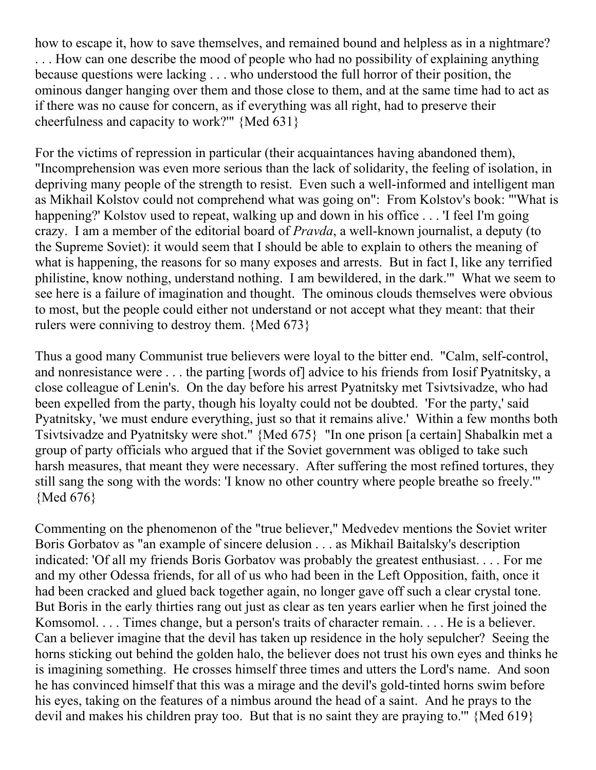how to escape it, how to save themselves, and remained bound and helpless as in a nightmare? . . . How can one describe the mood of people who had no possibility of explaining anything because questions were lacking . . . who understood the full horror of their position, the ominous danger hanging over them and those close to them, and at the same time had to act as if there was no cause for concern, as if everything was all right, had to preserve their cheerfulness and capacity to work?'" {Med 631}

For the victims of repression in particular (their acquaintances having abandoned them), "Incomprehension was even more serious than the lack of solidarity, the feeling of isolation, in depriving many people of the strength to resist. Even such a well-informed and intelligent man as Mikhail Kolstov could not comprehend what was going on": From Kolstov's book: "'What is happening?' Kolstov used to repeat, walking up and down in his office . . . 'I feel I'm going crazy. I am a member of the editorial board of *Pravda*, a well-known journalist, a deputy (to the Supreme Soviet): it would seem that I should be able to explain to others the meaning of what is happening, the reasons for so many exposes and arrests. But in fact I, like any terrified philistine, know nothing, understand nothing. I am bewildered, in the dark.'" What we seem to see here is a failure of imagination and thought. The ominous clouds themselves were obvious to most, but the people could either not understand or not accept what they meant: that their rulers were conniving to destroy them. {Med 673}

Thus a good many Communist true believers were loyal to the bitter end. "Calm, self-control, and nonresistance were . . . the parting [words of] advice to his friends from Iosif Pyatnitsky, a close colleague of Lenin's. On the day before his arrest Pyatnitsky met Tsivtsivadze, who had been expelled from the party, though his loyalty could not be doubted. 'For the party,' said Pyatnitsky, 'we must endure everything, just so that it remains alive.' Within a few months both Tsivtsivadze and Pyatnitsky were shot." {Med 675} "In one prison [a certain] Shabalkin met a group of party officials who argued that if the Soviet government was obliged to take such harsh measures, that meant they were necessary. After suffering the most refined tortures, they still sang the song with the words: 'I know no other country where people breathe so freely.'" {Med 676}

Commenting on the phenomenon of the "true believer," Medvedev mentions the Soviet writer Boris Gorbatov as "an example of sincere delusion . . . as Mikhail Baitalsky's description indicated: 'Of all my friends Boris Gorbatov was probably the greatest enthusiast. . . . For me and my other Odessa friends, for all of us who had been in the Left Opposition, faith, once it had been cracked and glued back together again, no longer gave off such a clear crystal tone. But Boris in the early thirties rang out just as clear as ten years earlier when he first joined the Komsomol. . . . Times change, but a person's traits of character remain. . . . He is a believer. Can a believer imagine that the devil has taken up residence in the holy sepulcher? Seeing the horns sticking out behind the golden halo, the believer does not trust his own eyes and thinks he is imagining something. He crosses himself three times and utters the Lord's name. And soon he has convinced himself that this was a mirage and the devil's gold-tinted horns swim before his eyes, taking on the features of a nimbus around the head of a saint. And he prays to the devil and makes his children pray too. But that is no saint they are praying to.'" {Med 619}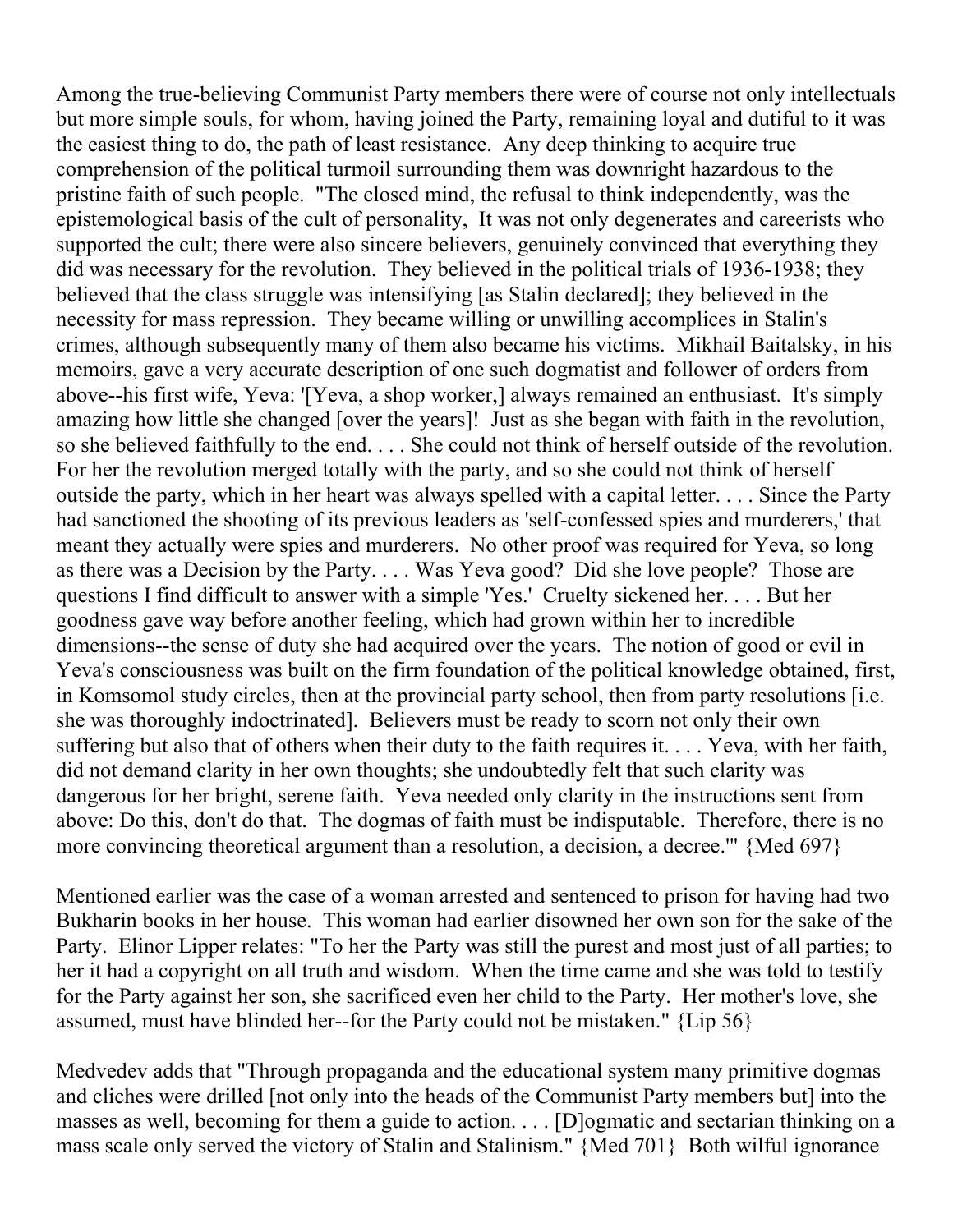Among the true-believing Communist Party members there were of course not only intellectuals but more simple souls, for whom, having joined the Party, remaining loyal and dutiful to it was the easiest thing to do, the path of least resistance. Any deep thinking to acquire true comprehension of the political turmoil surrounding them was downright hazardous to the pristine faith of such people. "The closed mind, the refusal to think independently, was the epistemological basis of the cult of personality, It was not only degenerates and careerists who supported the cult; there were also sincere believers, genuinely convinced that everything they did was necessary for the revolution. They believed in the political trials of 1936-1938; they believed that the class struggle was intensifying [as Stalin declared]; they believed in the necessity for mass repression. They became willing or unwilling accomplices in Stalin's crimes, although subsequently many of them also became his victims. Mikhail Baitalsky, in his memoirs, gave a very accurate description of one such dogmatist and follower of orders from above--his first wife, Yeva: '[Yeva, a shop worker,] always remained an enthusiast. It's simply amazing how little she changed [over the years]! Just as she began with faith in the revolution, so she believed faithfully to the end. . . . She could not think of herself outside of the revolution. For her the revolution merged totally with the party, and so she could not think of herself outside the party, which in her heart was always spelled with a capital letter. . . . Since the Party had sanctioned the shooting of its previous leaders as 'self-confessed spies and murderers,' that meant they actually were spies and murderers. No other proof was required for Yeva, so long as there was a Decision by the Party. . . . Was Yeva good? Did she love people? Those are questions I find difficult to answer with a simple 'Yes.' Cruelty sickened her. . . . But her goodness gave way before another feeling, which had grown within her to incredible dimensions--the sense of duty she had acquired over the years. The notion of good or evil in Yeva's consciousness was built on the firm foundation of the political knowledge obtained, first, in Komsomol study circles, then at the provincial party school, then from party resolutions [i.e. she was thoroughly indoctrinated]. Believers must be ready to scorn not only their own suffering but also that of others when their duty to the faith requires it. . . . Yeva, with her faith, did not demand clarity in her own thoughts; she undoubtedly felt that such clarity was dangerous for her bright, serene faith. Yeva needed only clarity in the instructions sent from above: Do this, don't do that. The dogmas of faith must be indisputable. Therefore, there is no more convincing theoretical argument than a resolution, a decision, a decree.'" {Med 697}

Mentioned earlier was the case of a woman arrested and sentenced to prison for having had two Bukharin books in her house. This woman had earlier disowned her own son for the sake of the Party. Elinor Lipper relates: "To her the Party was still the purest and most just of all parties; to her it had a copyright on all truth and wisdom. When the time came and she was told to testify for the Party against her son, she sacrificed even her child to the Party. Her mother's love, she assumed, must have blinded her--for the Party could not be mistaken." {Lip 56}

Medvedev adds that "Through propaganda and the educational system many primitive dogmas and cliches were drilled [not only into the heads of the Communist Party members but] into the masses as well, becoming for them a guide to action. . . . [D]ogmatic and sectarian thinking on a mass scale only served the victory of Stalin and Stalinism." {Med 701} Both wilful ignorance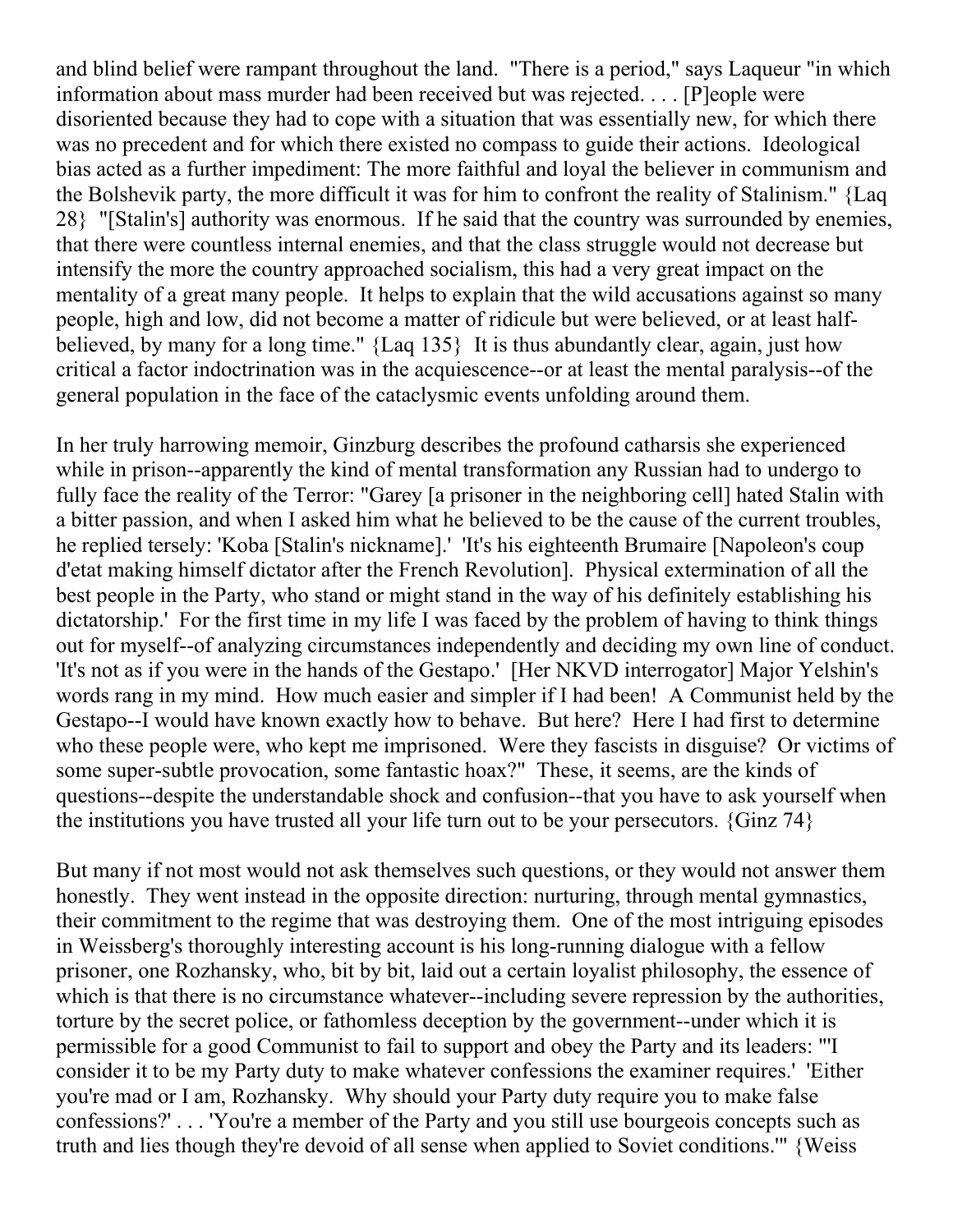and blind belief were rampant throughout the land. "There is a period," says Laqueur "in which information about mass murder had been received but was rejected. . . . [P]eople were disoriented because they had to cope with a situation that was essentially new, for which there was no precedent and for which there existed no compass to guide their actions. Ideological bias acted as a further impediment: The more faithful and loyal the believer in communism and the Bolshevik party, the more difficult it was for him to confront the reality of Stalinism." {Laq 28} "[Stalin's] authority was enormous. If he said that the country was surrounded by enemies, that there were countless internal enemies, and that the class struggle would not decrease but intensify the more the country approached socialism, this had a very great impact on the mentality of a great many people. It helps to explain that the wild accusations against so many people, high and low, did not become a matter of ridicule but were believed, or at least half-believed, by many for a long time." {Laq 135} It is thus abundantly clear, again, just how critical a factor indoctrination was in the acquiescence--or at least the mental paralysis--of the general population in the face of the cataclysmic events unfolding around them.

In her truly harrowing memoir, Ginzburg describes the profound catharsis she experienced while in prison--apparently the kind of mental transformation any Russian had to undergo to fully face the reality of the Terror: "Garey [a prisoner in the neighboring cell] hated Stalin with a bitter passion, and when I asked him what he believed to be the cause of the current troubles, he replied tersely: 'Koba [Stalin's nickname].' 'It's his eighteenth Brumaire [Napoleon's coup d'etat making himself dictator after the French Revolution]. Physical extermination of all the best people in the Party, who stand or might stand in the way of his definitely establishing his dictatorship.' For the first time in my life I was faced by the problem of having to think things out for myself--of analyzing circumstances independently and deciding my own line of conduct. 'It's not as if you were in the hands of the Gestapo.' [Her NKVD interrogator] Major Yelshin's words rang in my mind. How much easier and simpler if I had been! A Communist held by the Gestapo--I would have known exactly how to behave. But here? Here I had first to determine who these people were, who kept me imprisoned. Were they fascists in disguise? Or victims of some super-subtle provocation, some fantastic hoax?" These, it seems, are the kinds of questions--despite the understandable shock and confusion--that you have to ask yourself when the institutions you have trusted all your life turn out to be your persecutors. {Ginz 74}

But many if not most would not ask themselves such questions, or they would not answer them honestly. They went instead in the opposite direction: nurturing, through mental gymnastics, their commitment to the regime that was destroying them. One of the most intriguing episodes in Weissberg's thoroughly interesting account is his long-running dialogue with a fellow prisoner, one Rozhansky, who, bit by bit, laid out a certain loyalist philosophy, the essence of which is that there is no circumstance whatever--including severe repression by the authorities, torture by the secret police, or fathomless deception by the government--under which it is permissible for a good Communist to fail to support and obey the Party and its leaders: "'I consider it to be my Party duty to make whatever confessions the examiner requires.' 'Either you're mad or I am, Rozhansky. Why should your Party duty require you to make false confessions?' . . . 'You're a member of the Party and you still use bourgeois concepts such as truth and lies though they're devoid of all sense when applied to Soviet conditions.'" {Weiss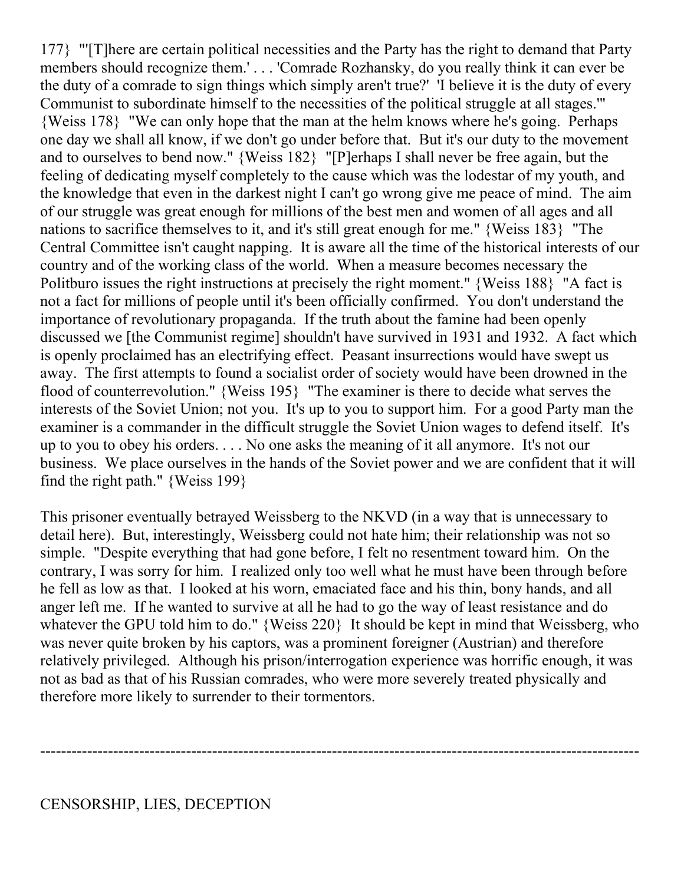177} "'[T]here are certain political necessities and the Party has the right to demand that Party members should recognize them.' . . . 'Comrade Rozhansky, do you really think it can ever be the duty of a comrade to sign things which simply aren't true?' 'I believe it is the duty of every Communist to subordinate himself to the necessities of the political struggle at all stages.'" {Weiss 178} "We can only hope that the man at the helm knows where he's going. Perhaps one day we shall all know, if we don't go under before that. But it's our duty to the movement and to ourselves to bend now." {Weiss 182} "[P]erhaps I shall never be free again, but the feeling of dedicating myself completely to the cause which was the lodestar of my youth, and the knowledge that even in the darkest night I can't go wrong give me peace of mind. The aim of our struggle was great enough for millions of the best men and women of all ages and all nations to sacrifice themselves to it, and it's still great enough for me." {Weiss 183} "The Central Committee isn't caught napping. It is aware all the time of the historical interests of our country and of the working class of the world. When a measure becomes necessary the Politburo issues the right instructions at precisely the right moment." {Weiss 188} "A fact is not a fact for millions of people until it's been officially confirmed. You don't understand the importance of revolutionary propaganda. If the truth about the famine had been openly discussed we [the Communist regime] shouldn't have survived in 1931 and 1932. A fact which is openly proclaimed has an electrifying effect. Peasant insurrections would have swept us away. The first attempts to found a socialist order of society would have been drowned in the flood of counterrevolution." {Weiss 195} "The examiner is there to decide what serves the interests of the Soviet Union; not you. It's up to you to support him. For a good Party man the examiner is a commander in the difficult struggle the Soviet Union wages to defend itself. It's up to you to obey his orders. . . . No one asks the meaning of it all anymore. It's not our business. We place ourselves in the hands of the Soviet power and we are confident that it will find the right path." {Weiss 199}

This prisoner eventually betrayed Weissberg to the NKVD (in a way that is unnecessary to detail here). But, interestingly, Weissberg could not hate him; their relationship was not so simple. "Despite everything that had gone before, I felt no resentment toward him. On the contrary, I was sorry for him. I realized only too well what he must have been through before he fell as low as that. I looked at his worn, emaciated face and his thin, bony hands, and all anger left me. If he wanted to survive at all he had to go the way of least resistance and do whatever the GPU told him to do." {Weiss 220} It should be kept in mind that Weissberg, who was never quite broken by his captors, was a prominent foreigner (Austrian) and therefore relatively privileged. Although his prison/interrogation experience was horrific enough, it was not as bad as that of his Russian comrades, who were more severely treated physically and therefore more likely to surrender to their tormentors.

---

## CENSORSHIP, LIES, DECEPTION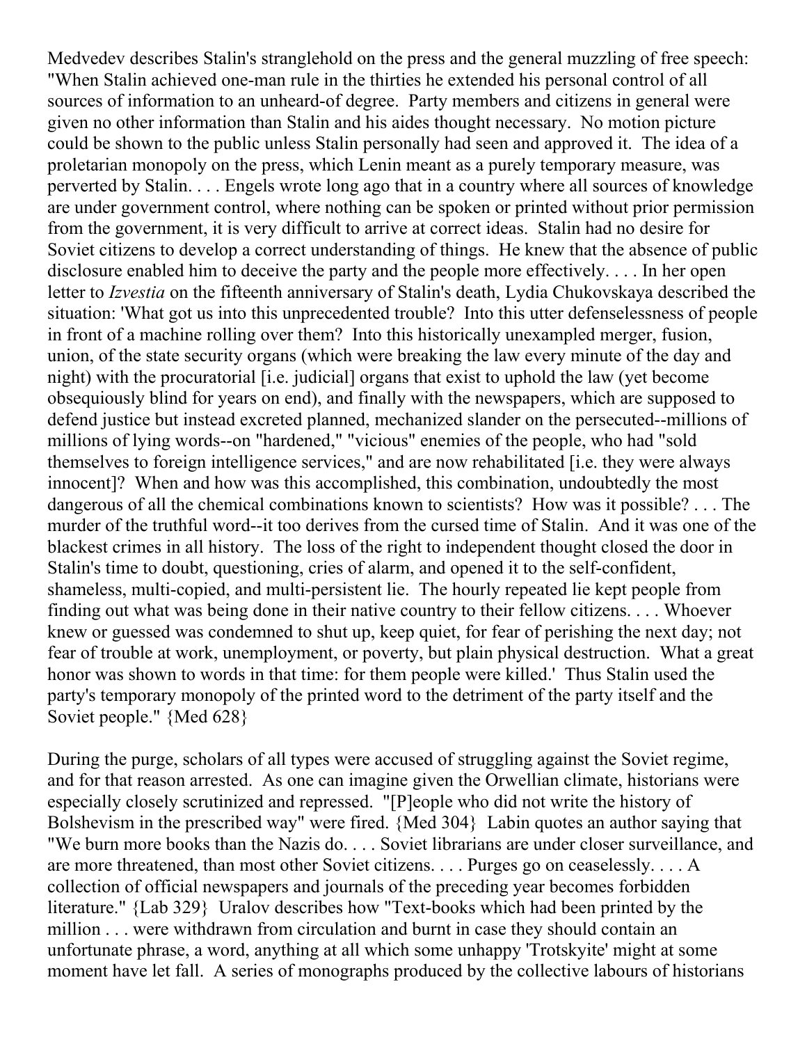Medvedev describes Stalin's stranglehold on the press and the general muzzling of free speech: "When Stalin achieved one-man rule in the thirties he extended his personal control of all sources of information to an unheard-of degree. Party members and citizens in general were given no other information than Stalin and his aides thought necessary. No motion picture could be shown to the public unless Stalin personally had seen and approved it. The idea of a proletarian monopoly on the press, which Lenin meant as a purely temporary measure, was perverted by Stalin. . . . Engels wrote long ago that in a country where all sources of knowledge are under government control, where nothing can be spoken or printed without prior permission from the government, it is very difficult to arrive at correct ideas. Stalin had no desire for Soviet citizens to develop a correct understanding of things. He knew that the absence of public disclosure enabled him to deceive the party and the people more effectively. . . . In her open letter to *Izvestia* on the fifteenth anniversary of Stalin's death, Lydia Chukovskaya described the situation: 'What got us into this unprecedented trouble? Into this utter defenselessness of people in front of a machine rolling over them? Into this historically unexampled merger, fusion, union, of the state security organs (which were breaking the law every minute of the day and night) with the procuratorial [i.e. judicial] organs that exist to uphold the law (yet become obsequiously blind for years on end), and finally with the newspapers, which are supposed to defend justice but instead excreted planned, mechanized slander on the persecuted--millions of millions of lying words--on "hardened," "vicious" enemies of the people, who had "sold themselves to foreign intelligence services," and are now rehabilitated [i.e. they were always innocent]? When and how was this accomplished, this combination, undoubtedly the most dangerous of all the chemical combinations known to scientists? How was it possible? . . . The murder of the truthful word--it too derives from the cursed time of Stalin. And it was one of the blackest crimes in all history. The loss of the right to independent thought closed the door in Stalin's time to doubt, questioning, cries of alarm, and opened it to the self-confident, shameless, multi-copied, and multi-persistent lie. The hourly repeated lie kept people from finding out what was being done in their native country to their fellow citizens. . . . Whoever knew or guessed was condemned to shut up, keep quiet, for fear of perishing the next day; not fear of trouble at work, unemployment, or poverty, but plain physical destruction. What a great honor was shown to words in that time: for them people were killed.' Thus Stalin used the party's temporary monopoly of the printed word to the detriment of the party itself and the Soviet people." {Med 628}

During the purge, scholars of all types were accused of struggling against the Soviet regime, and for that reason arrested. As one can imagine given the Orwellian climate, historians were especially closely scrutinized and repressed. "[P]eople who did not write the history of Bolshevism in the prescribed way" were fired. {Med 304} Labin quotes an author saying that "We burn more books than the Nazis do. . . . Soviet librarians are under closer surveillance, and are more threatened, than most other Soviet citizens. . . . Purges go on ceaselessly. . . . A collection of official newspapers and journals of the preceding year becomes forbidden literature." {Lab 329} Uralov describes how "Text-books which had been printed by the million . . . were withdrawn from circulation and burnt in case they should contain an unfortunate phrase, a word, anything at all which some unhappy 'Trotskyite' might at some moment have let fall. A series of monographs produced by the collective labours of historians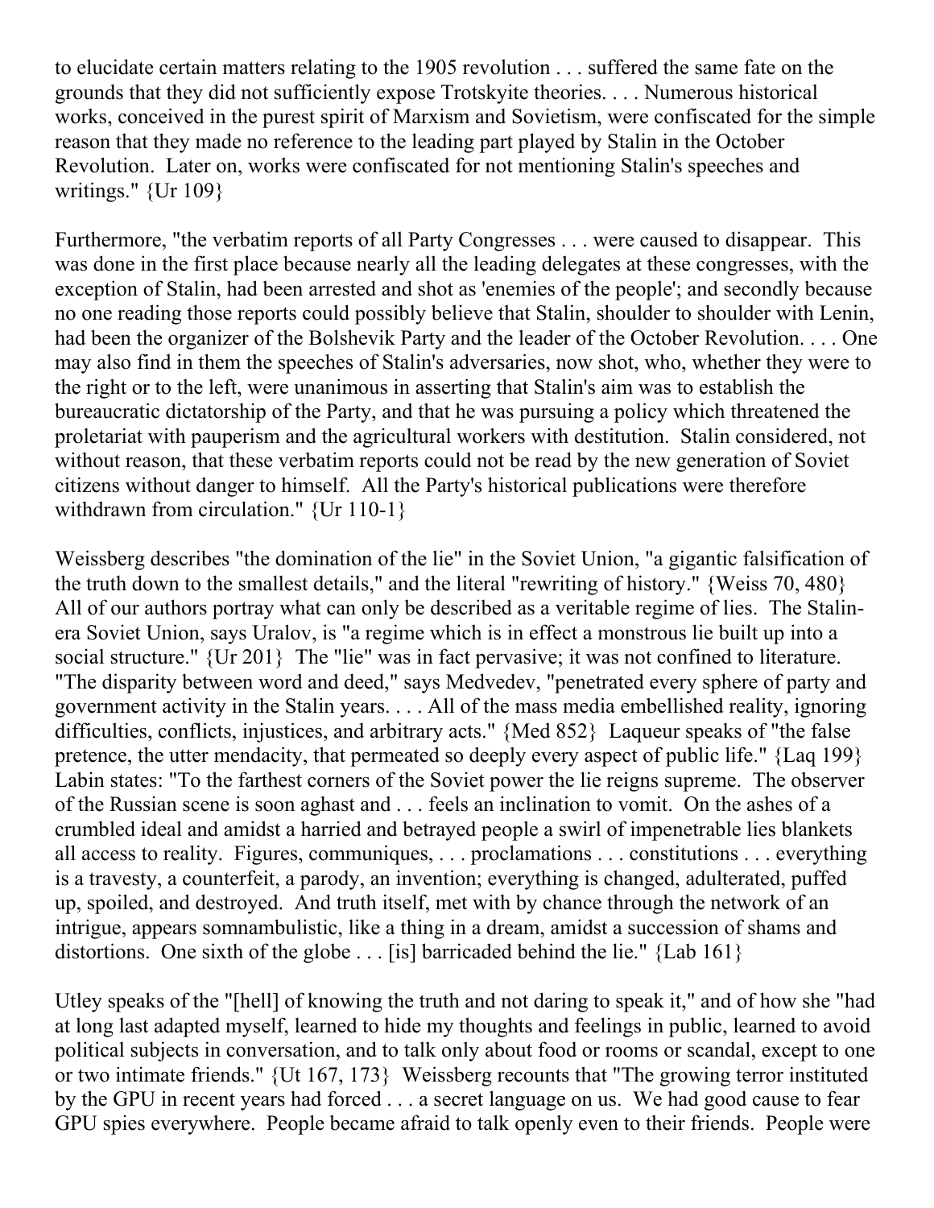to elucidate certain matters relating to the 1905 revolution . . . suffered the same fate on the grounds that they did not sufficiently expose Trotskyite theories. . . . Numerous historical works, conceived in the purest spirit of Marxism and Sovietism, were confiscated for the simple reason that they made no reference to the leading part played by Stalin in the October Revolution. Later on, works were confiscated for not mentioning Stalin's speeches and writings." {Ur 109}

Furthermore, "the verbatim reports of all Party Congresses . . . were caused to disappear. This was done in the first place because nearly all the leading delegates at these congresses, with the exception of Stalin, had been arrested and shot as 'enemies of the people'; and secondly because no one reading those reports could possibly believe that Stalin, shoulder to shoulder with Lenin, had been the organizer of the Bolshevik Party and the leader of the October Revolution. . . . One may also find in them the speeches of Stalin's adversaries, now shot, who, whether they were to the right or to the left, were unanimous in asserting that Stalin's aim was to establish the bureaucratic dictatorship of the Party, and that he was pursuing a policy which threatened the proletariat with pauperism and the agricultural workers with destitution. Stalin considered, not without reason, that these verbatim reports could not be read by the new generation of Soviet citizens without danger to himself. All the Party's historical publications were therefore withdrawn from circulation." {Ur 110-1}

Weissberg describes "the domination of the lie" in the Soviet Union, "a gigantic falsification of the truth down to the smallest details," and the literal "rewriting of history." {Weiss 70, 480} All of our authors portray what can only be described as a veritable regime of lies. The Stalin-era Soviet Union, says Uralov, is "a regime which is in effect a monstrous lie built up into a social structure." {Ur 201} The "lie" was in fact pervasive; it was not confined to literature. "The disparity between word and deed," says Medvedev, "penetrated every sphere of party and government activity in the Stalin years. . . . All of the mass media embellished reality, ignoring difficulties, conflicts, injustices, and arbitrary acts." {Med 852} Laqueur speaks of "the false pretence, the utter mendacity, that permeated so deeply every aspect of public life." {Laq 199} Labin states: "To the farthest corners of the Soviet power the lie reigns supreme. The observer of the Russian scene is soon aghast and . . . feels an inclination to vomit. On the ashes of a crumbled ideal and amidst a harried and betrayed people a swirl of impenetrable lies blankets all access to reality. Figures, communiques, . . . proclamations . . . constitutions . . . everything is a travesty, a counterfeit, a parody, an invention; everything is changed, adulterated, puffed up, spoiled, and destroyed. And truth itself, met with by chance through the network of an intrigue, appears somnambulistic, like a thing in a dream, amidst a succession of shams and distortions. One sixth of the globe . . . [is] barricaded behind the lie." {Lab 161}

Utley speaks of the "[hell] of knowing the truth and not daring to speak it," and of how she "had at long last adapted myself, learned to hide my thoughts and feelings in public, learned to avoid political subjects in conversation, and to talk only about food or rooms or scandal, except to one or two intimate friends." {Ut 167, 173} Weissberg recounts that "The growing terror instituted by the GPU in recent years had forced . . . a secret language on us. We had good cause to fear GPU spies everywhere. People became afraid to talk openly even to their friends. People were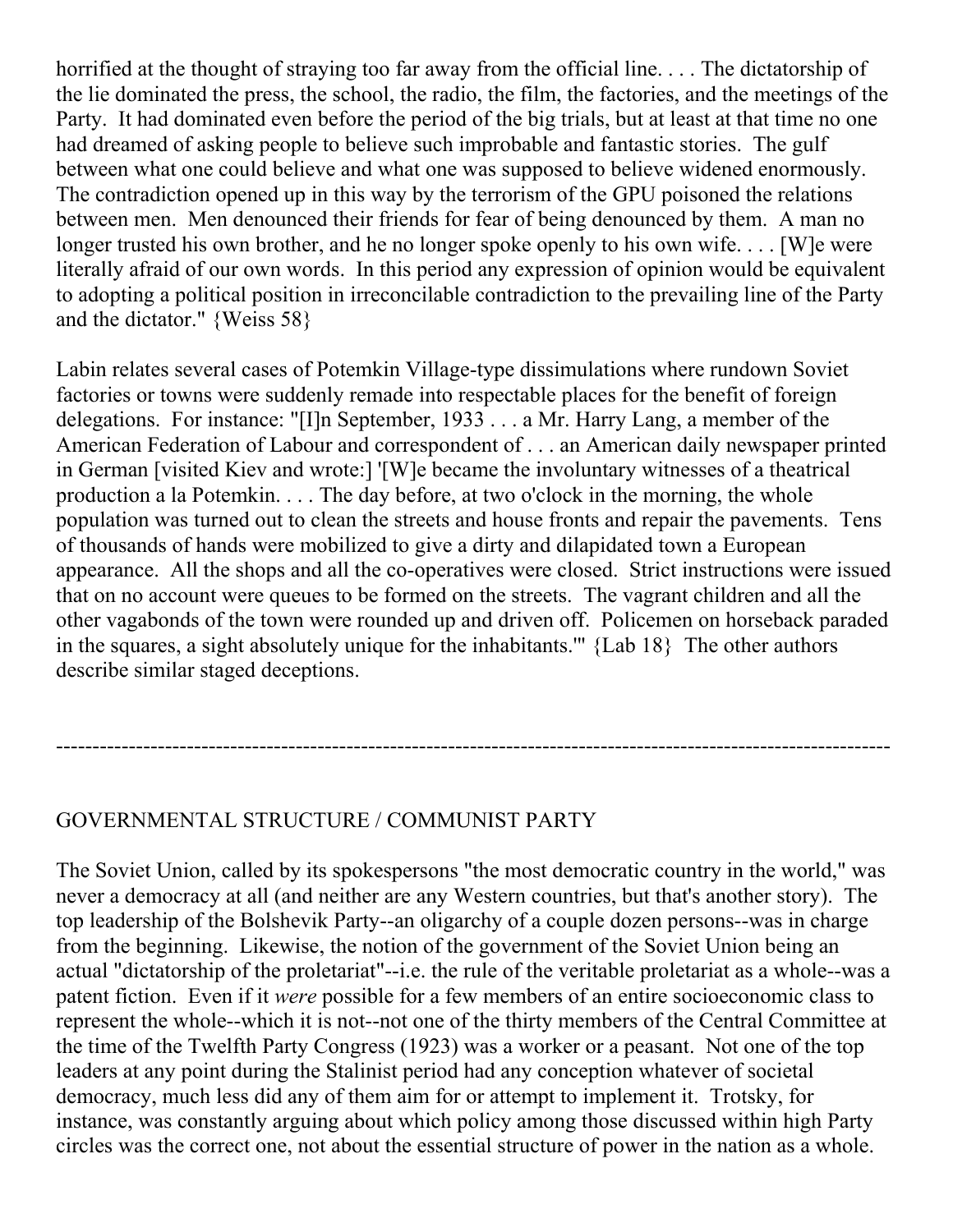horrified at the thought of straying too far away from the official line. . . . The dictatorship of the lie dominated the press, the school, the radio, the film, the factories, and the meetings of the Party. It had dominated even before the period of the big trials, but at least at that time no one had dreamed of asking people to believe such improbable and fantastic stories. The gulf between what one could believe and what one was supposed to believe widened enormously. The contradiction opened up in this way by the terrorism of the GPU poisoned the relations between men. Men denounced their friends for fear of being denounced by them. A man no longer trusted his own brother, and he no longer spoke openly to his own wife. . . . [W]e were literally afraid of our own words. In this period any expression of opinion would be equivalent to adopting a political position in irreconcilable contradiction to the prevailing line of the Party and the dictator." {Weiss 58}

Labin relates several cases of Potemkin Village-type dissimulations where rundown Soviet factories or towns were suddenly remade into respectable places for the benefit of foreign delegations. For instance: "[I]n September, 1933 . . . a Mr. Harry Lang, a member of the American Federation of Labour and correspondent of . . . an American daily newspaper printed in German [visited Kiev and wrote:] '[W]e became the involuntary witnesses of a theatrical production a la Potemkin. . . . The day before, at two o'clock in the morning, the whole population was turned out to clean the streets and house fronts and repair the pavements. Tens of thousands of hands were mobilized to give a dirty and dilapidated town a European appearance. All the shops and all the co-operatives were closed. Strict instructions were issued that on no account were queues to be formed on the streets. The vagrant children and all the other vagabonds of the town were rounded up and driven off. Policemen on horseback paraded in the squares, a sight absolutely unique for the inhabitants.'" {Lab 18} The other authors describe similar staged deceptions.

---

GOVERNMENTAL STRUCTURE / COMMUNIST PARTY

The Soviet Union, called by its spokespersons "the most democratic country in the world," was never a democracy at all (and neither are any Western countries, but that's another story). The top leadership of the Bolshevik Party--an oligarchy of a couple dozen persons--was in charge from the beginning. Likewise, the notion of the government of the Soviet Union being an actual "dictatorship of the proletariat"--i.e. the rule of the veritable proletariat as a whole--was a patent fiction. Even if it *were* possible for a few members of an entire socioeconomic class to represent the whole--which it is not--not one of the thirty members of the Central Committee at the time of the Twelfth Party Congress (1923) was a worker or a peasant. Not one of the top leaders at any point during the Stalinist period had any conception whatever of societal democracy, much less did any of them aim for or attempt to implement it. Trotsky, for instance, was constantly arguing about which policy among those discussed within high Party circles was the correct one, not about the essential structure of power in the nation as a whole.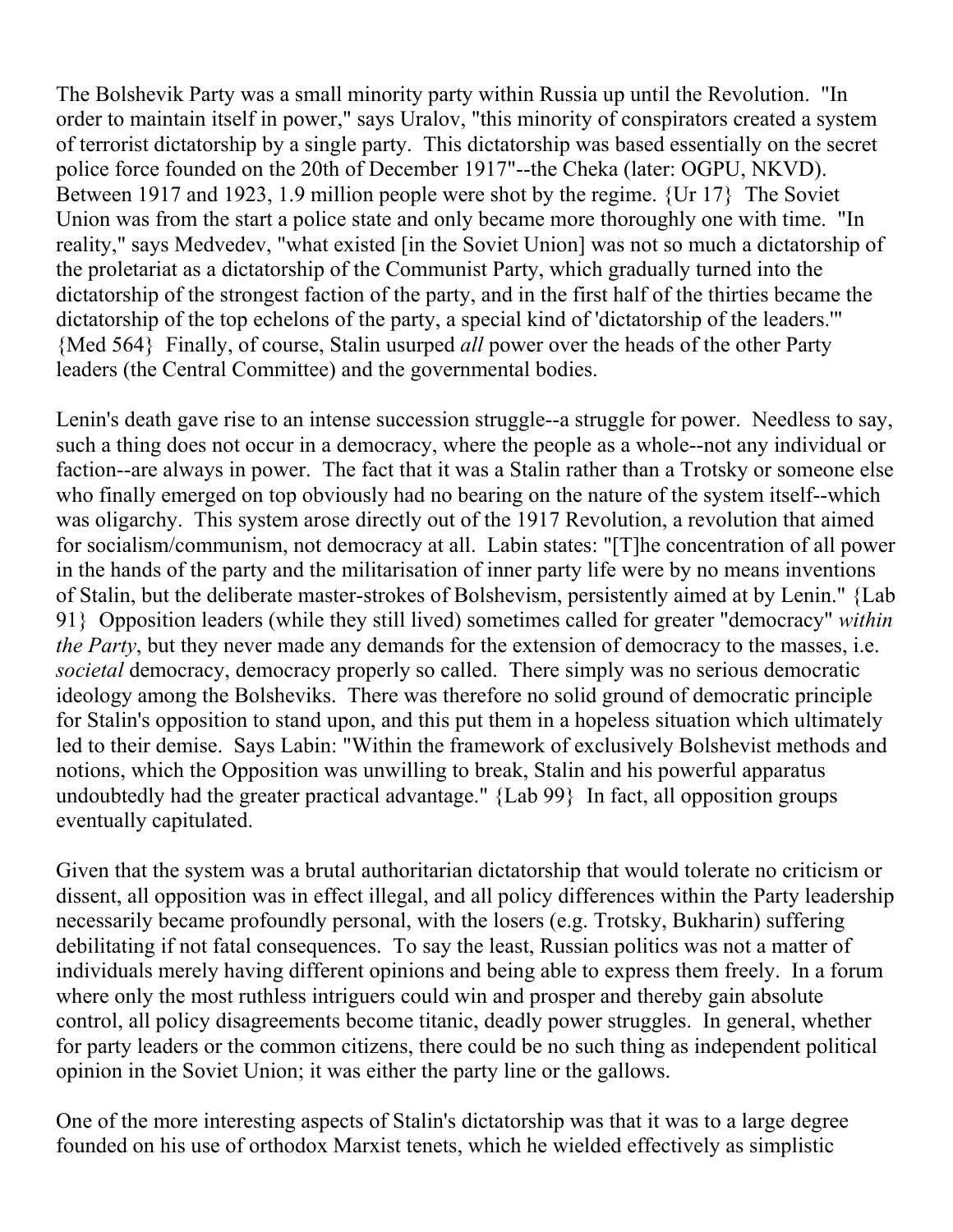The Bolshevik Party was a small minority party within Russia up until the Revolution. "In order to maintain itself in power," says Uralov, "this minority of conspirators created a system of terrorist dictatorship by a single party. This dictatorship was based essentially on the secret police force founded on the 20th of December 1917"--the Cheka (later: OGPU, NKVD). Between 1917 and 1923, 1.9 million people were shot by the regime. {Ur 17} The Soviet Union was from the start a police state and only became more thoroughly one with time. "In reality," says Medvedev, "what existed [in the Soviet Union] was not so much a dictatorship of the proletariat as a dictatorship of the Communist Party, which gradually turned into the dictatorship of the strongest faction of the party, and in the first half of the thirties became the dictatorship of the top echelons of the party, a special kind of 'dictatorship of the leaders.'" {Med 564} Finally, of course, Stalin usurped *all* power over the heads of the other Party leaders (the Central Committee) and the governmental bodies.

Lenin's death gave rise to an intense succession struggle--a struggle for power. Needless to say, such a thing does not occur in a democracy, where the people as a whole--not any individual or faction--are always in power. The fact that it was a Stalin rather than a Trotsky or someone else who finally emerged on top obviously had no bearing on the nature of the system itself--which was oligarchy. This system arose directly out of the 1917 Revolution, a revolution that aimed for socialism/communism, not democracy at all. Labin states: "[T]he concentration of all power in the hands of the party and the militarisation of inner party life were by no means inventions of Stalin, but the deliberate master-strokes of Bolshevism, persistently aimed at by Lenin." {Lab 91} Opposition leaders (while they still lived) sometimes called for greater "democracy" *within the Party*, but they never made any demands for the extension of democracy to the masses, i.e. *societal* democracy, democracy properly so called. There simply was no serious democratic ideology among the Bolsheviks. There was therefore no solid ground of democratic principle for Stalin's opposition to stand upon, and this put them in a hopeless situation which ultimately led to their demise. Says Labin: "Within the framework of exclusively Bolshevist methods and notions, which the Opposition was unwilling to break, Stalin and his powerful apparatus undoubtedly had the greater practical advantage." {Lab 99} In fact, all opposition groups eventually capitulated.

Given that the system was a brutal authoritarian dictatorship that would tolerate no criticism or dissent, all opposition was in effect illegal, and all policy differences within the Party leadership necessarily became profoundly personal, with the losers (e.g. Trotsky, Bukharin) suffering debilitating if not fatal consequences. To say the least, Russian politics was not a matter of individuals merely having different opinions and being able to express them freely. In a forum where only the most ruthless intriguers could win and prosper and thereby gain absolute control, all policy disagreements become titanic, deadly power struggles. In general, whether for party leaders or the common citizens, there could be no such thing as independent political opinion in the Soviet Union; it was either the party line or the gallows.

One of the more interesting aspects of Stalin's dictatorship was that it was to a large degree founded on his use of orthodox Marxist tenets, which he wielded effectively as simplistic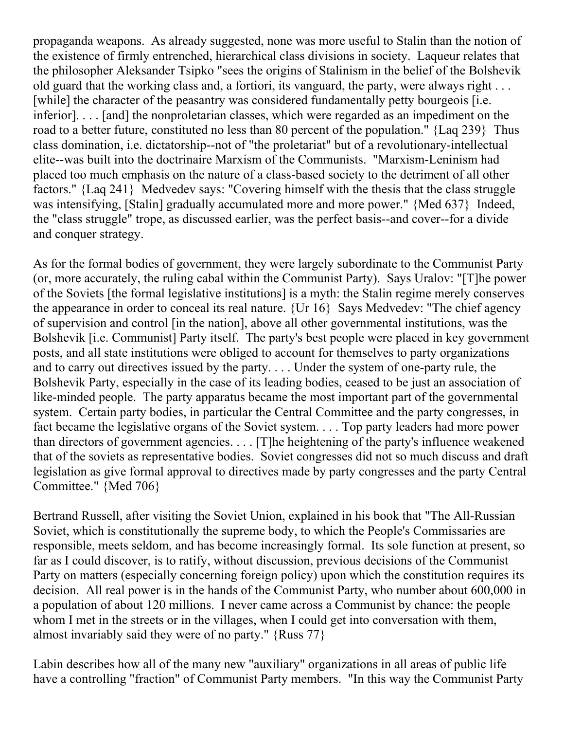propaganda weapons. As already suggested, none was more useful to Stalin than the notion of the existence of firmly entrenched, hierarchical class divisions in society. Laqueur relates that the philosopher Aleksander Tsipko "sees the origins of Stalinism in the belief of the Bolshevik old guard that the working class and, a fortiori, its vanguard, the party, were always right . . . [while] the character of the peasantry was considered fundamentally petty bourgeois [i.e. inferior]. . . . [and] the nonproletarian classes, which were regarded as an impediment on the road to a better future, constituted no less than 80 percent of the population." {Laq 239} Thus class domination, i.e. dictatorship--not of "the proletariat" but of a revolutionary-intellectual elite--was built into the doctrinaire Marxism of the Communists. "Marxism-Leninism had placed too much emphasis on the nature of a class-based society to the detriment of all other factors." {Laq 241} Medvedev says: "Covering himself with the thesis that the class struggle was intensifying, [Stalin] gradually accumulated more and more power." {Med 637} Indeed, the "class struggle" trope, as discussed earlier, was the perfect basis--and cover--for a divide and conquer strategy.

As for the formal bodies of government, they were largely subordinate to the Communist Party (or, more accurately, the ruling cabal within the Communist Party). Says Uralov: "[T]he power of the Soviets [the formal legislative institutions] is a myth: the Stalin regime merely conserves the appearance in order to conceal its real nature. {Ur 16} Says Medvedev: "The chief agency of supervision and control [in the nation], above all other governmental institutions, was the Bolshevik [i.e. Communist] Party itself. The party's best people were placed in key government posts, and all state institutions were obliged to account for themselves to party organizations and to carry out directives issued by the party. . . . Under the system of one-party rule, the Bolshevik Party, especially in the case of its leading bodies, ceased to be just an association of like-minded people. The party apparatus became the most important part of the governmental system. Certain party bodies, in particular the Central Committee and the party congresses, in fact became the legislative organs of the Soviet system. . . . Top party leaders had more power than directors of government agencies. . . . [T]he heightening of the party's influence weakened that of the soviets as representative bodies. Soviet congresses did not so much discuss and draft legislation as give formal approval to directives made by party congresses and the party Central Committee." {Med 706}

Bertrand Russell, after visiting the Soviet Union, explained in his book that "The All-Russian Soviet, which is constitutionally the supreme body, to which the People's Commissaries are responsible, meets seldom, and has become increasingly formal. Its sole function at present, so far as I could discover, is to ratify, without discussion, previous decisions of the Communist Party on matters (especially concerning foreign policy) upon which the constitution requires its decision. All real power is in the hands of the Communist Party, who number about 600,000 in a population of about 120 millions. I never came across a Communist by chance: the people whom I met in the streets or in the villages, when I could get into conversation with them, almost invariably said they were of no party." {Russ 77}

Labin describes how all of the many new "auxiliary" organizations in all areas of public life have a controlling "fraction" of Communist Party members. "In this way the Communist Party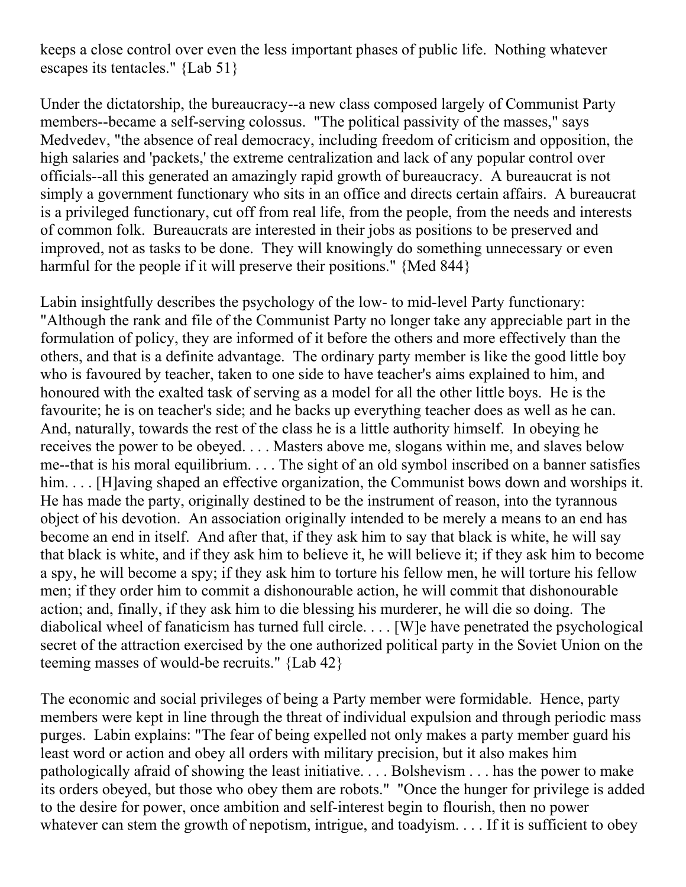keeps a close control over even the less important phases of public life. Nothing whatever escapes its tentacles." {Lab 51}

Under the dictatorship, the bureaucracy--a new class composed largely of Communist Party members--became a self-serving colossus. "The political passivity of the masses," says Medvedev, "the absence of real democracy, including freedom of criticism and opposition, the high salaries and 'packets,' the extreme centralization and lack of any popular control over officials--all this generated an amazingly rapid growth of bureaucracy. A bureaucrat is not simply a government functionary who sits in an office and directs certain affairs. A bureaucrat is a privileged functionary, cut off from real life, from the people, from the needs and interests of common folk. Bureaucrats are interested in their jobs as positions to be preserved and improved, not as tasks to be done. They will knowingly do something unnecessary or even harmful for the people if it will preserve their positions." {Med 844}

Labin insightfully describes the psychology of the low- to mid-level Party functionary: "Although the rank and file of the Communist Party no longer take any appreciable part in the formulation of policy, they are informed of it before the others and more effectively than the others, and that is a definite advantage. The ordinary party member is like the good little boy who is favoured by teacher, taken to one side to have teacher's aims explained to him, and honoured with the exalted task of serving as a model for all the other little boys. He is the favourite; he is on teacher's side; and he backs up everything teacher does as well as he can. And, naturally, towards the rest of the class he is a little authority himself. In obeying he receives the power to be obeyed. . . . Masters above me, slogans within me, and slaves below me--that is his moral equilibrium. . . . The sight of an old symbol inscribed on a banner satisfies him. . . . [H]aving shaped an effective organization, the Communist bows down and worships it. He has made the party, originally destined to be the instrument of reason, into the tyrannous object of his devotion. An association originally intended to be merely a means to an end has become an end in itself. And after that, if they ask him to say that black is white, he will say that black is white, and if they ask him to believe it, he will believe it; if they ask him to become a spy, he will become a spy; if they ask him to torture his fellow men, he will torture his fellow men; if they order him to commit a dishonourable action, he will commit that dishonourable action; and, finally, if they ask him to die blessing his murderer, he will die so doing. The diabolical wheel of fanaticism has turned full circle. . . . [W]e have penetrated the psychological secret of the attraction exercised by the one authorized political party in the Soviet Union on the teeming masses of would-be recruits." {Lab 42}

The economic and social privileges of being a Party member were formidable. Hence, party members were kept in line through the threat of individual expulsion and through periodic mass purges. Labin explains: "The fear of being expelled not only makes a party member guard his least word or action and obey all orders with military precision, but it also makes him pathologically afraid of showing the least initiative. . . . Bolshevism . . . has the power to make its orders obeyed, but those who obey them are robots." "Once the hunger for privilege is added to the desire for power, once ambition and self-interest begin to flourish, then no power whatever can stem the growth of nepotism, intrigue, and toadyism. . . . If it is sufficient to obey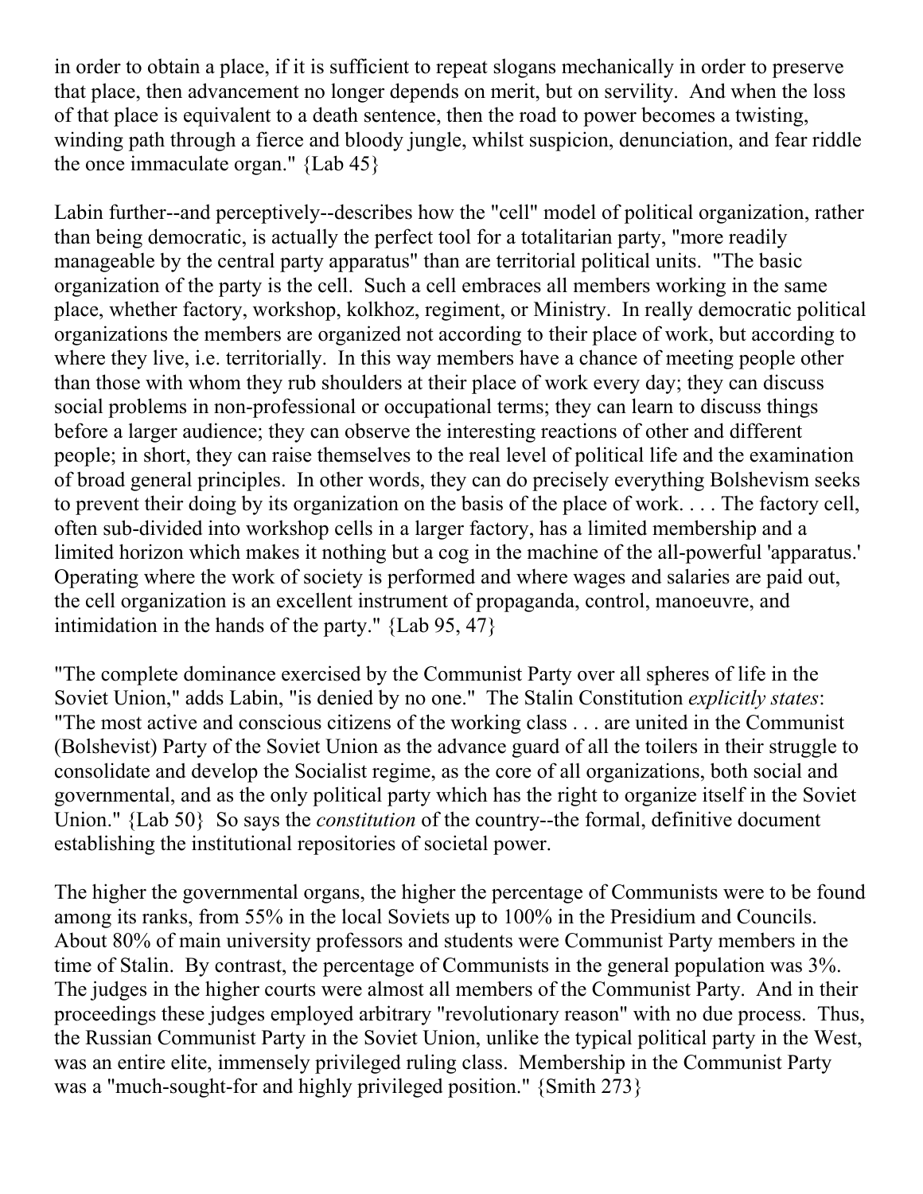in order to obtain a place, if it is sufficient to repeat slogans mechanically in order to preserve that place, then advancement no longer depends on merit, but on servility. And when the loss of that place is equivalent to a death sentence, then the road to power becomes a twisting, winding path through a fierce and bloody jungle, whilst suspicion, denunciation, and fear riddle the once immaculate organ." {Lab 45}

Labin further--and perceptively--describes how the "cell" model of political organization, rather than being democratic, is actually the perfect tool for a totalitarian party, "more readily manageable by the central party apparatus" than are territorial political units. "The basic organization of the party is the cell. Such a cell embraces all members working in the same place, whether factory, workshop, kolkhoz, regiment, or Ministry. In really democratic political organizations the members are organized not according to their place of work, but according to where they live, i.e. territorially. In this way members have a chance of meeting people other than those with whom they rub shoulders at their place of work every day; they can discuss social problems in non-professional or occupational terms; they can learn to discuss things before a larger audience; they can observe the interesting reactions of other and different people; in short, they can raise themselves to the real level of political life and the examination of broad general principles. In other words, they can do precisely everything Bolshevism seeks to prevent their doing by its organization on the basis of the place of work. . . . The factory cell, often sub-divided into workshop cells in a larger factory, has a limited membership and a limited horizon which makes it nothing but a cog in the machine of the all-powerful 'apparatus.' Operating where the work of society is performed and where wages and salaries are paid out, the cell organization is an excellent instrument of propaganda, control, manoeuvre, and intimidation in the hands of the party." {Lab 95, 47}

"The complete dominance exercised by the Communist Party over all spheres of life in the Soviet Union," adds Labin, "is denied by no one." The Stalin Constitution *explicitly states*: "The most active and conscious citizens of the working class . . . are united in the Communist (Bolshevist) Party of the Soviet Union as the advance guard of all the toilers in their struggle to consolidate and develop the Socialist regime, as the core of all organizations, both social and governmental, and as the only political party which has the right to organize itself in the Soviet Union." {Lab 50} So says the *constitution* of the country--the formal, definitive document establishing the institutional repositories of societal power.

The higher the governmental organs, the higher the percentage of Communists were to be found among its ranks, from 55% in the local Soviets up to 100% in the Presidium and Councils. About 80% of main university professors and students were Communist Party members in the time of Stalin. By contrast, the percentage of Communists in the general population was 3%. The judges in the higher courts were almost all members of the Communist Party. And in their proceedings these judges employed arbitrary "revolutionary reason" with no due process. Thus, the Russian Communist Party in the Soviet Union, unlike the typical political party in the West, was an entire elite, immensely privileged ruling class. Membership in the Communist Party was a "much-sought-for and highly privileged position." {Smith 273}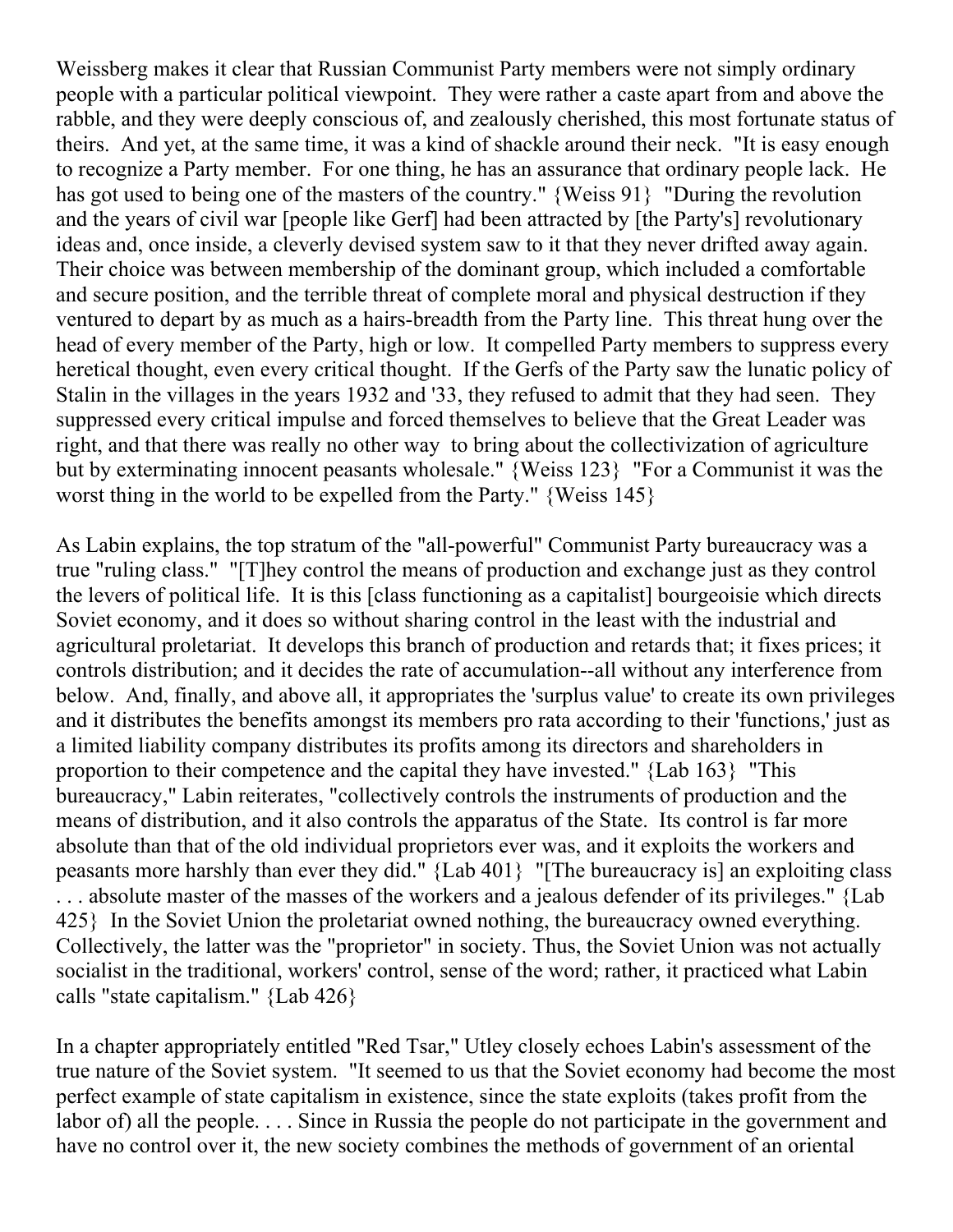Weissberg makes it clear that Russian Communist Party members were not simply ordinary people with a particular political viewpoint. They were rather a caste apart from and above the rabble, and they were deeply conscious of, and zealously cherished, this most fortunate status of theirs. And yet, at the same time, it was a kind of shackle around their neck. "It is easy enough to recognize a Party member. For one thing, he has an assurance that ordinary people lack. He has got used to being one of the masters of the country." {Weiss 91} "During the revolution and the years of civil war [people like Gerf] had been attracted by [the Party's] revolutionary ideas and, once inside, a cleverly devised system saw to it that they never drifted away again. Their choice was between membership of the dominant group, which included a comfortable and secure position, and the terrible threat of complete moral and physical destruction if they ventured to depart by as much as a hairs-breadth from the Party line. This threat hung over the head of every member of the Party, high or low. It compelled Party members to suppress every heretical thought, even every critical thought. If the Gerfs of the Party saw the lunatic policy of Stalin in the villages in the years 1932 and '33, they refused to admit that they had seen. They suppressed every critical impulse and forced themselves to believe that the Great Leader was right, and that there was really no other way to bring about the collectivization of agriculture but by exterminating innocent peasants wholesale." {Weiss 123} "For a Communist it was the worst thing in the world to be expelled from the Party." {Weiss 145}

As Labin explains, the top stratum of the "all-powerful" Communist Party bureaucracy was a true "ruling class." "[T]hey control the means of production and exchange just as they control the levers of political life. It is this [class functioning as a capitalist] bourgeoisie which directs Soviet economy, and it does so without sharing control in the least with the industrial and agricultural proletariat. It develops this branch of production and retards that; it fixes prices; it controls distribution; and it decides the rate of accumulation--all without any interference from below. And, finally, and above all, it appropriates the 'surplus value' to create its own privileges and it distributes the benefits amongst its members pro rata according to their 'functions,' just as a limited liability company distributes its profits among its directors and shareholders in proportion to their competence and the capital they have invested." {Lab 163} "This bureaucracy," Labin reiterates, "collectively controls the instruments of production and the means of distribution, and it also controls the apparatus of the State. Its control is far more absolute than that of the old individual proprietors ever was, and it exploits the workers and peasants more harshly than ever they did." {Lab 401} "[The bureaucracy is] an exploiting class . . . absolute master of the masses of the workers and a jealous defender of its privileges." {Lab 425} In the Soviet Union the proletariat owned nothing, the bureaucracy owned everything. Collectively, the latter was the "proprietor" in society. Thus, the Soviet Union was not actually socialist in the traditional, workers' control, sense of the word; rather, it practiced what Labin calls "state capitalism." {Lab 426}

In a chapter appropriately entitled "Red Tsar," Utley closely echoes Labin's assessment of the true nature of the Soviet system. "It seemed to us that the Soviet economy had become the most perfect example of state capitalism in existence, since the state exploits (takes profit from the labor of) all the people. . . . Since in Russia the people do not participate in the government and have no control over it, the new society combines the methods of government of an oriental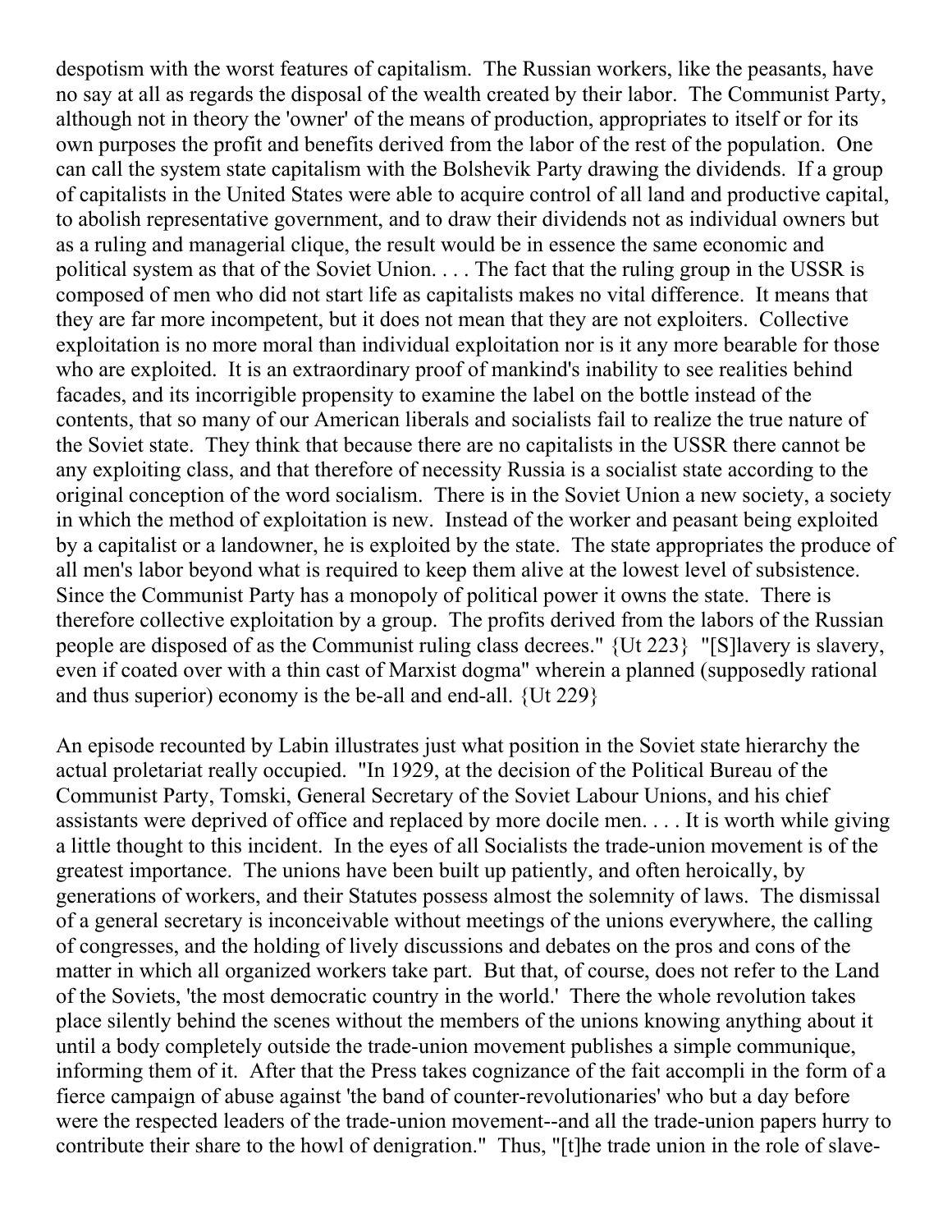despotism with the worst features of capitalism. The Russian workers, like the peasants, have no say at all as regards the disposal of the wealth created by their labor. The Communist Party, although not in theory the 'owner' of the means of production, appropriates to itself or for its own purposes the profit and benefits derived from the labor of the rest of the population. One can call the system state capitalism with the Bolshevik Party drawing the dividends. If a group of capitalists in the United States were able to acquire control of all land and productive capital, to abolish representative government, and to draw their dividends not as individual owners but as a ruling and managerial clique, the result would be in essence the same economic and political system as that of the Soviet Union. . . . The fact that the ruling group in the USSR is composed of men who did not start life as capitalists makes no vital difference. It means that they are far more incompetent, but it does not mean that they are not exploiters. Collective exploitation is no more moral than individual exploitation nor is it any more bearable for those who are exploited. It is an extraordinary proof of mankind's inability to see realities behind facades, and its incorrigible propensity to examine the label on the bottle instead of the contents, that so many of our American liberals and socialists fail to realize the true nature of the Soviet state. They think that because there are no capitalists in the USSR there cannot be any exploiting class, and that therefore of necessity Russia is a socialist state according to the original conception of the word socialism. There is in the Soviet Union a new society, a society in which the method of exploitation is new. Instead of the worker and peasant being exploited by a capitalist or a landowner, he is exploited by the state. The state appropriates the produce of all men's labor beyond what is required to keep them alive at the lowest level of subsistence. Since the Communist Party has a monopoly of political power it owns the state. There is therefore collective exploitation by a group. The profits derived from the labors of the Russian people are disposed of as the Communist ruling class decrees." {Ut 223} "[S]lavery is slavery, even if coated over with a thin cast of Marxist dogma" wherein a planned (supposedly rational and thus superior) economy is the be-all and end-all. {Ut 229}

An episode recounted by Labin illustrates just what position in the Soviet state hierarchy the actual proletariat really occupied. "In 1929, at the decision of the Political Bureau of the Communist Party, Tomski, General Secretary of the Soviet Labour Unions, and his chief assistants were deprived of office and replaced by more docile men. . . . It is worth while giving a little thought to this incident. In the eyes of all Socialists the trade-union movement is of the greatest importance. The unions have been built up patiently, and often heroically, by generations of workers, and their Statutes possess almost the solemnity of laws. The dismissal of a general secretary is inconceivable without meetings of the unions everywhere, the calling of congresses, and the holding of lively discussions and debates on the pros and cons of the matter in which all organized workers take part. But that, of course, does not refer to the Land of the Soviets, 'the most democratic country in the world.' There the whole revolution takes place silently behind the scenes without the members of the unions knowing anything about it until a body completely outside the trade-union movement publishes a simple communique, informing them of it. After that the Press takes cognizance of the fait accompli in the form of a fierce campaign of abuse against 'the band of counter-revolutionaries' who but a day before were the respected leaders of the trade-union movement--and all the trade-union papers hurry to contribute their share to the howl of denigration." Thus, "[t]he trade union in the role of slave-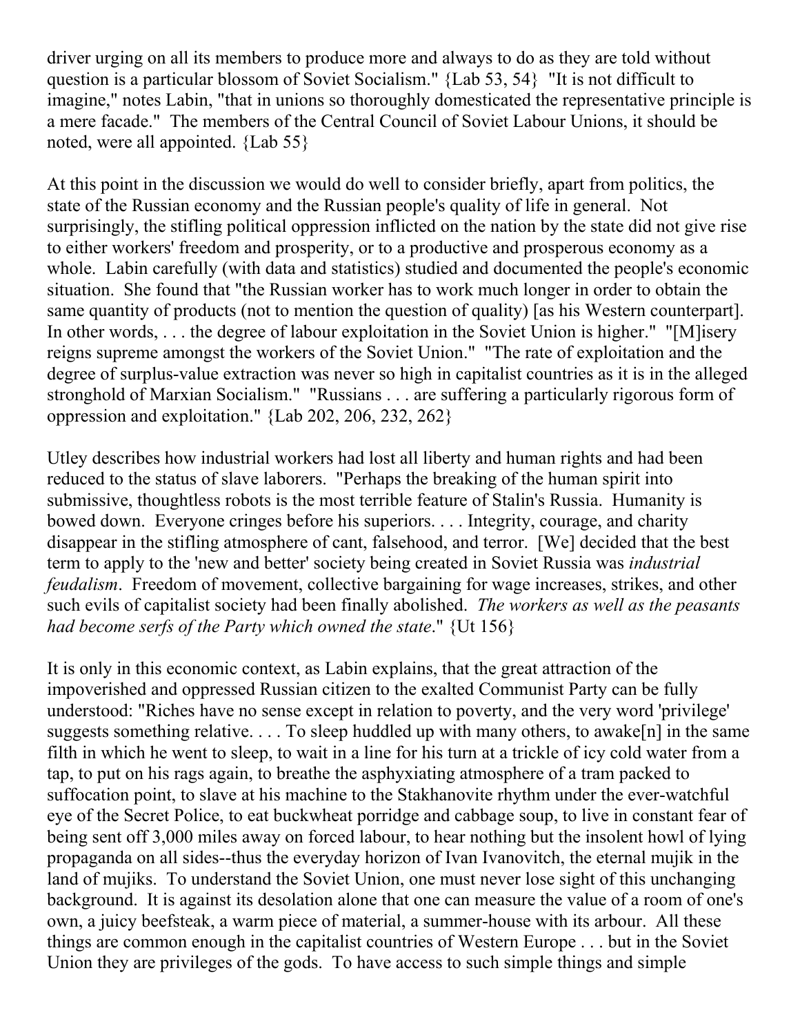driver urging on all its members to produce more and always to do as they are told without question is a particular blossom of Soviet Socialism." {Lab 53, 54} "It is not difficult to imagine," notes Labin, "that in unions so thoroughly domesticated the representative principle is a mere facade." The members of the Central Council of Soviet Labour Unions, it should be noted, were all appointed. {Lab 55}

At this point in the discussion we would do well to consider briefly, apart from politics, the state of the Russian economy and the Russian people's quality of life in general. Not surprisingly, the stifling political oppression inflicted on the nation by the state did not give rise to either workers' freedom and prosperity, or to a productive and prosperous economy as a whole. Labin carefully (with data and statistics) studied and documented the people's economic situation. She found that "the Russian worker has to work much longer in order to obtain the same quantity of products (not to mention the question of quality) [as his Western counterpart]. In other words, . . . the degree of labour exploitation in the Soviet Union is higher." "[M]isery reigns supreme amongst the workers of the Soviet Union." "The rate of exploitation and the degree of surplus-value extraction was never so high in capitalist countries as it is in the alleged stronghold of Marxian Socialism." "Russians . . . are suffering a particularly rigorous form of oppression and exploitation." {Lab 202, 206, 232, 262}

Utley describes how industrial workers had lost all liberty and human rights and had been reduced to the status of slave laborers. "Perhaps the breaking of the human spirit into submissive, thoughtless robots is the most terrible feature of Stalin's Russia. Humanity is bowed down. Everyone cringes before his superiors. . . . Integrity, courage, and charity disappear in the stifling atmosphere of cant, falsehood, and terror. [We] decided that the best term to apply to the 'new and better' society being created in Soviet Russia was *industrial feudalism*. Freedom of movement, collective bargaining for wage increases, strikes, and other such evils of capitalist society had been finally abolished. *The workers as well as the peasants had become serfs of the Party which owned the state*." {Ut 156}

It is only in this economic context, as Labin explains, that the great attraction of the impoverished and oppressed Russian citizen to the exalted Communist Party can be fully understood: "Riches have no sense except in relation to poverty, and the very word 'privilege' suggests something relative. . . . To sleep huddled up with many others, to awake[n] in the same filth in which he went to sleep, to wait in a line for his turn at a trickle of icy cold water from a tap, to put on his rags again, to breathe the asphyxiating atmosphere of a tram packed to suffocation point, to slave at his machine to the Stakhanovite rhythm under the ever-watchful eye of the Secret Police, to eat buckwheat porridge and cabbage soup, to live in constant fear of being sent off 3,000 miles away on forced labour, to hear nothing but the insolent howl of lying propaganda on all sides--thus the everyday horizon of Ivan Ivanovitch, the eternal mujik in the land of mujiks. To understand the Soviet Union, one must never lose sight of this unchanging background. It is against its desolation alone that one can measure the value of a room of one's own, a juicy beefsteak, a warm piece of material, a summer-house with its arbour. All these things are common enough in the capitalist countries of Western Europe . . . but in the Soviet Union they are privileges of the gods. To have access to such simple things and simple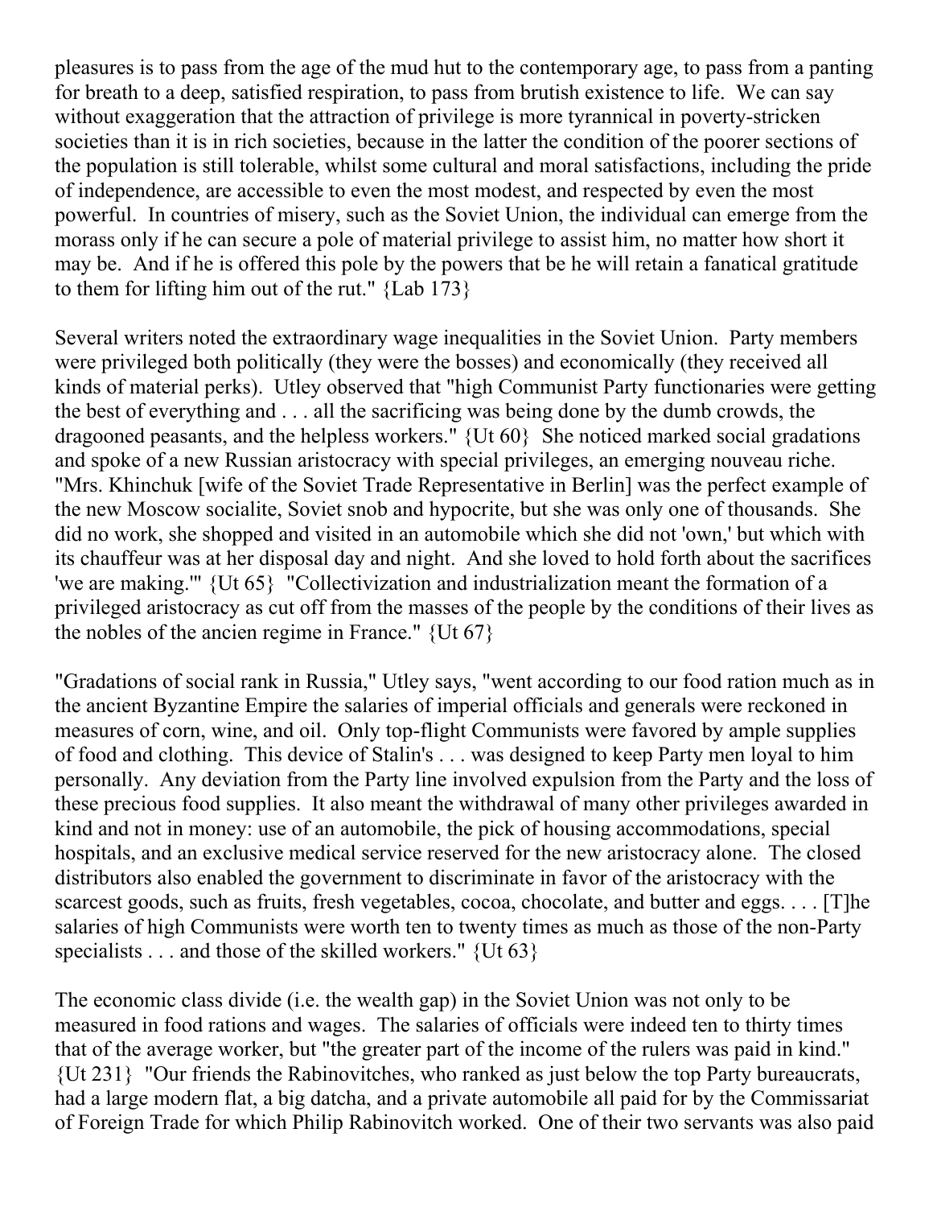pleasures is to pass from the age of the mud hut to the contemporary age, to pass from a panting for breath to a deep, satisfied respiration, to pass from brutish existence to life. We can say without exaggeration that the attraction of privilege is more tyrannical in poverty-stricken societies than it is in rich societies, because in the latter the condition of the poorer sections of the population is still tolerable, whilst some cultural and moral satisfactions, including the pride of independence, are accessible to even the most modest, and respected by even the most powerful. In countries of misery, such as the Soviet Union, the individual can emerge from the morass only if he can secure a pole of material privilege to assist him, no matter how short it may be. And if he is offered this pole by the powers that be he will retain a fanatical gratitude to them for lifting him out of the rut." {Lab 173}

Several writers noted the extraordinary wage inequalities in the Soviet Union. Party members were privileged both politically (they were the bosses) and economically (they received all kinds of material perks). Utley observed that "high Communist Party functionaries were getting the best of everything and . . . all the sacrificing was being done by the dumb crowds, the dragooned peasants, and the helpless workers." {Ut 60} She noticed marked social gradations and spoke of a new Russian aristocracy with special privileges, an emerging nouveau riche. "Mrs. Khinchuk [wife of the Soviet Trade Representative in Berlin] was the perfect example of the new Moscow socialite, Soviet snob and hypocrite, but she was only one of thousands. She did no work, she shopped and visited in an automobile which she did not 'own,' but which with its chauffeur was at her disposal day and night. And she loved to hold forth about the sacrifices 'we are making.'" {Ut 65} "Collectivization and industrialization meant the formation of a privileged aristocracy as cut off from the masses of the people by the conditions of their lives as the nobles of the ancien regime in France." {Ut 67}

"Gradations of social rank in Russia," Utley says, "went according to our food ration much as in the ancient Byzantine Empire the salaries of imperial officials and generals were reckoned in measures of corn, wine, and oil. Only top-flight Communists were favored by ample supplies of food and clothing. This device of Stalin's . . . was designed to keep Party men loyal to him personally. Any deviation from the Party line involved expulsion from the Party and the loss of these precious food supplies. It also meant the withdrawal of many other privileges awarded in kind and not in money: use of an automobile, the pick of housing accommodations, special hospitals, and an exclusive medical service reserved for the new aristocracy alone. The closed distributors also enabled the government to discriminate in favor of the aristocracy with the scarcest goods, such as fruits, fresh vegetables, cocoa, chocolate, and butter and eggs. . . . [T]he salaries of high Communists were worth ten to twenty times as much as those of the non-Party specialists . . . and those of the skilled workers." {Ut 63}

The economic class divide (i.e. the wealth gap) in the Soviet Union was not only to be measured in food rations and wages. The salaries of officials were indeed ten to thirty times that of the average worker, but "the greater part of the income of the rulers was paid in kind." {Ut 231} "Our friends the Rabinovitches, who ranked as just below the top Party bureaucrats, had a large modern flat, a big datcha, and a private automobile all paid for by the Commissariat of Foreign Trade for which Philip Rabinovitch worked. One of their two servants was also paid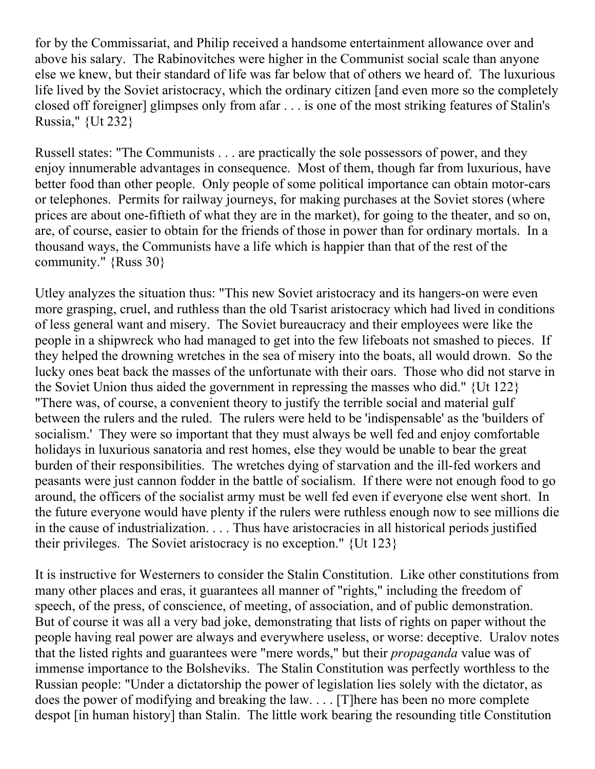for by the Commissariat, and Philip received a handsome entertainment allowance over and above his salary. The Rabinovitches were higher in the Communist social scale than anyone else we knew, but their standard of life was far below that of others we heard of. The luxurious life lived by the Soviet aristocracy, which the ordinary citizen [and even more so the completely closed off foreigner] glimpses only from afar . . . is one of the most striking features of Stalin's Russia," {Ut 232}

Russell states: "The Communists . . . are practically the sole possessors of power, and they enjoy innumerable advantages in consequence. Most of them, though far from luxurious, have better food than other people. Only people of some political importance can obtain motor-cars or telephones. Permits for railway journeys, for making purchases at the Soviet stores (where prices are about one-fiftieth of what they are in the market), for going to the theater, and so on, are, of course, easier to obtain for the friends of those in power than for ordinary mortals. In a thousand ways, the Communists have a life which is happier than that of the rest of the community." {Russ 30}

Utley analyzes the situation thus: "This new Soviet aristocracy and its hangers-on were even more grasping, cruel, and ruthless than the old Tsarist aristocracy which had lived in conditions of less general want and misery. The Soviet bureaucracy and their employees were like the people in a shipwreck who had managed to get into the few lifeboats not smashed to pieces. If they helped the drowning wretches in the sea of misery into the boats, all would drown. So the lucky ones beat back the masses of the unfortunate with their oars. Those who did not starve in the Soviet Union thus aided the government in repressing the masses who did." {Ut 122} "There was, of course, a convenient theory to justify the terrible social and material gulf between the rulers and the ruled. The rulers were held to be 'indispensable' as the 'builders of socialism.' They were so important that they must always be well fed and enjoy comfortable holidays in luxurious sanatoria and rest homes, else they would be unable to bear the great burden of their responsibilities. The wretches dying of starvation and the ill-fed workers and peasants were just cannon fodder in the battle of socialism. If there were not enough food to go around, the officers of the socialist army must be well fed even if everyone else went short. In the future everyone would have plenty if the rulers were ruthless enough now to see millions die in the cause of industrialization. . . . Thus have aristocracies in all historical periods justified their privileges. The Soviet aristocracy is no exception." {Ut 123}

It is instructive for Westerners to consider the Stalin Constitution. Like other constitutions from many other places and eras, it guarantees all manner of "rights," including the freedom of speech, of the press, of conscience, of meeting, of association, and of public demonstration. But of course it was all a very bad joke, demonstrating that lists of rights on paper without the people having real power are always and everywhere useless, or worse: deceptive. Uralov notes that the listed rights and guarantees were "mere words," but their *propaganda* value was of immense importance to the Bolsheviks. The Stalin Constitution was perfectly worthless to the Russian people: "Under a dictatorship the power of legislation lies solely with the dictator, as does the power of modifying and breaking the law. . . . [T]here has been no more complete despot [in human history] than Stalin. The little work bearing the resounding title Constitution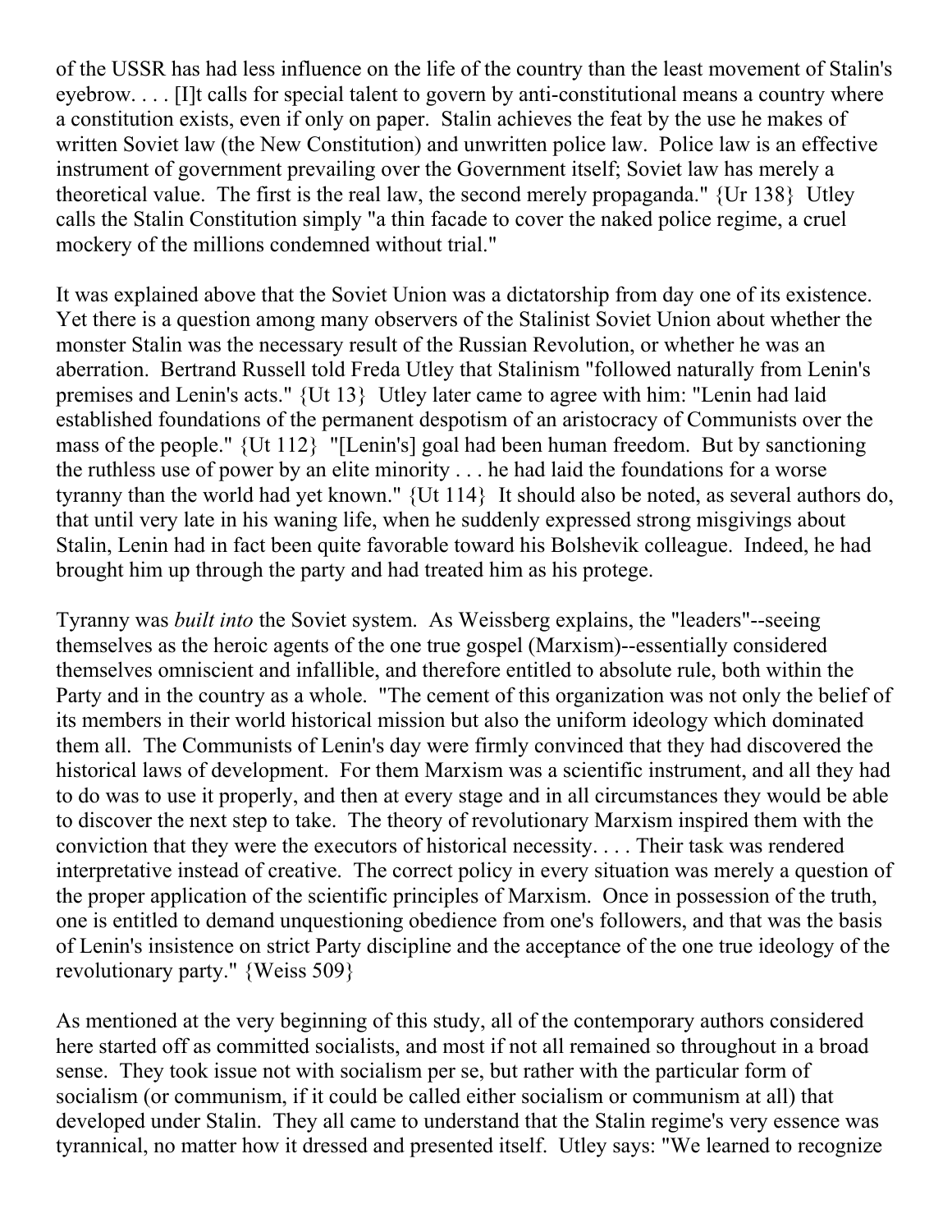of the USSR has had less influence on the life of the country than the least movement of Stalin's eyebrow. . . . [I]t calls for special talent to govern by anti-constitutional means a country where a constitution exists, even if only on paper. Stalin achieves the feat by the use he makes of written Soviet law (the New Constitution) and unwritten police law. Police law is an effective instrument of government prevailing over the Government itself; Soviet law has merely a theoretical value. The first is the real law, the second merely propaganda." {Ur 138} Utley calls the Stalin Constitution simply "a thin facade to cover the naked police regime, a cruel mockery of the millions condemned without trial."

It was explained above that the Soviet Union was a dictatorship from day one of its existence. Yet there is a question among many observers of the Stalinist Soviet Union about whether the monster Stalin was the necessary result of the Russian Revolution, or whether he was an aberration. Bertrand Russell told Freda Utley that Stalinism "followed naturally from Lenin's premises and Lenin's acts." {Ut 13} Utley later came to agree with him: "Lenin had laid established foundations of the permanent despotism of an aristocracy of Communists over the mass of the people." {Ut 112} "[Lenin's] goal had been human freedom. But by sanctioning the ruthless use of power by an elite minority . . . he had laid the foundations for a worse tyranny than the world had yet known." {Ut 114} It should also be noted, as several authors do, that until very late in his waning life, when he suddenly expressed strong misgivings about Stalin, Lenin had in fact been quite favorable toward his Bolshevik colleague. Indeed, he had brought him up through the party and had treated him as his protege.

Tyranny was *built into* the Soviet system. As Weissberg explains, the "leaders"--seeing themselves as the heroic agents of the one true gospel (Marxism)--essentially considered themselves omniscient and infallible, and therefore entitled to absolute rule, both within the Party and in the country as a whole. "The cement of this organization was not only the belief of its members in their world historical mission but also the uniform ideology which dominated them all. The Communists of Lenin's day were firmly convinced that they had discovered the historical laws of development. For them Marxism was a scientific instrument, and all they had to do was to use it properly, and then at every stage and in all circumstances they would be able to discover the next step to take. The theory of revolutionary Marxism inspired them with the conviction that they were the executors of historical necessity. . . . Their task was rendered interpretative instead of creative. The correct policy in every situation was merely a question of the proper application of the scientific principles of Marxism. Once in possession of the truth, one is entitled to demand unquestioning obedience from one's followers, and that was the basis of Lenin's insistence on strict Party discipline and the acceptance of the one true ideology of the revolutionary party." {Weiss 509}

As mentioned at the very beginning of this study, all of the contemporary authors considered here started off as committed socialists, and most if not all remained so throughout in a broad sense. They took issue not with socialism per se, but rather with the particular form of socialism (or communism, if it could be called either socialism or communism at all) that developed under Stalin. They all came to understand that the Stalin regime's very essence was tyrannical, no matter how it dressed and presented itself. Utley says: "We learned to recognize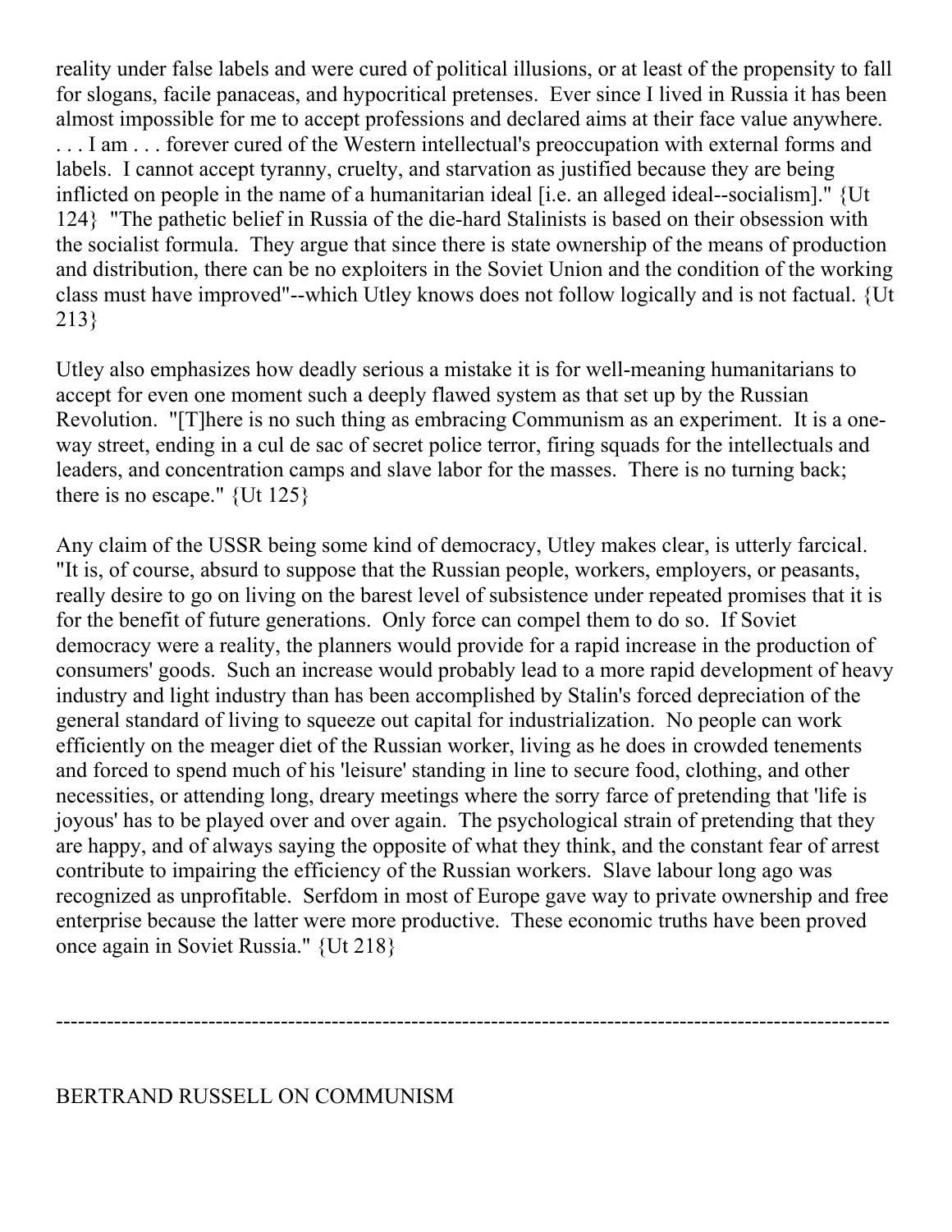reality under false labels and were cured of political illusions, or at least of the propensity to fall for slogans, facile panaceas, and hypocritical pretenses. Ever since I lived in Russia it has been almost impossible for me to accept professions and declared aims at their face value anywhere. . . . I am . . . forever cured of the Western intellectual's preoccupation with external forms and labels. I cannot accept tyranny, cruelty, and starvation as justified because they are being inflicted on people in the name of a humanitarian ideal [i.e. an alleged ideal--socialism]." {Ut 124} "The pathetic belief in Russia of the die-hard Stalinists is based on their obsession with the socialist formula. They argue that since there is state ownership of the means of production and distribution, there can be no exploiters in the Soviet Union and the condition of the working class must have improved"--which Utley knows does not follow logically and is not factual. {Ut 213}

Utley also emphasizes how deadly serious a mistake it is for well-meaning humanitarians to accept for even one moment such a deeply flawed system as that set up by the Russian Revolution. "[T]here is no such thing as embracing Communism as an experiment. It is a one-way street, ending in a cul de sac of secret police terror, firing squads for the intellectuals and leaders, and concentration camps and slave labor for the masses. There is no turning back; there is no escape." {Ut 125}

Any claim of the USSR being some kind of democracy, Utley makes clear, is utterly farcical. "It is, of course, absurd to suppose that the Russian people, workers, employers, or peasants, really desire to go on living on the barest level of subsistence under repeated promises that it is for the benefit of future generations. Only force can compel them to do so. If Soviet democracy were a reality, the planners would provide for a rapid increase in the production of consumers' goods. Such an increase would probably lead to a more rapid development of heavy industry and light industry than has been accomplished by Stalin's forced depreciation of the general standard of living to squeeze out capital for industrialization. No people can work efficiently on the meager diet of the Russian worker, living as he does in crowded tenements and forced to spend much of his 'leisure' standing in line to secure food, clothing, and other necessities, or attending long, dreary meetings where the sorry farce of pretending that 'life is joyous' has to be played over and over again. The psychological strain of pretending that they are happy, and of always saying the opposite of what they think, and the constant fear of arrest contribute to impairing the efficiency of the Russian workers. Slave labour long ago was recognized as unprofitable. Serfdom in most of Europe gave way to private ownership and free enterprise because the latter were more productive. These economic truths have been proved once again in Soviet Russia." {Ut 218}

---

BERTRAND RUSSELL ON COMMUNISM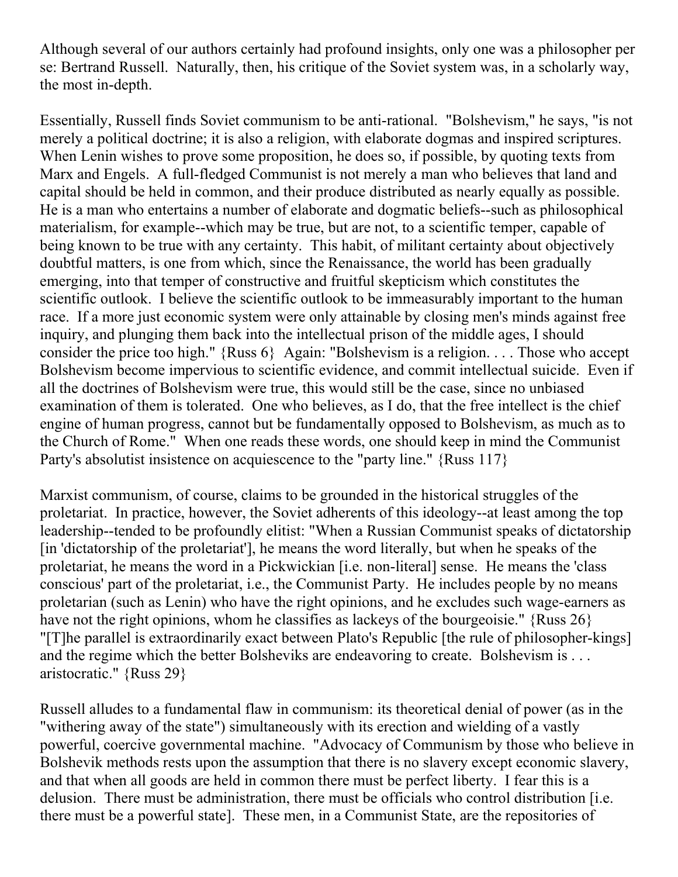Although several of our authors certainly had profound insights, only one was a philosopher per se: Bertrand Russell. Naturally, then, his critique of the Soviet system was, in a scholarly way, the most in-depth.

Essentially, Russell finds Soviet communism to be anti-rational. "Bolshevism," he says, "is not merely a political doctrine; it is also a religion, with elaborate dogmas and inspired scriptures. When Lenin wishes to prove some proposition, he does so, if possible, by quoting texts from Marx and Engels. A full-fledged Communist is not merely a man who believes that land and capital should be held in common, and their produce distributed as nearly equally as possible. He is a man who entertains a number of elaborate and dogmatic beliefs--such as philosophical materialism, for example--which may be true, but are not, to a scientific temper, capable of being known to be true with any certainty. This habit, of militant certainty about objectively doubtful matters, is one from which, since the Renaissance, the world has been gradually emerging, into that temper of constructive and fruitful skepticism which constitutes the scientific outlook. I believe the scientific outlook to be immeasurably important to the human race. If a more just economic system were only attainable by closing men's minds against free inquiry, and plunging them back into the intellectual prison of the middle ages, I should consider the price too high." {Russ 6} Again: "Bolshevism is a religion. . . . Those who accept Bolshevism become impervious to scientific evidence, and commit intellectual suicide. Even if all the doctrines of Bolshevism were true, this would still be the case, since no unbiased examination of them is tolerated. One who believes, as I do, that the free intellect is the chief engine of human progress, cannot but be fundamentally opposed to Bolshevism, as much as to the Church of Rome." When one reads these words, one should keep in mind the Communist Party's absolutist insistence on acquiescence to the "party line." {Russ 117}

Marxist communism, of course, claims to be grounded in the historical struggles of the proletariat. In practice, however, the Soviet adherents of this ideology--at least among the top leadership--tended to be profoundly elitist: "When a Russian Communist speaks of dictatorship [in 'dictatorship of the proletariat'], he means the word literally, but when he speaks of the proletariat, he means the word in a Pickwickian [i.e. non-literal] sense. He means the 'class conscious' part of the proletariat, i.e., the Communist Party. He includes people by no means proletarian (such as Lenin) who have the right opinions, and he excludes such wage-earners as have not the right opinions, whom he classifies as lackeys of the bourgeoisie." {Russ 26} "[T]he parallel is extraordinarily exact between Plato's Republic [the rule of philosopher-kings] and the regime which the better Bolsheviks are endeavoring to create. Bolshevism is . . . aristocratic." {Russ 29}

Russell alludes to a fundamental flaw in communism: its theoretical denial of power (as in the "withering away of the state") simultaneously with its erection and wielding of a vastly powerful, coercive governmental machine. "Advocacy of Communism by those who believe in Bolshevik methods rests upon the assumption that there is no slavery except economic slavery, and that when all goods are held in common there must be perfect liberty. I fear this is a delusion. There must be administration, there must be officials who control distribution [i.e. there must be a powerful state]. These men, in a Communist State, are the repositories of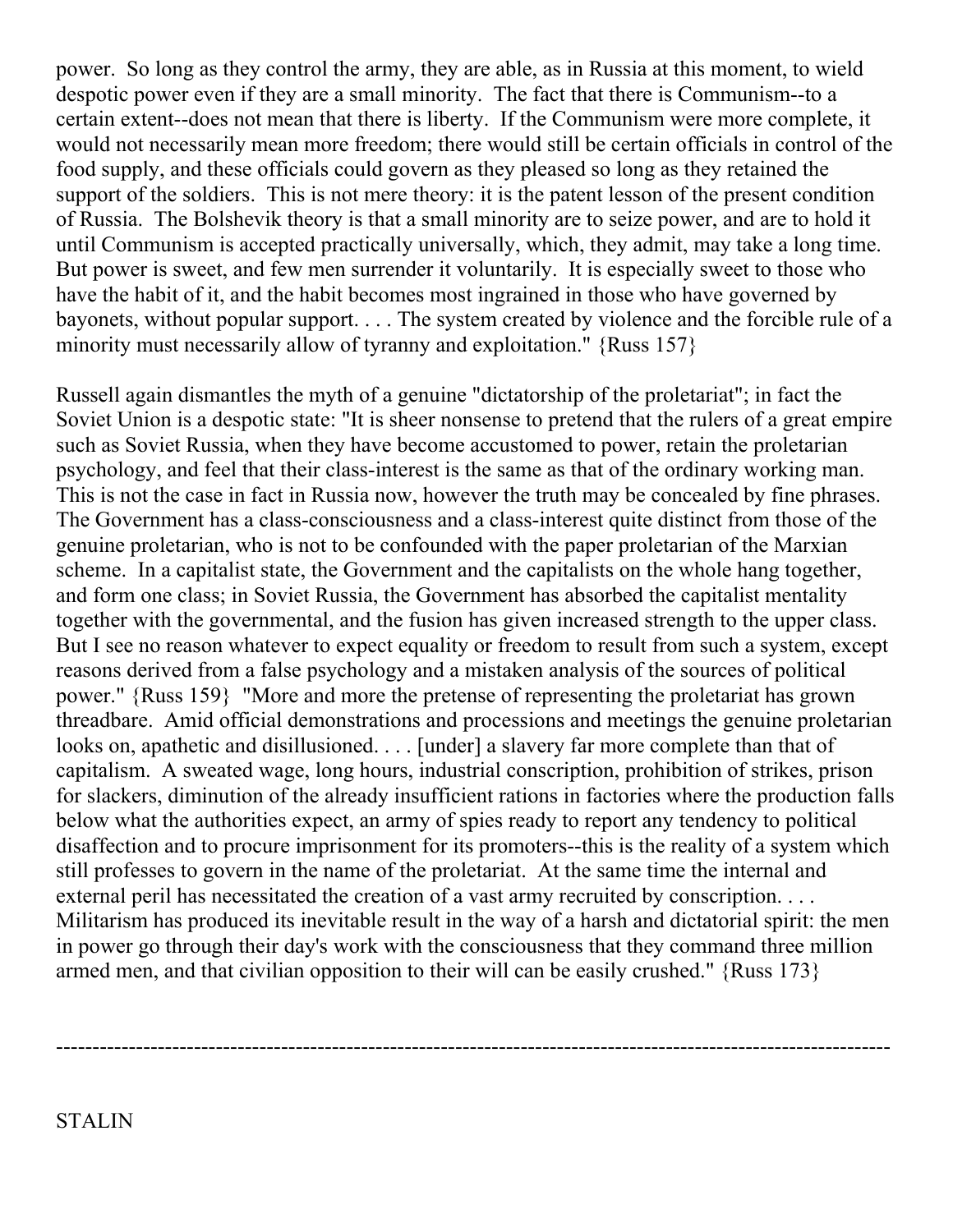power. So long as they control the army, they are able, as in Russia at this moment, to wield despotic power even if they are a small minority. The fact that there is Communism--to a certain extent--does not mean that there is liberty. If the Communism were more complete, it would not necessarily mean more freedom; there would still be certain officials in control of the food supply, and these officials could govern as they pleased so long as they retained the support of the soldiers. This is not mere theory: it is the patent lesson of the present condition of Russia. The Bolshevik theory is that a small minority are to seize power, and are to hold it until Communism is accepted practically universally, which, they admit, may take a long time. But power is sweet, and few men surrender it voluntarily. It is especially sweet to those who have the habit of it, and the habit becomes most ingrained in those who have governed by bayonets, without popular support. . . . The system created by violence and the forcible rule of a minority must necessarily allow of tyranny and exploitation." {Russ 157}

Russell again dismantles the myth of a genuine "dictatorship of the proletariat"; in fact the Soviet Union is a despotic state: "It is sheer nonsense to pretend that the rulers of a great empire such as Soviet Russia, when they have become accustomed to power, retain the proletarian psychology, and feel that their class-interest is the same as that of the ordinary working man. This is not the case in fact in Russia now, however the truth may be concealed by fine phrases. The Government has a class-consciousness and a class-interest quite distinct from those of the genuine proletarian, who is not to be confounded with the paper proletarian of the Marxian scheme. In a capitalist state, the Government and the capitalists on the whole hang together, and form one class; in Soviet Russia, the Government has absorbed the capitalist mentality together with the governmental, and the fusion has given increased strength to the upper class. But I see no reason whatever to expect equality or freedom to result from such a system, except reasons derived from a false psychology and a mistaken analysis of the sources of political power." {Russ 159} "More and more the pretense of representing the proletariat has grown threadbare. Amid official demonstrations and processions and meetings the genuine proletarian looks on, apathetic and disillusioned. . . . [under] a slavery far more complete than that of capitalism. A sweated wage, long hours, industrial conscription, prohibition of strikes, prison for slackers, diminution of the already insufficient rations in factories where the production falls below what the authorities expect, an army of spies ready to report any tendency to political disaffection and to procure imprisonment for its promoters--this is the reality of a system which still professes to govern in the name of the proletariat. At the same time the internal and external peril has necessitated the creation of a vast army recruited by conscription. . . . Militarism has produced its inevitable result in the way of a harsh and dictatorial spirit: the men in power go through their day's work with the consciousness that they command three million armed men, and that civilian opposition to their will can be easily crushed." {Russ 173}

---

STALIN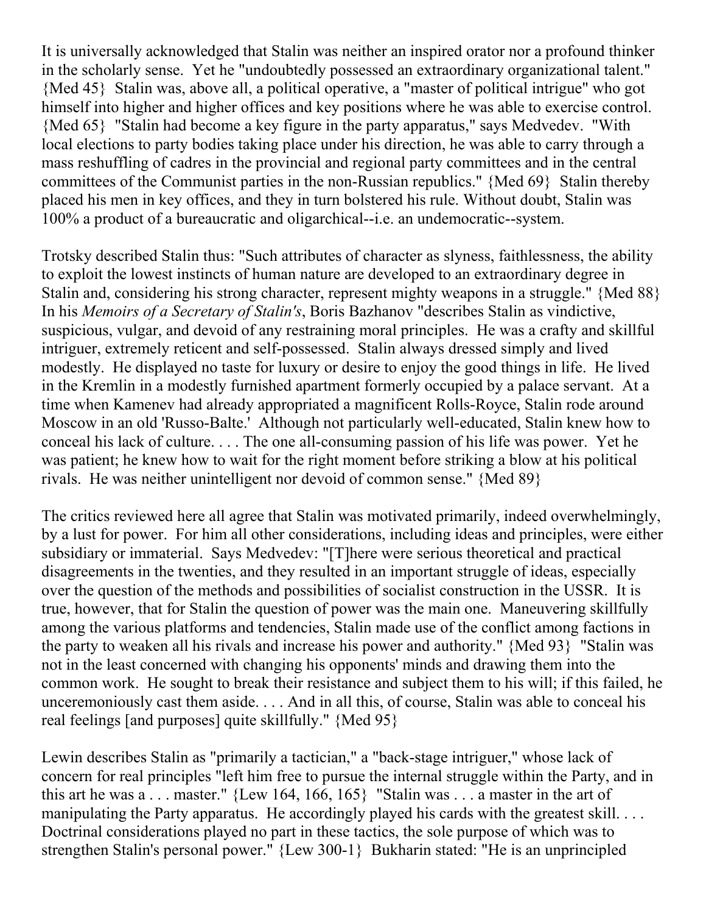It is universally acknowledged that Stalin was neither an inspired orator nor a profound thinker in the scholarly sense. Yet he "undoubtedly possessed an extraordinary organizational talent." {Med 45} Stalin was, above all, a political operative, a "master of political intrigue" who got himself into higher and higher offices and key positions where he was able to exercise control. {Med 65} "Stalin had become a key figure in the party apparatus," says Medvedev. "With local elections to party bodies taking place under his direction, he was able to carry through a mass reshuffling of cadres in the provincial and regional party committees and in the central committees of the Communist parties in the non-Russian republics." {Med 69} Stalin thereby placed his men in key offices, and they in turn bolstered his rule. Without doubt, Stalin was 100% a product of a bureaucratic and oligarchical--i.e. an undemocratic--system.

Trotsky described Stalin thus: "Such attributes of character as slyness, faithlessness, the ability to exploit the lowest instincts of human nature are developed to an extraordinary degree in Stalin and, considering his strong character, represent mighty weapons in a struggle." {Med 88} In his *Memoirs of a Secretary of Stalin's*, Boris Bazhanov "describes Stalin as vindictive, suspicious, vulgar, and devoid of any restraining moral principles. He was a crafty and skillful intriguer, extremely reticent and self-possessed. Stalin always dressed simply and lived modestly. He displayed no taste for luxury or desire to enjoy the good things in life. He lived in the Kremlin in a modestly furnished apartment formerly occupied by a palace servant. At a time when Kamenev had already appropriated a magnificent Rolls-Royce, Stalin rode around Moscow in an old 'Russo-Balte.' Although not particularly well-educated, Stalin knew how to conceal his lack of culture. . . . The one all-consuming passion of his life was power. Yet he was patient; he knew how to wait for the right moment before striking a blow at his political rivals. He was neither unintelligent nor devoid of common sense." {Med 89}

The critics reviewed here all agree that Stalin was motivated primarily, indeed overwhelmingly, by a lust for power. For him all other considerations, including ideas and principles, were either subsidiary or immaterial. Says Medvedev: "[T]here were serious theoretical and practical disagreements in the twenties, and they resulted in an important struggle of ideas, especially over the question of the methods and possibilities of socialist construction in the USSR. It is true, however, that for Stalin the question of power was the main one. Maneuvering skillfully among the various platforms and tendencies, Stalin made use of the conflict among factions in the party to weaken all his rivals and increase his power and authority." {Med 93} "Stalin was not in the least concerned with changing his opponents' minds and drawing them into the common work. He sought to break their resistance and subject them to his will; if this failed, he unceremoniously cast them aside. . . . And in all this, of course, Stalin was able to conceal his real feelings [and purposes] quite skillfully." {Med 95}

Lewin describes Stalin as "primarily a tactician," a "back-stage intriguer," whose lack of concern for real principles "left him free to pursue the internal struggle within the Party, and in this art he was a . . . master." {Lew 164, 166, 165} "Stalin was . . . a master in the art of manipulating the Party apparatus. He accordingly played his cards with the greatest skill. . . . Doctrinal considerations played no part in these tactics, the sole purpose of which was to strengthen Stalin's personal power." {Lew 300-1} Bukharin stated: "He is an unprincipled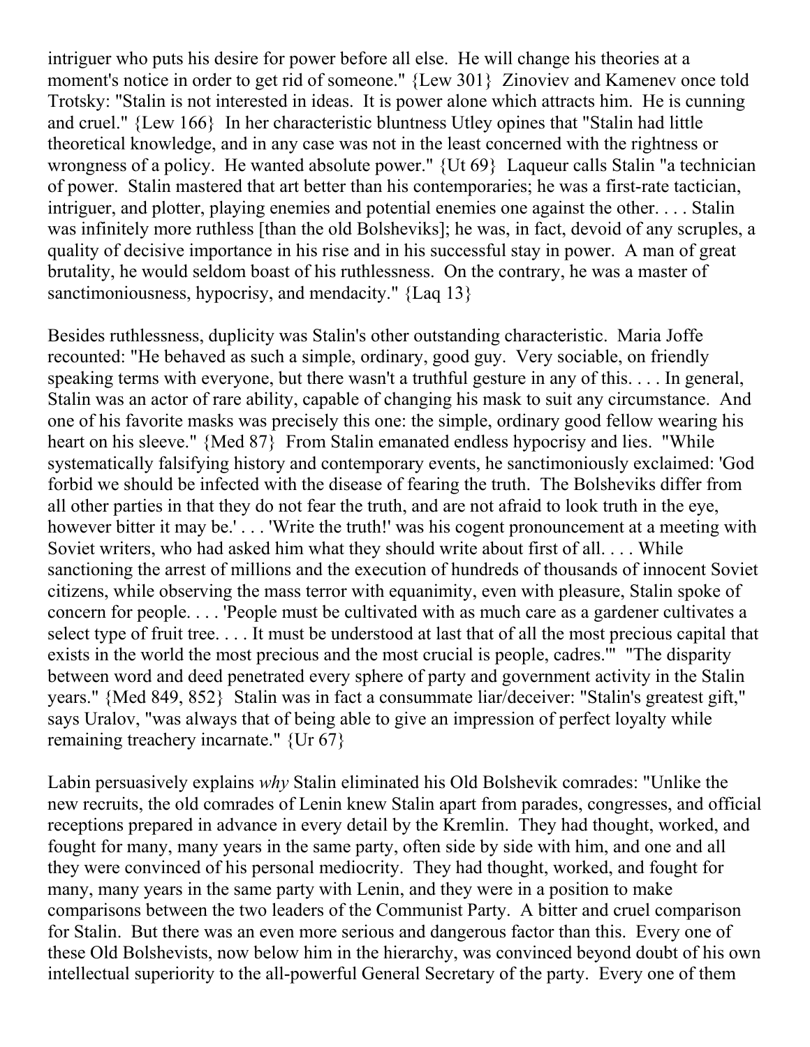intriguer who puts his desire for power before all else. He will change his theories at a moment's notice in order to get rid of someone." {Lew 301} Zinoviev and Kamenev once told Trotsky: "Stalin is not interested in ideas. It is power alone which attracts him. He is cunning and cruel." {Lew 166} In her characteristic bluntness Utley opines that "Stalin had little theoretical knowledge, and in any case was not in the least concerned with the rightness or wrongness of a policy. He wanted absolute power." {Ut 69} Laqueur calls Stalin "a technician of power. Stalin mastered that art better than his contemporaries; he was a first-rate tactician, intriguer, and plotter, playing enemies and potential enemies one against the other. . . . Stalin was infinitely more ruthless [than the old Bolsheviks]; he was, in fact, devoid of any scruples, a quality of decisive importance in his rise and in his successful stay in power. A man of great brutality, he would seldom boast of his ruthlessness. On the contrary, he was a master of sanctimoniousness, hypocrisy, and mendacity." {Laq 13}

Besides ruthlessness, duplicity was Stalin's other outstanding characteristic. Maria Joffe recounted: "He behaved as such a simple, ordinary, good guy. Very sociable, on friendly speaking terms with everyone, but there wasn't a truthful gesture in any of this. . . . In general, Stalin was an actor of rare ability, capable of changing his mask to suit any circumstance. And one of his favorite masks was precisely this one: the simple, ordinary good fellow wearing his heart on his sleeve." {Med 87} From Stalin emanated endless hypocrisy and lies. "While systematically falsifying history and contemporary events, he sanctimoniously exclaimed: 'God forbid we should be infected with the disease of fearing the truth. The Bolsheviks differ from all other parties in that they do not fear the truth, and are not afraid to look truth in the eye, however bitter it may be.' . . . 'Write the truth!' was his cogent pronouncement at a meeting with Soviet writers, who had asked him what they should write about first of all. . . . While sanctioning the arrest of millions and the execution of hundreds of thousands of innocent Soviet citizens, while observing the mass terror with equanimity, even with pleasure, Stalin spoke of concern for people. . . . 'People must be cultivated with as much care as a gardener cultivates a select type of fruit tree. . . . It must be understood at last that of all the most precious capital that exists in the world the most precious and the most crucial is people, cadres.'" "The disparity between word and deed penetrated every sphere of party and government activity in the Stalin years." {Med 849, 852} Stalin was in fact a consummate liar/deceiver: "Stalin's greatest gift," says Uralov, "was always that of being able to give an impression of perfect loyalty while remaining treachery incarnate." {Ur 67}

Labin persuasively explains *why* Stalin eliminated his Old Bolshevik comrades: "Unlike the new recruits, the old comrades of Lenin knew Stalin apart from parades, congresses, and official receptions prepared in advance in every detail by the Kremlin. They had thought, worked, and fought for many, many years in the same party, often side by side with him, and one and all they were convinced of his personal mediocrity. They had thought, worked, and fought for many, many years in the same party with Lenin, and they were in a position to make comparisons between the two leaders of the Communist Party. A bitter and cruel comparison for Stalin. But there was an even more serious and dangerous factor than this. Every one of these Old Bolshevists, now below him in the hierarchy, was convinced beyond doubt of his own intellectual superiority to the all-powerful General Secretary of the party. Every one of them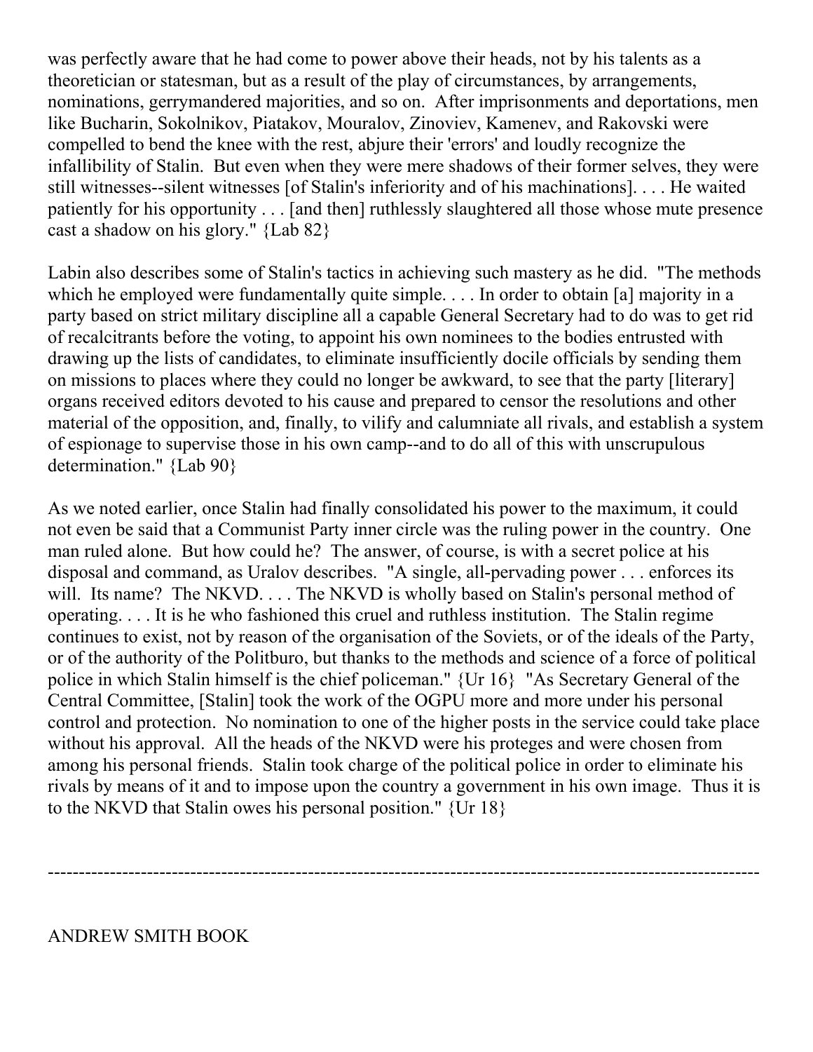was perfectly aware that he had come to power above their heads, not by his talents as a theoretician or statesman, but as a result of the play of circumstances, by arrangements, nominations, gerrymandered majorities, and so on. After imprisonments and deportations, men like Bucharin, Sokolnikov, Piatakov, Mouralov, Zinoviev, Kamenev, and Rakovski were compelled to bend the knee with the rest, abjure their 'errors' and loudly recognize the infallibility of Stalin. But even when they were mere shadows of their former selves, they were still witnesses--silent witnesses [of Stalin's inferiority and of his machinations]. . . . He waited patiently for his opportunity . . . [and then] ruthlessly slaughtered all those whose mute presence cast a shadow on his glory." {Lab 82}

Labin also describes some of Stalin's tactics in achieving such mastery as he did. "The methods which he employed were fundamentally quite simple. . . . In order to obtain [a] majority in a party based on strict military discipline all a capable General Secretary had to do was to get rid of recalcitrants before the voting, to appoint his own nominees to the bodies entrusted with drawing up the lists of candidates, to eliminate insufficiently docile officials by sending them on missions to places where they could no longer be awkward, to see that the party [literary] organs received editors devoted to his cause and prepared to censor the resolutions and other material of the opposition, and, finally, to vilify and calumniate all rivals, and establish a system of espionage to supervise those in his own camp--and to do all of this with unscrupulous determination." {Lab 90}

As we noted earlier, once Stalin had finally consolidated his power to the maximum, it could not even be said that a Communist Party inner circle was the ruling power in the country. One man ruled alone. But how could he? The answer, of course, is with a secret police at his disposal and command, as Uralov describes. "A single, all-pervading power . . . enforces its will. Its name? The NKVD. . . . The NKVD is wholly based on Stalin's personal method of operating. . . . It is he who fashioned this cruel and ruthless institution. The Stalin regime continues to exist, not by reason of the organisation of the Soviets, or of the ideals of the Party, or of the authority of the Politburo, but thanks to the methods and science of a force of political police in which Stalin himself is the chief policeman." {Ur 16} "As Secretary General of the Central Committee, [Stalin] took the work of the OGPU more and more under his personal control and protection. No nomination to one of the higher posts in the service could take place without his approval. All the heads of the NKVD were his proteges and were chosen from among his personal friends. Stalin took charge of the political police in order to eliminate his rivals by means of it and to impose upon the country a government in his own image. Thus it is to the NKVD that Stalin owes his personal position." {Ur 18}

---

ANDREW SMITH BOOK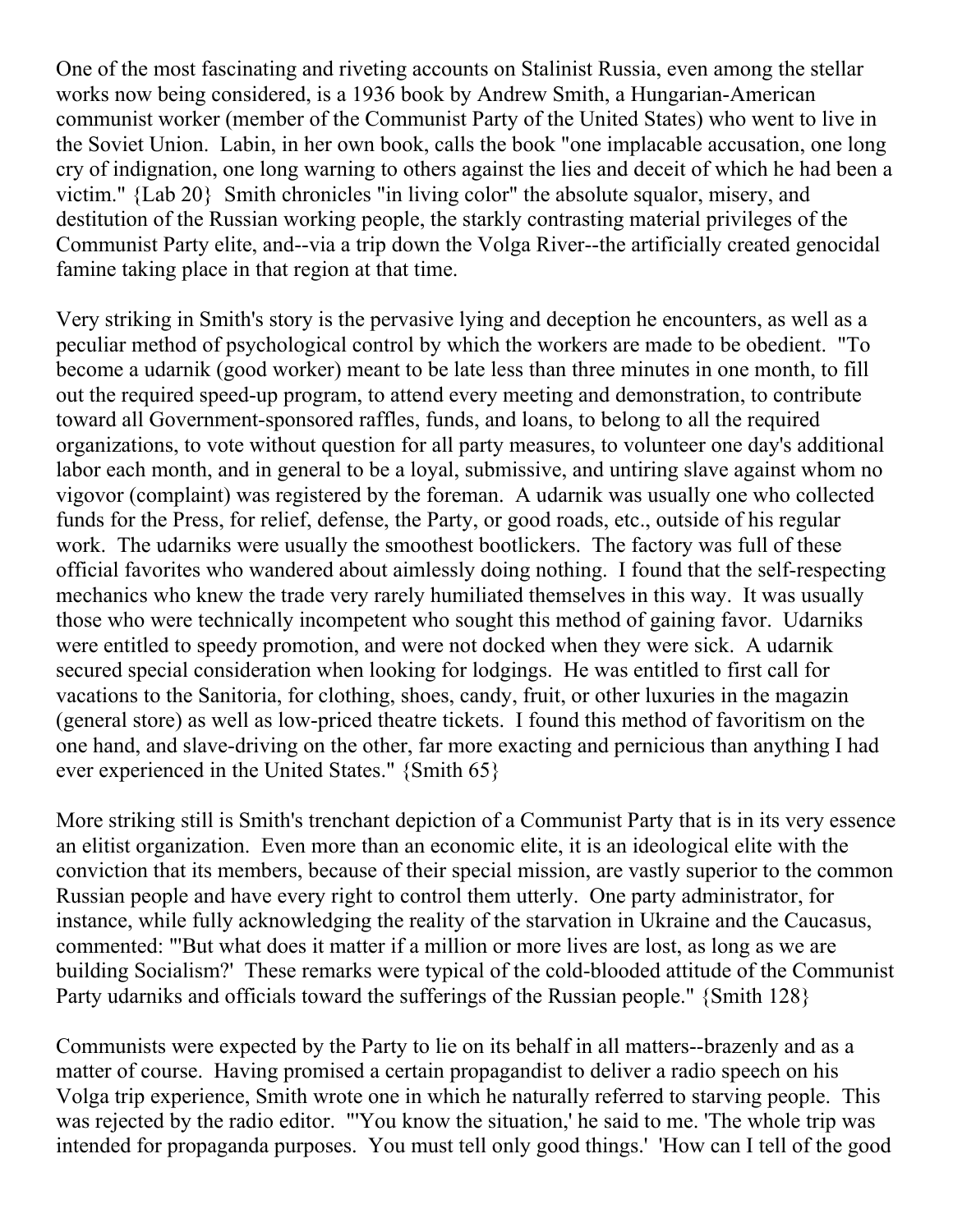One of the most fascinating and riveting accounts on Stalinist Russia, even among the stellar works now being considered, is a 1936 book by Andrew Smith, a Hungarian-American communist worker (member of the Communist Party of the United States) who went to live in the Soviet Union. Labin, in her own book, calls the book "one implacable accusation, one long cry of indignation, one long warning to others against the lies and deceit of which he had been a victim." {Lab 20} Smith chronicles "in living color" the absolute squalor, misery, and destitution of the Russian working people, the starkly contrasting material privileges of the Communist Party elite, and--via a trip down the Volga River--the artificially created genocidal famine taking place in that region at that time.

Very striking in Smith's story is the pervasive lying and deception he encounters, as well as a peculiar method of psychological control by which the workers are made to be obedient. "To become a udarnik (good worker) meant to be late less than three minutes in one month, to fill out the required speed-up program, to attend every meeting and demonstration, to contribute toward all Government-sponsored raffles, funds, and loans, to belong to all the required organizations, to vote without question for all party measures, to volunteer one day's additional labor each month, and in general to be a loyal, submissive, and untiring slave against whom no vigovor (complaint) was registered by the foreman. A udarnik was usually one who collected funds for the Press, for relief, defense, the Party, or good roads, etc., outside of his regular work. The udarniks were usually the smoothest bootlickers. The factory was full of these official favorites who wandered about aimlessly doing nothing. I found that the self-respecting mechanics who knew the trade very rarely humiliated themselves in this way. It was usually those who were technically incompetent who sought this method of gaining favor. Udarniks were entitled to speedy promotion, and were not docked when they were sick. A udarnik secured special consideration when looking for lodgings. He was entitled to first call for vacations to the Sanitoria, for clothing, shoes, candy, fruit, or other luxuries in the magazin (general store) as well as low-priced theatre tickets. I found this method of favoritism on the one hand, and slave-driving on the other, far more exacting and pernicious than anything I had ever experienced in the United States." {Smith 65}

More striking still is Smith's trenchant depiction of a Communist Party that is in its very essence an elitist organization. Even more than an economic elite, it is an ideological elite with the conviction that its members, because of their special mission, are vastly superior to the common Russian people and have every right to control them utterly. One party administrator, for instance, while fully acknowledging the reality of the starvation in Ukraine and the Caucasus, commented: "'But what does it matter if a million or more lives are lost, as long as we are building Socialism?' These remarks were typical of the cold-blooded attitude of the Communist Party udarniks and officials toward the sufferings of the Russian people." {Smith 128}

Communists were expected by the Party to lie on its behalf in all matters--brazenly and as a matter of course. Having promised a certain propagandist to deliver a radio speech on his Volga trip experience, Smith wrote one in which he naturally referred to starving people. This was rejected by the radio editor. "'You know the situation,' he said to me. 'The whole trip was intended for propaganda purposes. You must tell only good things.' 'How can I tell of the good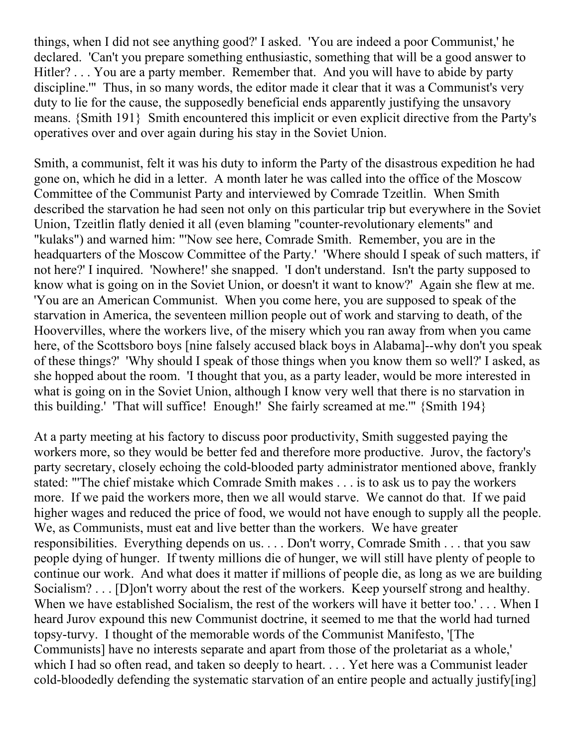things, when I did not see anything good?' I asked. 'You are indeed a poor Communist,' he declared. 'Can't you prepare something enthusiastic, something that will be a good answer to Hitler? . . . You are a party member. Remember that. And you will have to abide by party discipline.'" Thus, in so many words, the editor made it clear that it was a Communist's very duty to lie for the cause, the supposedly beneficial ends apparently justifying the unsavory means. {Smith 191} Smith encountered this implicit or even explicit directive from the Party's operatives over and over again during his stay in the Soviet Union.

Smith, a communist, felt it was his duty to inform the Party of the disastrous expedition he had gone on, which he did in a letter. A month later he was called into the office of the Moscow Committee of the Communist Party and interviewed by Comrade Tzeitlin. When Smith described the starvation he had seen not only on this particular trip but everywhere in the Soviet Union, Tzeitlin flatly denied it all (even blaming "counter-revolutionary elements" and "kulaks") and warned him: "'Now see here, Comrade Smith. Remember, you are in the headquarters of the Moscow Committee of the Party.' 'Where should I speak of such matters, if not here?' I inquired. 'Nowhere!' she snapped. 'I don't understand. Isn't the party supposed to know what is going on in the Soviet Union, or doesn't it want to know?' Again she flew at me. 'You are an American Communist. When you come here, you are supposed to speak of the starvation in America, the seventeen million people out of work and starving to death, of the Hoovervilles, where the workers live, of the misery which you ran away from when you came here, of the Scottsboro boys [nine falsely accused black boys in Alabama]--why don't you speak of these things?' 'Why should I speak of those things when you know them so well?' I asked, as she hopped about the room. 'I thought that you, as a party leader, would be more interested in what is going on in the Soviet Union, although I know very well that there is no starvation in this building.' 'That will suffice! Enough!' She fairly screamed at me.'" {Smith 194}

At a party meeting at his factory to discuss poor productivity, Smith suggested paying the workers more, so they would be better fed and therefore more productive. Jurov, the factory's party secretary, closely echoing the cold-blooded party administrator mentioned above, frankly stated: "'The chief mistake which Comrade Smith makes . . . is to ask us to pay the workers more. If we paid the workers more, then we all would starve. We cannot do that. If we paid higher wages and reduced the price of food, we would not have enough to supply all the people. We, as Communists, must eat and live better than the workers. We have greater responsibilities. Everything depends on us. . . . Don't worry, Comrade Smith . . . that you saw people dying of hunger. If twenty millions die of hunger, we will still have plenty of people to continue our work. And what does it matter if millions of people die, as long as we are building Socialism? . . . [D]on't worry about the rest of the workers. Keep yourself strong and healthy. When we have established Socialism, the rest of the workers will have it better too.' . . . When I heard Jurov expound this new Communist doctrine, it seemed to me that the world had turned topsy-turvy. I thought of the memorable words of the Communist Manifesto, '[The Communists] have no interests separate and apart from those of the proletariat as a whole,' which I had so often read, and taken so deeply to heart. . . . Yet here was a Communist leader cold-bloodedly defending the systematic starvation of an entire people and actually justify[ing]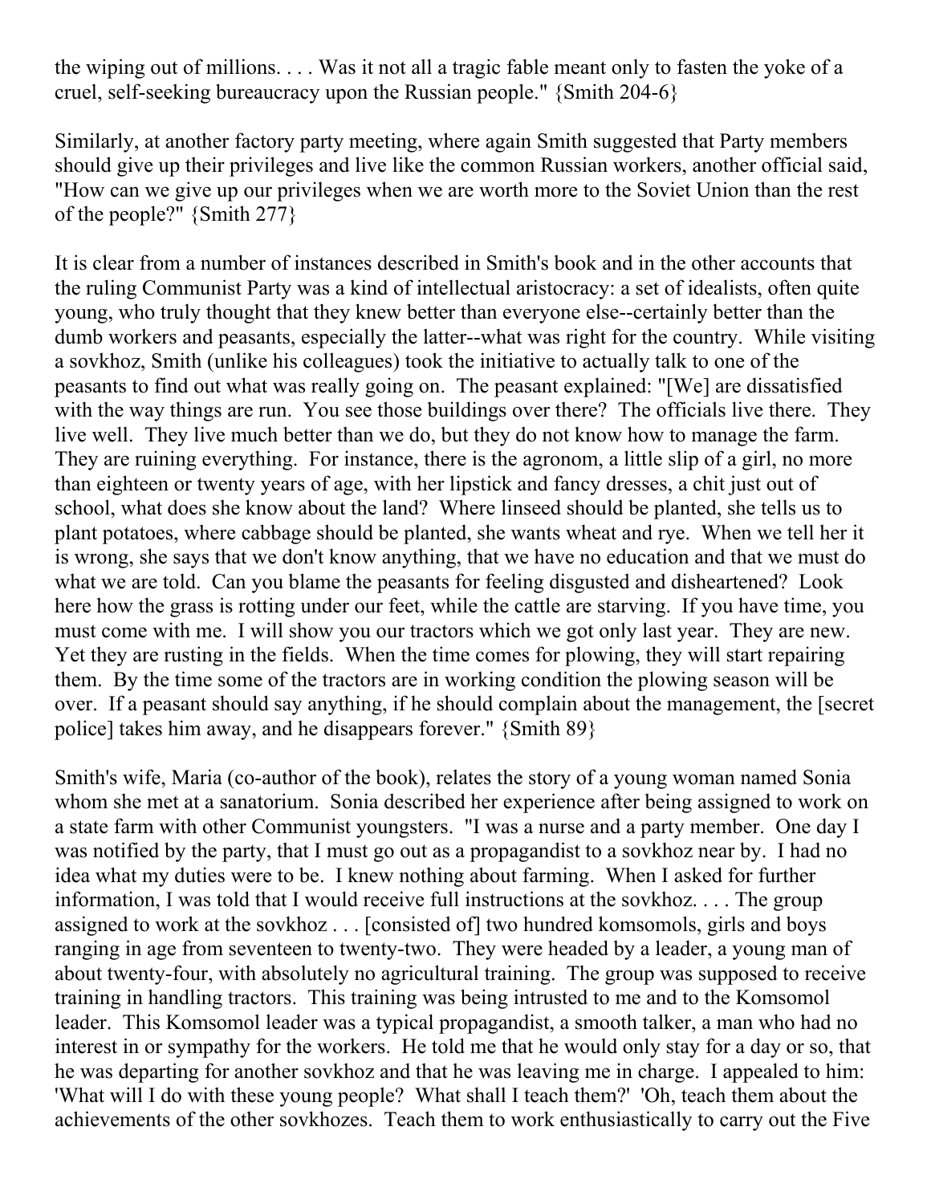the wiping out of millions. . . . Was it not all a tragic fable meant only to fasten the yoke of a cruel, self-seeking bureaucracy upon the Russian people." {Smith 204-6}

Similarly, at another factory party meeting, where again Smith suggested that Party members should give up their privileges and live like the common Russian workers, another official said, "How can we give up our privileges when we are worth more to the Soviet Union than the rest of the people?" {Smith 277}

It is clear from a number of instances described in Smith's book and in the other accounts that the ruling Communist Party was a kind of intellectual aristocracy: a set of idealists, often quite young, who truly thought that they knew better than everyone else--certainly better than the dumb workers and peasants, especially the latter--what was right for the country. While visiting a sovkhoz, Smith (unlike his colleagues) took the initiative to actually talk to one of the peasants to find out what was really going on. The peasant explained: "[We] are dissatisfied with the way things are run. You see those buildings over there? The officials live there. They live well. They live much better than we do, but they do not know how to manage the farm. They are ruining everything. For instance, there is the agronom, a little slip of a girl, no more than eighteen or twenty years of age, with her lipstick and fancy dresses, a chit just out of school, what does she know about the land? Where linseed should be planted, she tells us to plant potatoes, where cabbage should be planted, she wants wheat and rye. When we tell her it is wrong, she says that we don't know anything, that we have no education and that we must do what we are told. Can you blame the peasants for feeling disgusted and disheartened? Look here how the grass is rotting under our feet, while the cattle are starving. If you have time, you must come with me. I will show you our tractors which we got only last year. They are new. Yet they are rusting in the fields. When the time comes for plowing, they will start repairing them. By the time some of the tractors are in working condition the plowing season will be over. If a peasant should say anything, if he should complain about the management, the [secret police] takes him away, and he disappears forever." {Smith 89}

Smith's wife, Maria (co-author of the book), relates the story of a young woman named Sonia whom she met at a sanatorium. Sonia described her experience after being assigned to work on a state farm with other Communist youngsters. "I was a nurse and a party member. One day I was notified by the party, that I must go out as a propagandist to a sovkhoz near by. I had no idea what my duties were to be. I knew nothing about farming. When I asked for further information, I was told that I would receive full instructions at the sovkhoz. . . . The group assigned to work at the sovkhoz . . . [consisted of] two hundred komsomols, girls and boys ranging in age from seventeen to twenty-two. They were headed by a leader, a young man of about twenty-four, with absolutely no agricultural training. The group was supposed to receive training in handling tractors. This training was being intrusted to me and to the Komsomol leader. This Komsomol leader was a typical propagandist, a smooth talker, a man who had no interest in or sympathy for the workers. He told me that he would only stay for a day or so, that he was departing for another sovkhoz and that he was leaving me in charge. I appealed to him: 'What will I do with these young people? What shall I teach them?' 'Oh, teach them about the achievements of the other sovkhozes. Teach them to work enthusiastically to carry out the Five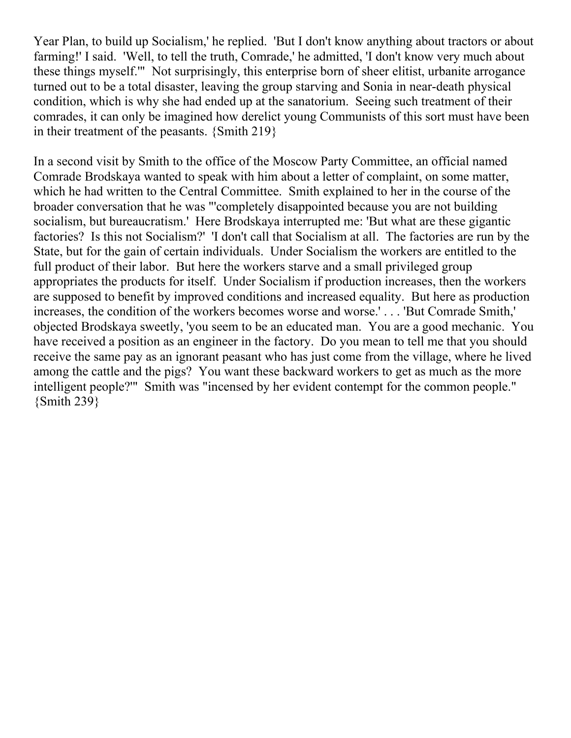Year Plan, to build up Socialism,' he replied. 'But I don't know anything about tractors or about farming!' I said. 'Well, to tell the truth, Comrade,' he admitted, 'I don't know very much about these things myself.'" Not surprisingly, this enterprise born of sheer elitist, urbanite arrogance turned out to be a total disaster, leaving the group starving and Sonia in near-death physical condition, which is why she had ended up at the sanatorium. Seeing such treatment of their comrades, it can only be imagined how derelict young Communists of this sort must have been in their treatment of the peasants. {Smith 219}

In a second visit by Smith to the office of the Moscow Party Committee, an official named Comrade Brodskaya wanted to speak with him about a letter of complaint, on some matter, which he had written to the Central Committee. Smith explained to her in the course of the broader conversation that he was "'completely disappointed because you are not building socialism, but bureaucratism.' Here Brodskaya interrupted me: 'But what are these gigantic factories? Is this not Socialism?' 'I don't call that Socialism at all. The factories are run by the State, but for the gain of certain individuals. Under Socialism the workers are entitled to the full product of their labor. But here the workers starve and a small privileged group appropriates the products for itself. Under Socialism if production increases, then the workers are supposed to benefit by improved conditions and increased equality. But here as production increases, the condition of the workers becomes worse and worse.' . . . 'But Comrade Smith,' objected Brodskaya sweetly, 'you seem to be an educated man. You are a good mechanic. You have received a position as an engineer in the factory. Do you mean to tell me that you should receive the same pay as an ignorant peasant who has just come from the village, where he lived among the cattle and the pigs? You want these backward workers to get as much as the more intelligent people?'" Smith was "incensed by her evident contempt for the common people." {Smith 239}